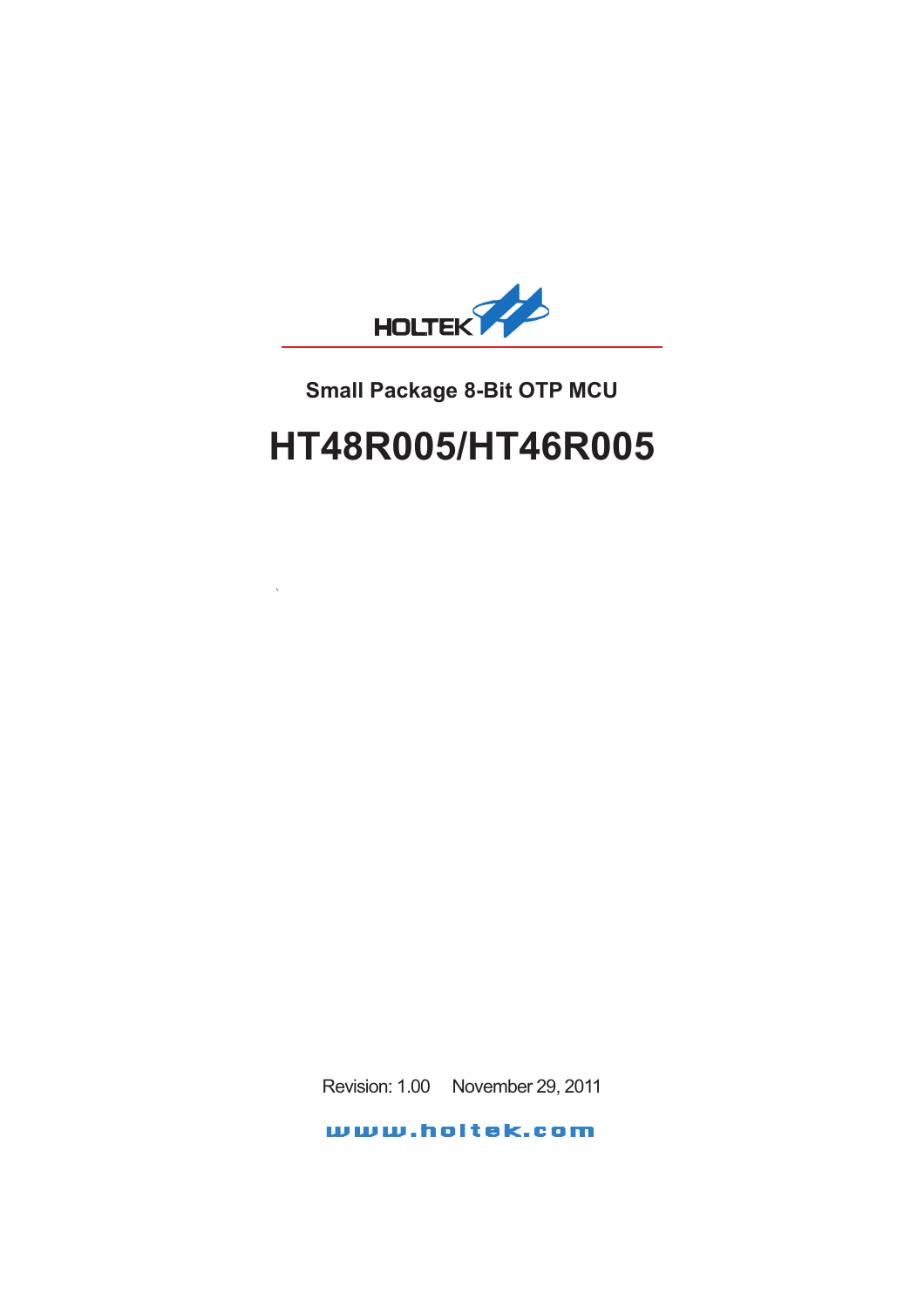HOLTEK

Small Package 8-Bit OTP MCU

# HT48R005/HT46R005

Revision: 1.00 November 29, 2011

www.holtek.com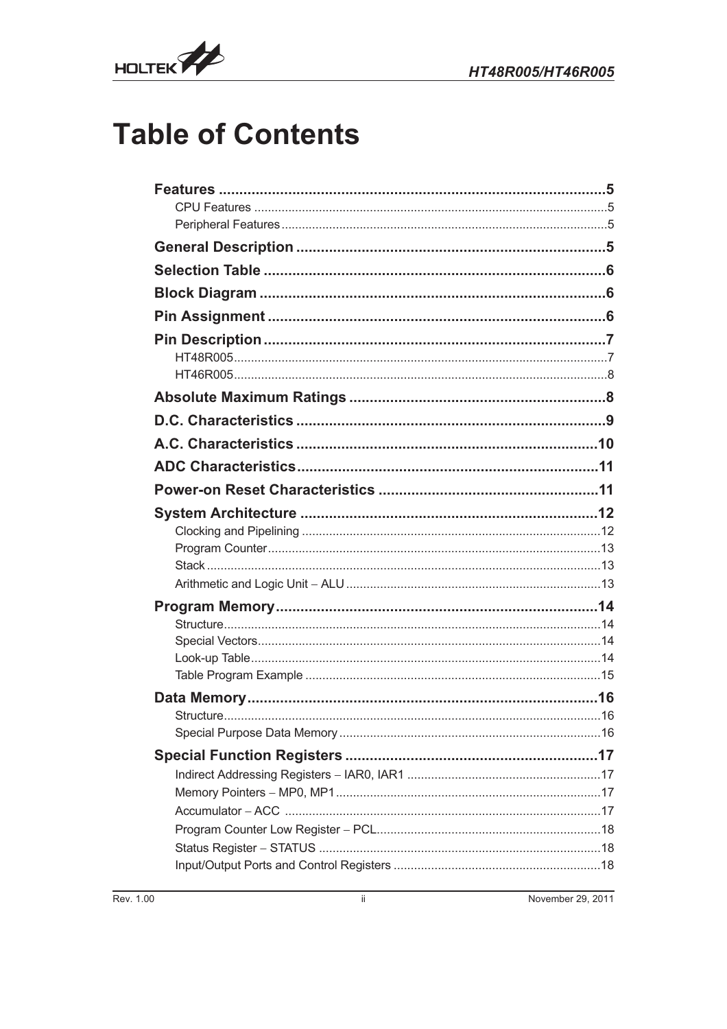# Table of Contents

**Features** ....................................................................................5
- CPU Features ....................................................................................5
- Peripheral Features ....................................................................................5

**General Description** ....................................................................................5

**Selection Table** ....................................................................................6

**Block Diagram** ....................................................................................6

**Pin Assignment** ....................................................................................6

**Pin Description** ....................................................................................7
- HT48R005....................................................................................7
- HT46R005....................................................................................8

**Absolute Maximum Ratings** ....................................................................................8

**D.C. Characteristics** ....................................................................................9

**A.C. Characteristics** ....................................................................................10

**ADC Characteristics**....................................................................................11

**Power-on Reset Characteristics** ....................................................................................11

**System Architecture** ....................................................................................12
- Clocking and Pipelining ....................................................................................12
- Program Counter....................................................................................13
- Stack ....................................................................................13
- Arithmetic and Logic Unit – ALU ....................................................................................13

**Program Memory**....................................................................................14
- Structure....................................................................................14
- Special Vectors....................................................................................14
- Look-up Table....................................................................................14
- Table Program Example ....................................................................................15

**Data Memory**....................................................................................16
- Structure....................................................................................16
- Special Purpose Data Memory ....................................................................................16

**Special Function Registers** ....................................................................................17
- Indirect Addressing Registers – IAR0, IAR1 ....................................................................................17
- Memory Pointers – MP0, MP1....................................................................................17
- Accumulator – ACC ....................................................................................17
- Program Counter Low Register – PCL....................................................................................18
- Status Register – STATUS ....................................................................................18
- Input/Output Ports and Control Registers ....................................................................................18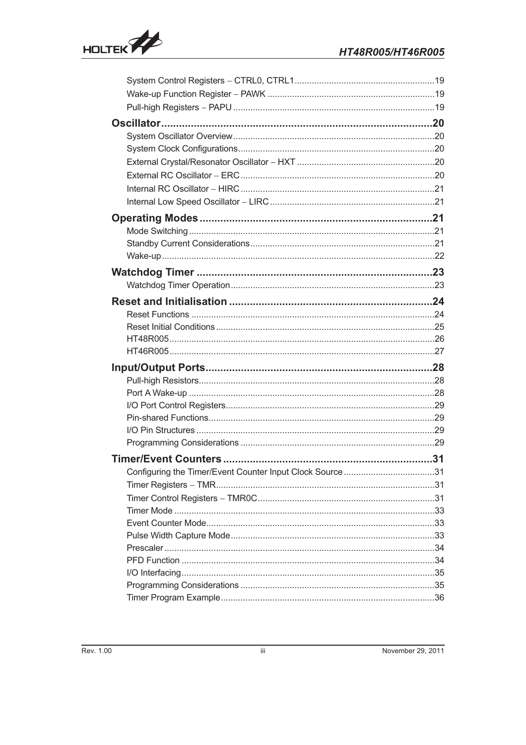System Control Registers – CTRL0, CTRL1 ........................................................ 19
Wake-up Function Register – PAWK ................................................................... 19
Pull-high Registers – PAPU ................................................................................ 19

**Oscillator ............................................................................................ 20**

System Oscillator Overview ................................................................................ 20
System Clock Configurations .............................................................................. 20
External Crystal/Resonator Oscillator – HXT ....................................................... 20
External RC Oscillator – ERC ............................................................................. 20
Internal RC Oscillator – HIRC ............................................................................. 21
Internal Low Speed Oscillator – LIRC ................................................................. 21

**Operating Modes ............................................................................... 21**

Mode Switching .................................................................................................. 21
Standby Current Considerations ......................................................................... 21
Wake-up ............................................................................................................. 22

**Watchdog Timer ................................................................................ 23**

Watchdog Timer Operation ................................................................................. 23

**Reset and Initialisation ..................................................................... 24**

Reset Functions ................................................................................................. 24
Reset Initial Conditions ....................................................................................... 25
HT48R005 .......................................................................................................... 26
HT46R005 .......................................................................................................... 27

**Input/Output Ports ............................................................................. 28**

Pull-high Resistors .............................................................................................. 28
Port A Wake-up .................................................................................................. 28
I/O Port Control Registers ................................................................................... 29
Pin-shared Functions .......................................................................................... 29
I/O Pin Structures ............................................................................................... 29
Programming Considerations ............................................................................. 29

**Timer/Event Counters ....................................................................... 31**

Configuring the Timer/Event Counter Input Clock Source .................................... 31
Timer Registers – TMR ....................................................................................... 31
Timer Control Registers – TMR0C ...................................................................... 31
Timer Mode ........................................................................................................ 33
Event Counter Mode ........................................................................................... 33
Pulse Width Capture Mode ................................................................................. 33
Prescaler ............................................................................................................ 34
PFD Function ..................................................................................................... 34
I/O Interfacing ..................................................................................................... 35
Programming Considerations ............................................................................. 35
Timer Program Example ..................................................................................... 36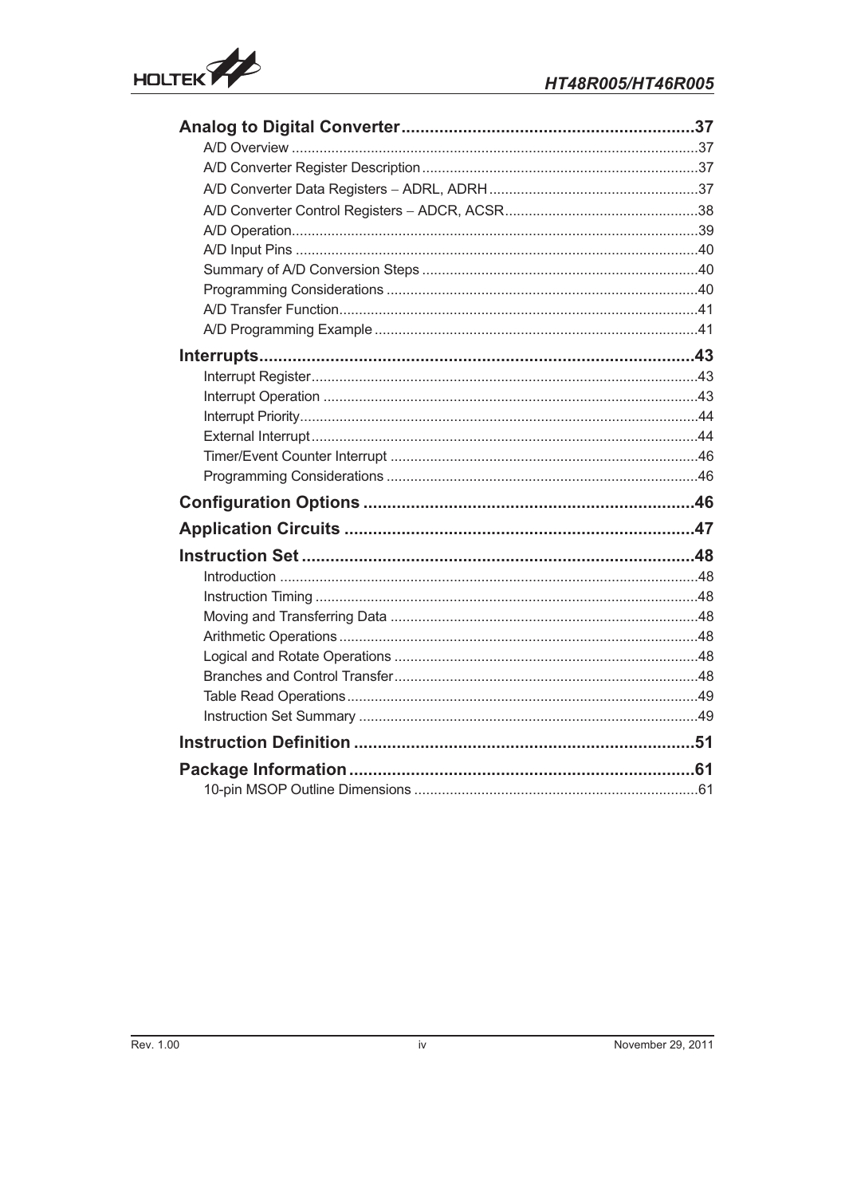**Analog to Digital Converter** .......... 37

- A/D Overview .......... 37
- A/D Converter Register Description .......... 37
- A/D Converter Data Registers – ADRL, ADRH .......... 37
- A/D Converter Control Registers – ADCR, ACSR .......... 38
- A/D Operation .......... 39
- A/D Input Pins .......... 40
- Summary of A/D Conversion Steps .......... 40
- Programming Considerations .......... 40
- A/D Transfer Function .......... 41
- A/D Programming Example .......... 41

**Interrupts** .......... 43

- Interrupt Register .......... 43
- Interrupt Operation .......... 43
- Interrupt Priority .......... 44
- External Interrupt .......... 44
- Timer/Event Counter Interrupt .......... 46
- Programming Considerations .......... 46

**Configuration Options** .......... 46

**Application Circuits** .......... 47

**Instruction Set** .......... 48

- Introduction .......... 48
- Instruction Timing .......... 48
- Moving and Transferring Data .......... 48
- Arithmetic Operations .......... 48
- Logical and Rotate Operations .......... 48
- Branches and Control Transfer .......... 48
- Table Read Operations .......... 49
- Instruction Set Summary .......... 49

**Instruction Definition** .......... 51

**Package Information** .......... 61

- 10-pin MSOP Outline Dimensions .......... 61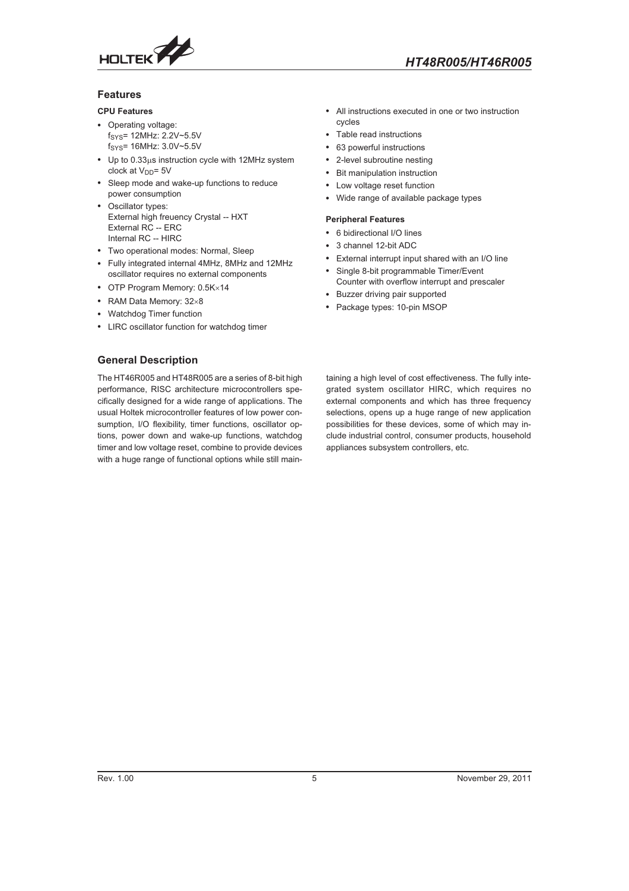## Features

### CPU Features

- Operating voltage:
  $f_{SYS}$= 12MHz: 2.2V~5.5V
  $f_{SYS}$= 16MHz: 3.0V~5.5V
- Up to 0.33μs instruction cycle with 12MHz system clock at $V_{DD}$= 5V
- Sleep mode and wake-up functions to reduce power consumption
- Oscillator types:
  External high freuency Crystal -- HXT
  External RC -- ERC
  Internal RC -- HIRC
- Two operational modes: Normal, Sleep
- Fully integrated internal 4MHz, 8MHz and 12MHz oscillator requires no external components
- OTP Program Memory: 0.5K×14
- RAM Data Memory: 32×8
- Watchdog Timer function
- LIRC oscillator function for watchdog timer
- All instructions executed in one or two instruction cycles
- Table read instructions
- 63 powerful instructions
- 2-level subroutine nesting
- Bit manipulation instruction
- Low voltage reset function
- Wide range of available package types

### Peripheral Features

- 6 bidirectional I/O lines
- 3 channel 12-bit ADC
- External interrupt input shared with an I/O line
- Single 8-bit programmable Timer/Event Counter with overflow interrupt and prescaler
- Buzzer driving pair supported
- Package types: 10-pin MSOP

## General Description

The HT46R005 and HT48R005 are a series of 8-bit high performance, RISC architecture microcontrollers specifically designed for a wide range of applications. The usual Holtek microcontroller features of low power consumption, I/O flexibility, timer functions, oscillator options, power down and wake-up functions, watchdog timer and low voltage reset, combine to provide devices with a huge range of functional options while still maintaining a high level of cost effectiveness. The fully integrated system oscillator HIRC, which requires no external components and which has three frequency selections, opens up a huge range of new application possibilities for these devices, some of which may include industrial control, consumer products, household appliances subsystem controllers, etc.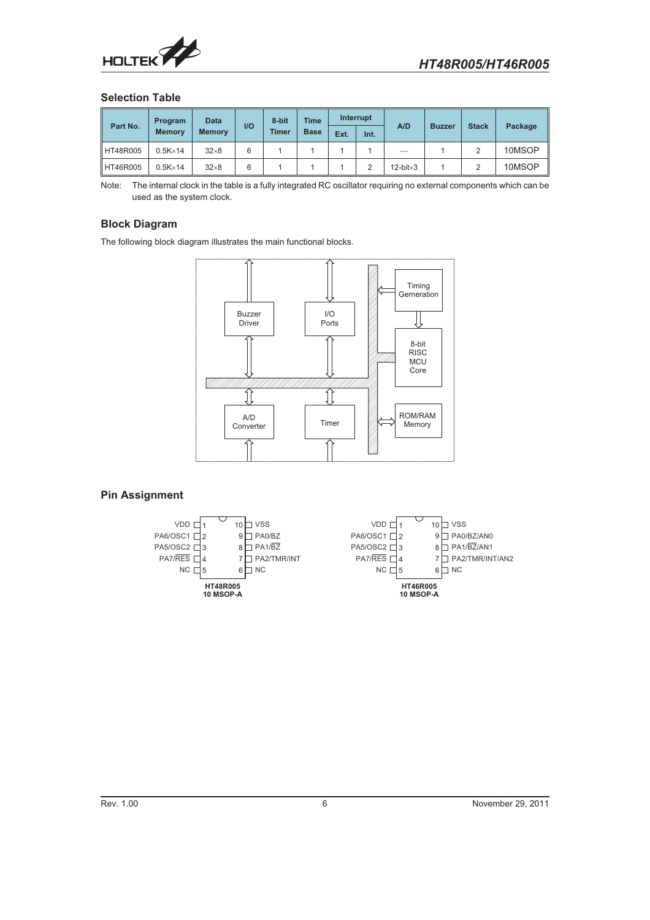## Selection Table

| Part No. | Program Memory | Data Memory | I/O | 8-bit Timer | Time Base | Interrupt | | A/D | Buzzer | Stack | Package |
|---|---|---|---|---|---|---|---|---|---|---|---|
| | | | | | | Ext. | Int. | | | | |
| HT48R005 | 0.5K×14 | 32×8 | 6 | 1 | 1 | 1 | 1 | — | 1 | 2 | 10MSOP |
| HT46R005 | 0.5K×14 | 32×8 | 6 | 1 | 1 | 1 | 2 | 12-bit×3 | 1 | 2 | 10MSOP |

Note: The internal clock in the table is a fully integrated RC oscillator requiring no external components which can be used as the system clock.

## Block Diagram

The following block diagram illustrates the main functional blocks.

Buzzer Driver, I/O Ports, Timing Gerneration, 8-bit RISC MCU Core, A/D Converter, Timer, ROM/RAM Memory

## Pin Assignment

**HT48R005 10 MSOP-A**

| Pin | Name | Pin | Name |
|---|---|---|---|
| 1 | VDD | 10 | VSS |
| 2 | PA6/OSC1 | 9 | PA0/BZ |
| 3 | PA5/OSC2 | 8 | PA1/$\overline{BZ}$ |
| 4 | PA7/$\overline{RES}$ | 7 | PA2/TMR/INT |
| 5 | NC | 6 | NC |

**HT46R005 10 MSOP-A**

| Pin | Name | Pin | Name |
|---|---|---|---|
| 1 | VDD | 10 | VSS |
| 2 | PA6/OSC1 | 9 | PA0/BZ/AN0 |
| 3 | PA5/OSC2 | 8 | PA1/$\overline{BZ}$/AN1 |
| 4 | PA7/$\overline{RES}$ | 7 | PA2/TMR/INT/AN2 |
| 5 | NC | 6 | NC |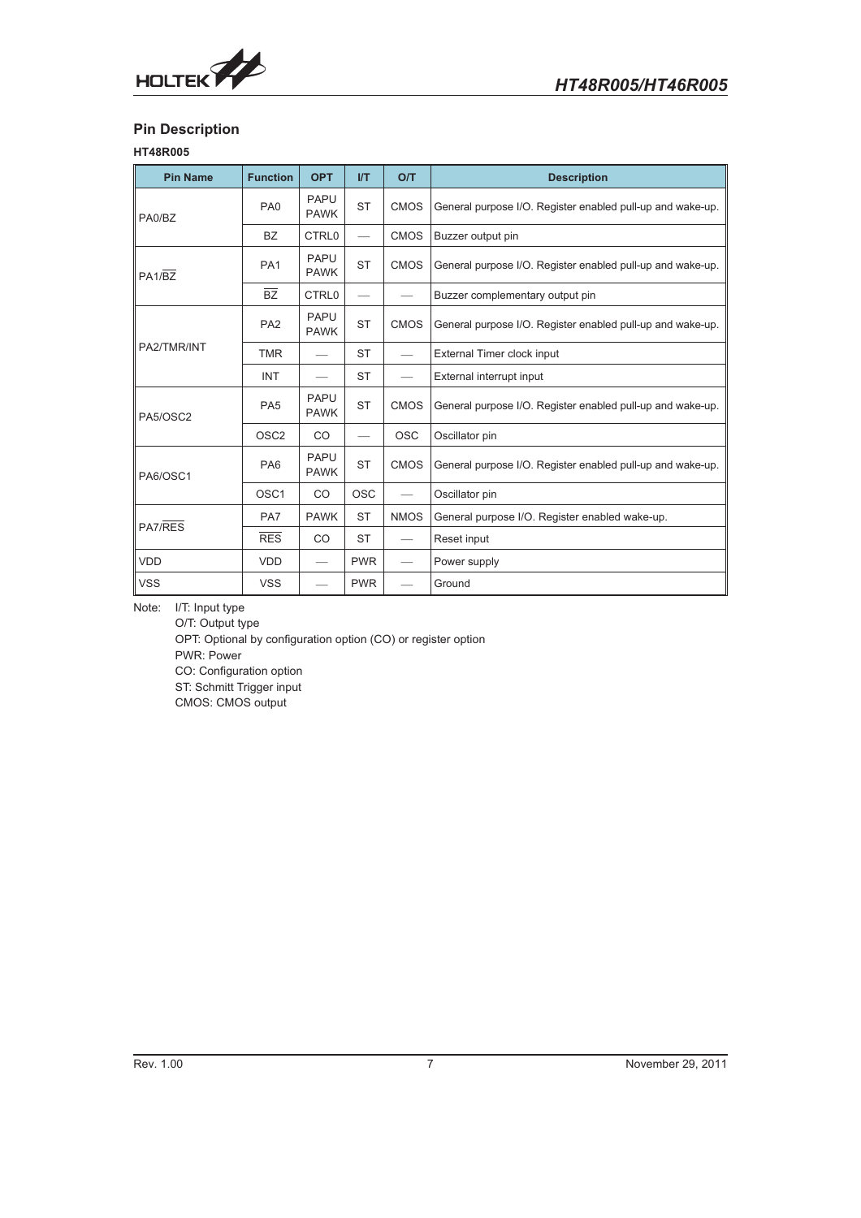## Pin Description

### HT48R005

| Pin Name | Function | OPT | I/T | O/T | Description |
|---|---|---|---|---|---|
| PA0/BZ | PA0 | PAPU PAWK | ST | CMOS | General purpose I/O. Register enabled pull-up and wake-up. |
| | BZ | CTRL0 | — | CMOS | Buzzer output pin |
| PA1/$\overline{BZ}$ | PA1 | PAPU PAWK | ST | CMOS | General purpose I/O. Register enabled pull-up and wake-up. |
| | $\overline{BZ}$ | CTRL0 | — | — | Buzzer complementary output pin |
| PA2/TMR/INT | PA2 | PAPU PAWK | ST | CMOS | General purpose I/O. Register enabled pull-up and wake-up. |
| | TMR | — | ST | — | External Timer clock input |
| | INT | — | ST | — | External interrupt input |
| PA5/OSC2 | PA5 | PAPU PAWK | ST | CMOS | General purpose I/O. Register enabled pull-up and wake-up. |
| | OSC2 | CO | — | OSC | Oscillator pin |
| PA6/OSC1 | PA6 | PAPU PAWK | ST | CMOS | General purpose I/O. Register enabled pull-up and wake-up. |
| | OSC1 | CO | OSC | — | Oscillator pin |
| PA7/$\overline{RES}$ | PA7 | PAWK | ST | NMOS | General purpose I/O. Register enabled wake-up. |
| | $\overline{RES}$ | CO | ST | — | Reset input |
| VDD | VDD | — | PWR | — | Power supply |
| VSS | VSS | — | PWR | — | Ground |

Note: I/T: Input type
O/T: Output type
OPT: Optional by configuration option (CO) or register option
PWR: Power
CO: Configuration option
ST: Schmitt Trigger input
CMOS: CMOS output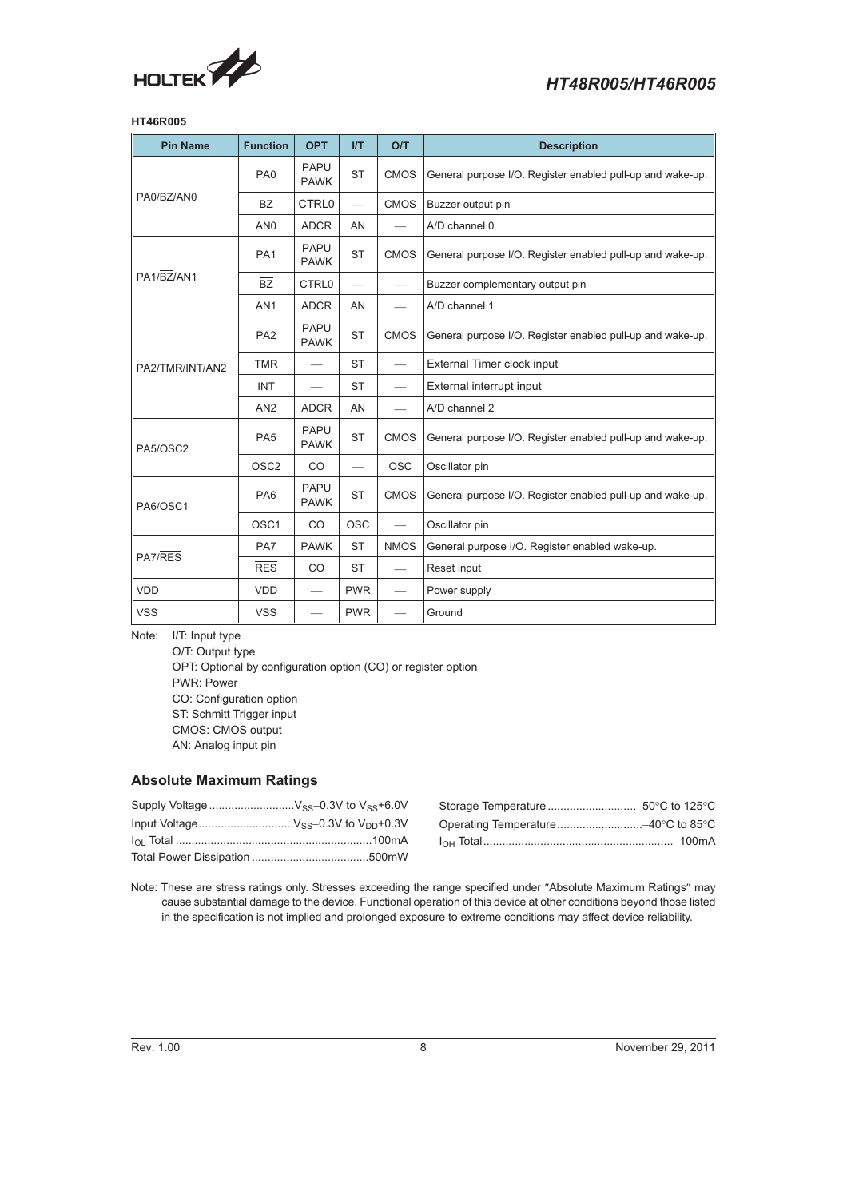**HT46R005**

| Pin Name | Function | OPT | I/T | O/T | Description |
|---|---|---|---|---|---|
| PA0/BZ/AN0 | PA0 | PAPU PAWK | ST | CMOS | General purpose I/O. Register enabled pull-up and wake-up. |
| | BZ | CTRL0 | — | CMOS | Buzzer output pin |
| | AN0 | ADCR | AN | — | A/D channel 0 |
| PA1/$\overline{BZ}$/AN1 | PA1 | PAPU PAWK | ST | CMOS | General purpose I/O. Register enabled pull-up and wake-up. |
| | $\overline{BZ}$ | CTRL0 | — | — | Buzzer complementary output pin |
| | AN1 | ADCR | AN | — | A/D channel 1 |
| PA2/TMR/INT/AN2 | PA2 | PAPU PAWK | ST | CMOS | General purpose I/O. Register enabled pull-up and wake-up. |
| | TMR | — | ST | — | External Timer clock input |
| | INT | — | ST | — | External interrupt input |
| | AN2 | ADCR | AN | — | A/D channel 2 |
| PA5/OSC2 | PA5 | PAPU PAWK | ST | CMOS | General purpose I/O. Register enabled pull-up and wake-up. |
| | OSC2 | CO | — | OSC | Oscillator pin |
| PA6/OSC1 | PA6 | PAPU PAWK | ST | CMOS | General purpose I/O. Register enabled pull-up and wake-up. |
| | OSC1 | CO | OSC | — | Oscillator pin |
| PA7/$\overline{RES}$ | PA7 | PAWK | ST | NMOS | General purpose I/O. Register enabled wake-up. |
| | $\overline{RES}$ | CO | ST | — | Reset input |
| VDD | VDD | — | PWR | — | Power supply |
| VSS | VSS | — | PWR | — | Ground |

Note: I/T: Input type
O/T: Output type
OPT: Optional by configuration option (CO) or register option
PWR: Power
CO: Configuration option
ST: Schmitt Trigger input
CMOS: CMOS output
AN: Analog input pin

## Absolute Maximum Ratings

Supply Voltage ........................... $V_{SS}$−0.3V to $V_{SS}$+6.0V
Input Voltage............................. $V_{SS}$−0.3V to $V_{DD}$+0.3V
$I_{OL}$ Total ............................................................100mA
Total Power Dissipation ....................................500mW
Storage Temperature ............................−50°C to 125°C
Operating Temperature...........................−40°C to 85°C
$I_{OH}$ Total ............................................................−100mA

Note: These are stress ratings only. Stresses exceeding the range specified under "Absolute Maximum Ratings" may cause substantial damage to the device. Functional operation of this device at other conditions beyond those listed in the specification is not implied and prolonged exposure to extreme conditions may affect device reliability.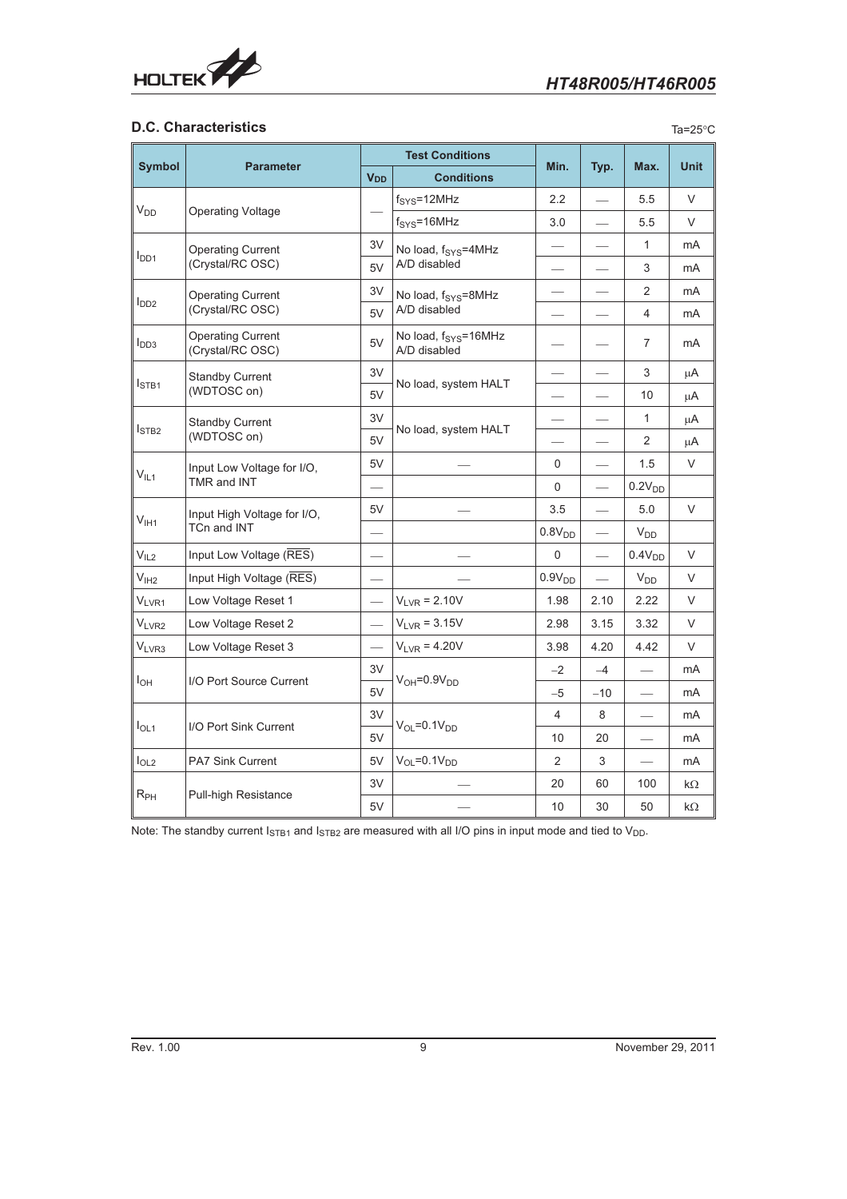## D.C. Characteristics

Ta=25°C

| Symbol | Parameter | Test Conditions | | Min. | Typ. | Max. | Unit |
|---|---|---|---|---|---|---|---|
| | | $V_{DD}$ | Conditions | | | | |
| $V_{DD}$ | Operating Voltage | — | $f_{SYS}$=12MHz | 2.2 | — | 5.5 | V |
| | | | $f_{SYS}$=16MHz | 3.0 | — | 5.5 | V |
| $I_{DD1}$ | Operating Current (Crystal/RC OSC) | 3V | No load, $f_{SYS}$=4MHz A/D disabled | — | — | 1 | mA |
| | | 5V | | — | — | 3 | mA |
| $I_{DD2}$ | Operating Current (Crystal/RC OSC) | 3V | No load, $f_{SYS}$=8MHz A/D disabled | — | — | 2 | mA |
| | | 5V | | — | — | 4 | mA |
| $I_{DD3}$ | Operating Current (Crystal/RC OSC) | 5V | No load, $f_{SYS}$=16MHz A/D disabled | — | — | 7 | mA |
| $I_{STB1}$ | Standby Current (WDTOSC on) | 3V | No load, system HALT | — | — | 3 | μA |
| | | 5V | | — | — | 10 | μA |
| $I_{STB2}$ | Standby Current (WDTOSC on) | 3V | No load, system HALT | — | — | 1 | μA |
| | | 5V | | — | — | 2 | μA |
| $V_{IL1}$ | Input Low Voltage for I/O, TMR and INT | 5V | — | 0 | — | 1.5 | V |
| | | — | | 0 | — | $0.2V_{DD}$ | |
| $V_{IH1}$ | Input High Voltage for I/O, TCn and INT | 5V | — | 3.5 | — | 5.0 | V |
| | | — | | $0.8V_{DD}$ | — | $V_{DD}$ | |
| $V_{IL2}$ | Input Low Voltage ($\overline{RES}$) | — | — | 0 | — | $0.4V_{DD}$ | V |
| $V_{IH2}$ | Input High Voltage ($\overline{RES}$) | — | — | $0.9V_{DD}$ | — | $V_{DD}$ | V |
| $V_{LVR1}$ | Low Voltage Reset 1 | — | $V_{LVR}$ = 2.10V | 1.98 | 2.10 | 2.22 | V |
| $V_{LVR2}$ | Low Voltage Reset 2 | — | $V_{LVR}$ = 3.15V | 2.98 | 3.15 | 3.32 | V |
| $V_{LVR3}$ | Low Voltage Reset 3 | — | $V_{LVR}$ = 4.20V | 3.98 | 4.20 | 4.42 | V |
| $I_{OH}$ | I/O Port Source Current | 3V | $V_{OH}$=$0.9V_{DD}$ | −2 | −4 | — | mA |
| | | 5V | | −5 | −10 | — | mA |
| $I_{OL1}$ | I/O Port Sink Current | 3V | $V_{OL}$=$0.1V_{DD}$ | 4 | 8 | — | mA |
| | | 5V | | 10 | 20 | — | mA |
| $I_{OL2}$ | PA7 Sink Current | 5V | $V_{OL}$=$0.1V_{DD}$ | 2 | 3 | — | mA |
| $R_{PH}$ | Pull-high Resistance | 3V | — | 20 | 60 | 100 | kΩ |
| | | 5V | — | 10 | 30 | 50 | kΩ |

Note: The standby current $I_{STB1}$ and $I_{STB2}$ are measured with all I/O pins in input mode and tied to $V_{DD}$.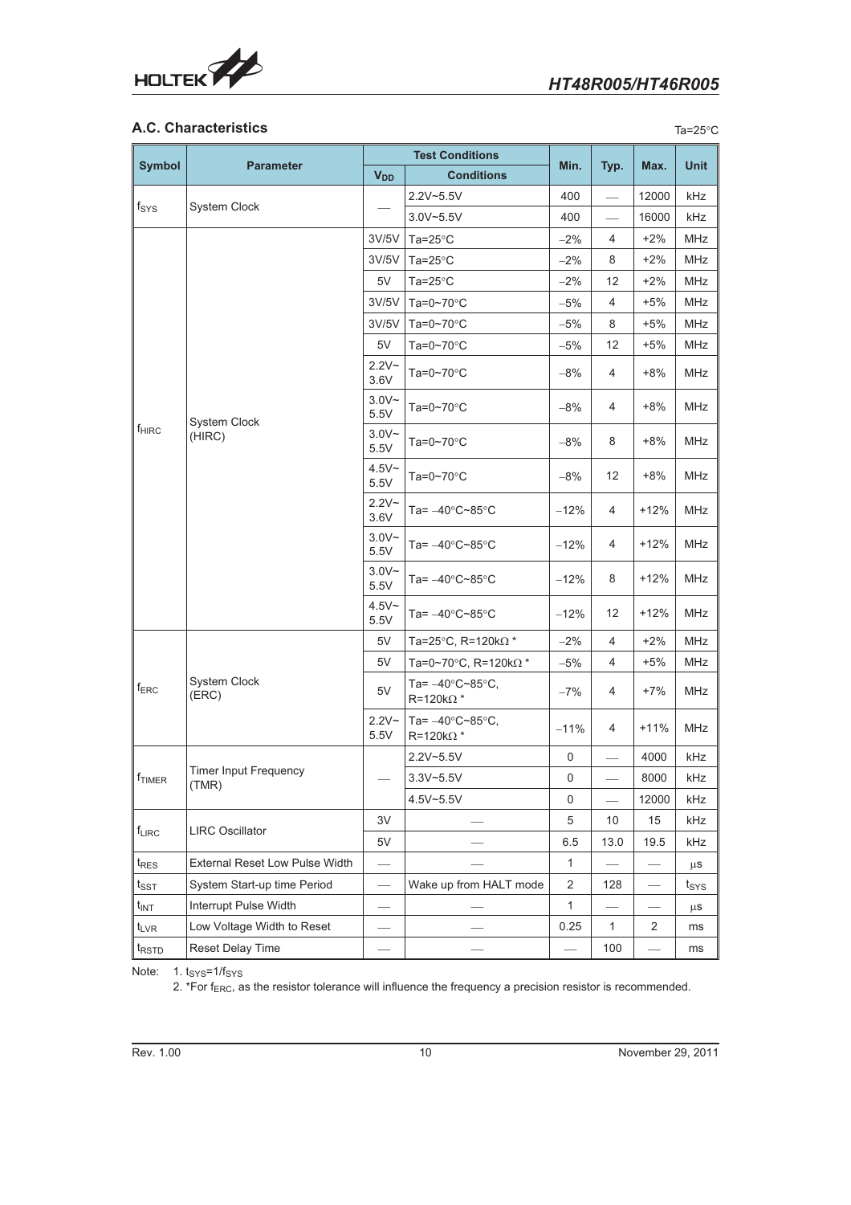## A.C. Characteristics

Ta=25°C

| Symbol | Parameter | Test Conditions | | Min. | Typ. | Max. | Unit |
|---|---|---|---|---|---|---|---|
| | | $V_{DD}$ | Conditions | | | | |
| $f_{SYS}$ | System Clock | — | 2.2V~5.5V | 400 | — | 12000 | kHz |
| | | | 3.0V~5.5V | 400 | — | 16000 | kHz |
| $f_{HIRC}$ | System Clock (HIRC) | 3V/5V | Ta=25°C | −2% | 4 | +2% | MHz |
| | | 3V/5V | Ta=25°C | −2% | 8 | +2% | MHz |
| | | 5V | Ta=25°C | −2% | 12 | +2% | MHz |
| | | 3V/5V | Ta=0~70°C | −5% | 4 | +5% | MHz |
| | | 3V/5V | Ta=0~70°C | −5% | 8 | +5% | MHz |
| | | 5V | Ta=0~70°C | −5% | 12 | +5% | MHz |
| | | 2.2V~3.6V | Ta=0~70°C | −8% | 4 | +8% | MHz |
| | | 3.0V~5.5V | Ta=0~70°C | −8% | 4 | +8% | MHz |
| | | 3.0V~5.5V | Ta=0~70°C | −8% | 8 | +8% | MHz |
| | | 4.5V~5.5V | Ta=0~70°C | −8% | 12 | +8% | MHz |
| | | 2.2V~3.6V | Ta= −40°C~85°C | −12% | 4 | +12% | MHz |
| | | 3.0V~5.5V | Ta= −40°C~85°C | −12% | 4 | +12% | MHz |
| | | 3.0V~5.5V | Ta= −40°C~85°C | −12% | 8 | +12% | MHz |
| | | 4.5V~5.5V | Ta= −40°C~85°C | −12% | 12 | +12% | MHz |
| $f_{ERC}$ | System Clock (ERC) | 5V | Ta=25°C, R=120kΩ * | −2% | 4 | +2% | MHz |
| | | 5V | Ta=0~70°C, R=120kΩ * | −5% | 4 | +5% | MHz |
| | | 5V | Ta= −40°C~85°C, R=120kΩ * | −7% | 4 | +7% | MHz |
| | | 2.2V~5.5V | Ta= −40°C~85°C, R=120kΩ * | −11% | 4 | +11% | MHz |
| $f_{TIMER}$ | Timer Input Frequency (TMR) | — | 2.2V~5.5V | 0 | — | 4000 | kHz |
| | | | 3.3V~5.5V | 0 | — | 8000 | kHz |
| | | | 4.5V~5.5V | 0 | — | 12000 | kHz |
| $f_{LIRC}$ | LIRC Oscillator | 3V | — | 5 | 10 | 15 | kHz |
| | | 5V | — | 6.5 | 13.0 | 19.5 | kHz |
| $t_{RES}$ | External Reset Low Pulse Width | — | — | 1 | — | — | μs |
| $t_{SST}$ | System Start-up time Period | — | Wake up from HALT mode | 2 | 128 | — | $t_{SYS}$ |
| $t_{INT}$ | Interrupt Pulse Width | — | — | 1 | — | — | μs |
| $t_{LVR}$ | Low Voltage Width to Reset | — | — | 0.25 | 1 | 2 | ms |
| $t_{RSTD}$ | Reset Delay Time | — | — | — | 100 | — | ms |

Note: 1. $t_{SYS}=1/f_{SYS}$

2. *For $f_{ERC}$, as the resistor tolerance will influence the frequency a precision resistor is recommended.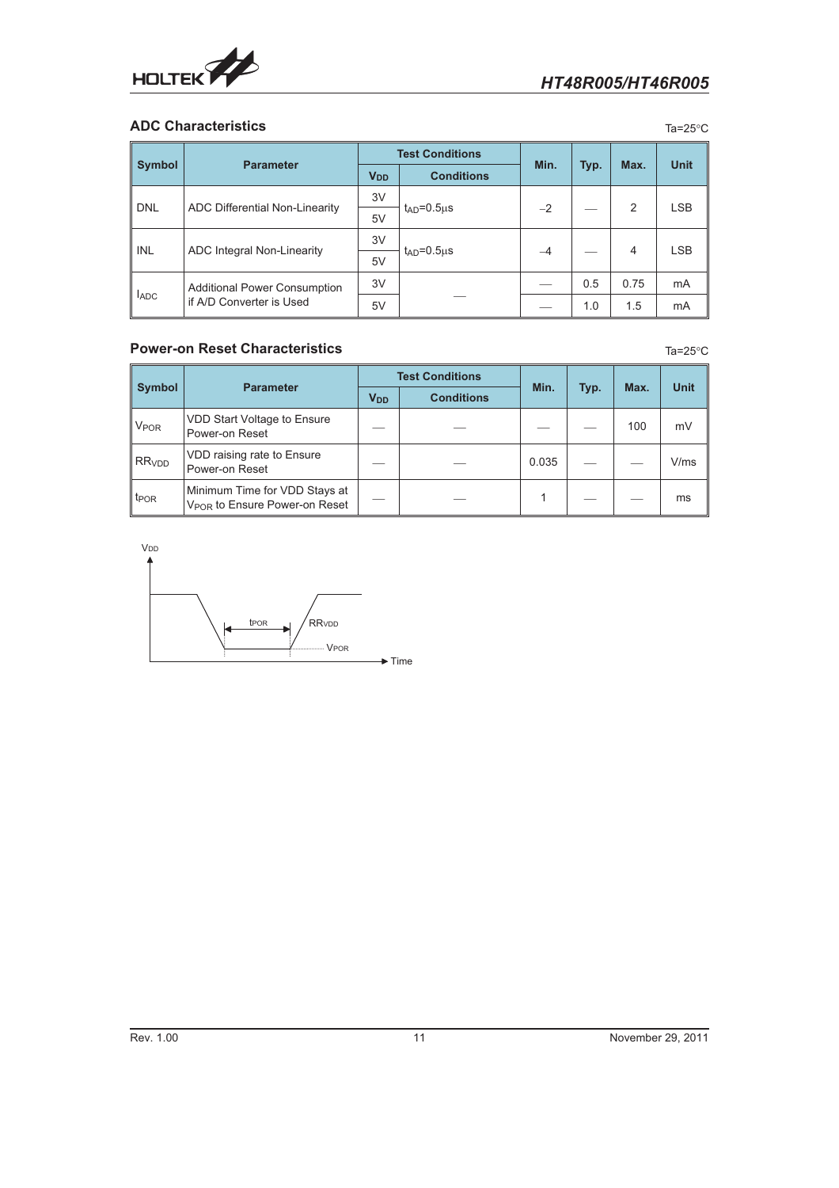## ADC Characteristics

Ta=25°C

| Symbol | Parameter | Test Conditions | | Min. | Typ. | Max. | Unit |
|---|---|---|---|---|---|---|---|
| | | $V_{DD}$ | Conditions | | | | |
| DNL | ADC Differential Non-Linearity | 3V | $t_{AD}$=0.5µs | −2 | — | 2 | LSB |
| | | 5V | | | | | |
| INL | ADC Integral Non-Linearity | 3V | $t_{AD}$=0.5µs | −4 | — | 4 | LSB |
| | | 5V | | | | | |
| $I_{ADC}$ | Additional Power Consumption if A/D Converter is Used | 3V | — | — | 0.5 | 0.75 | mA |
| | | 5V | | — | 1.0 | 1.5 | mA |

## Power-on Reset Characteristics

Ta=25°C

| Symbol | Parameter | Test Conditions | | Min. | Typ. | Max. | Unit |
|---|---|---|---|---|---|---|---|
| | | $V_{DD}$ | Conditions | | | | |
| $V_{POR}$ | VDD Start Voltage to Ensure Power-on Reset | — | — | — | — | 100 | mV |
| $RR_{VDD}$ | VDD raising rate to Ensure Power-on Reset | — | — | 0.035 | — | — | V/ms |
| $t_{POR}$ | Minimum Time for VDD Stays at $V_{POR}$ to Ensure Power-on Reset | — | — | 1 | — | — | ms |

VDD, tPOR, RRVDD, VPOR, Time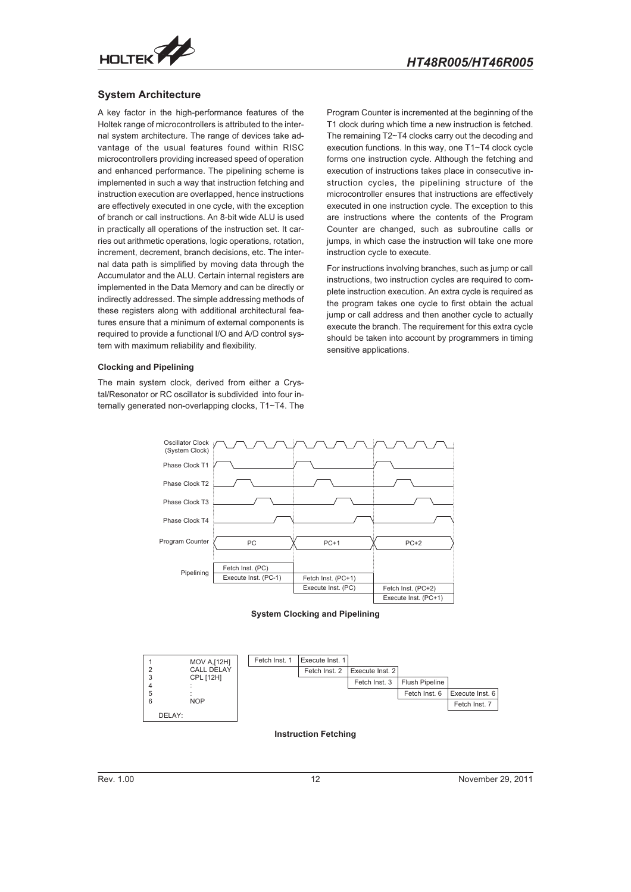## System Architecture

A key factor in the high-performance features of the Holtek range of microcontrollers is attributed to the internal system architecture. The range of devices take advantage of the usual features found within RISC microcontrollers providing increased speed of operation and enhanced performance. The pipelining scheme is implemented in such a way that instruction fetching and instruction execution are overlapped, hence instructions are effectively executed in one cycle, with the exception of branch or call instructions. An 8-bit wide ALU is used in practically all operations of the instruction set. It carries out arithmetic operations, logic operations, rotation, increment, decrement, branch decisions, etc. The internal data path is simplified by moving data through the Accumulator and the ALU. Certain internal registers are implemented in the Data Memory and can be directly or indirectly addressed. The simple addressing methods of these registers along with additional architectural features ensure that a minimum of external components is required to provide a functional I/O and A/D control system with maximum reliability and flexibility.

### Clocking and Pipelining

The main system clock, derived from either a Crystal/Resonator or RC oscillator is subdivided into four internally generated non-overlapping clocks, T1~T4. The Program Counter is incremented at the beginning of the T1 clock during which time a new instruction is fetched. The remaining T2~T4 clocks carry out the decoding and execution functions. In this way, one T1~T4 clock cycle forms one instruction cycle. Although the fetching and execution of instructions takes place in consecutive instruction cycles, the pipelining structure of the microcontroller ensures that instructions are effectively executed in one instruction cycle. The exception to this are instructions where the contents of the Program Counter are changed, such as subroutine calls or jumps, in which case the instruction will take one more instruction cycle to execute.

For instructions involving branches, such as jump or call instructions, two instruction cycles are required to complete instruction execution. An extra cycle is required as the program takes one cycle to first obtain the actual jump or call address and then another cycle to actually execute the branch. The requirement for this extra cycle should be taken into account by programmers in timing sensitive applications.

| Program Counter | PC | PC+1 | PC+2 |
|---|---|---|---|
| Pipelining | Fetch Inst. (PC) | | |
| | Execute Inst. (PC-1) | Fetch Inst. (PC+1) | |
| | | Execute Inst. (PC) | Fetch Inst. (PC+2) |
| | | | Execute Inst. (PC+1) |

**System Clocking and Pipelining**

```
1        MOV A,[12H]
2        CALL DELAY
3        CPL [12H]
4        :
5        :
6        NOP
   DELAY:
```

| Fetch Inst. 1 | Execute Inst. 1 | | | |
|---|---|---|---|---|
| | Fetch Inst. 2 | Execute Inst. 2 | | |
| | | Fetch Inst. 3 | Flush Pipeline | |
| | | | Fetch Inst. 6 | Execute Inst. 6 |
| | | | | Fetch Inst. 7 |

**Instruction Fetching**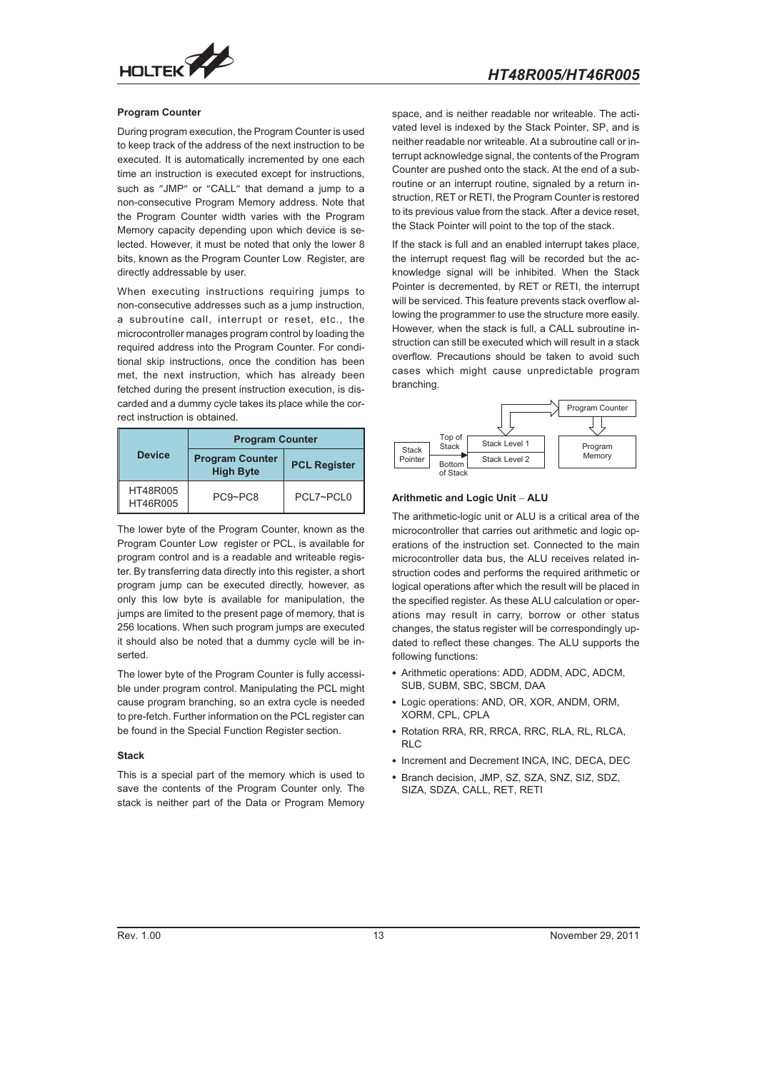### Program Counter

During program execution, the Program Counter is used to keep track of the address of the next instruction to be executed. It is automatically incremented by one each time an instruction is executed except for instructions, such as "JMP" or "CALL" that demand a jump to a non-consecutive Program Memory address. Note that the Program Counter width varies with the Program Memory capacity depending upon which device is selected. However, it must be noted that only the lower 8 bits, known as the Program Counter Low Register, are directly addressable by user.

When executing instructions requiring jumps to non-consecutive addresses such as a jump instruction, a subroutine call, interrupt or reset, etc., the microcontroller manages program control by loading the required address into the Program Counter. For conditional skip instructions, once the condition has been met, the next instruction, which has already been fetched during the present instruction execution, is discarded and a dummy cycle takes its place while the correct instruction is obtained.

| Device | Program Counter | |
|---|---|---|
| | Program Counter High Byte | PCL Register |
| HT48R005<br>HT46R005 | PC9~PC8 | PCL7~PCL0 |

The lower byte of the Program Counter, known as the Program Counter Low register or PCL, is available for program control and is a readable and writeable register. By transferring data directly into this register, a short program jump can be executed directly, however, as only this low byte is available for manipulation, the jumps are limited to the present page of memory, that is 256 locations. When such program jumps are executed it should also be noted that a dummy cycle will be inserted.

The lower byte of the Program Counter is fully accessible under program control. Manipulating the PCL might cause program branching, so an extra cycle is needed to pre-fetch. Further information on the PCL register can be found in the Special Function Register section.

### Stack

This is a special part of the memory which is used to save the contents of the Program Counter only. The stack is neither part of the Data or Program Memory space, and is neither readable nor writeable. The activated level is indexed by the Stack Pointer, SP, and is neither readable nor writeable. At a subroutine call or interrupt acknowledge signal, the contents of the Program Counter are pushed onto the stack. At the end of a subroutine or an interrupt routine, signaled by a return instruction, RET or RETI, the Program Counter is restored to its previous value from the stack. After a device reset, the Stack Pointer will point to the top of the stack.

If the stack is full and an enabled interrupt takes place, the interrupt request flag will be recorded but the acknowledge signal will be inhibited. When the Stack Pointer is decremented, by RET or RETI, the interrupt will be serviced. This feature prevents stack overflow allowing the programmer to use the structure more easily. However, when the stack is full, a CALL subroutine instruction can still be executed which will result in a stack overflow. Precautions should be taken to avoid such cases which might cause unpredictable program branching.

Stack Pointer — Top of Stack — Stack Level 1 — Stack Level 2 — Bottom of Stack — Program Counter — Program Memory

### Arithmetic and Logic Unit – ALU

The arithmetic-logic unit or ALU is a critical area of the microcontroller that carries out arithmetic and logic operations of the instruction set. Connected to the main microcontroller data bus, the ALU receives related instruction codes and performs the required arithmetic or logical operations after which the result will be placed in the specified register. As these ALU calculation or operations may result in carry, borrow or other status changes, the status register will be correspondingly updated to reflect these changes. The ALU supports the following functions:

- Arithmetic operations: ADD, ADDM, ADC, ADCM, SUB, SUBM, SBC, SBCM, DAA
- Logic operations: AND, OR, XOR, ANDM, ORM, XORM, CPL, CPLA
- Rotation RRA, RR, RRCA, RRC, RLA, RL, RLCA, RLC
- Increment and Decrement INCA, INC, DECA, DEC
- Branch decision, JMP, SZ, SZA, SNZ, SIZ, SDZ, SIZA, SDZA, CALL, RET, RETI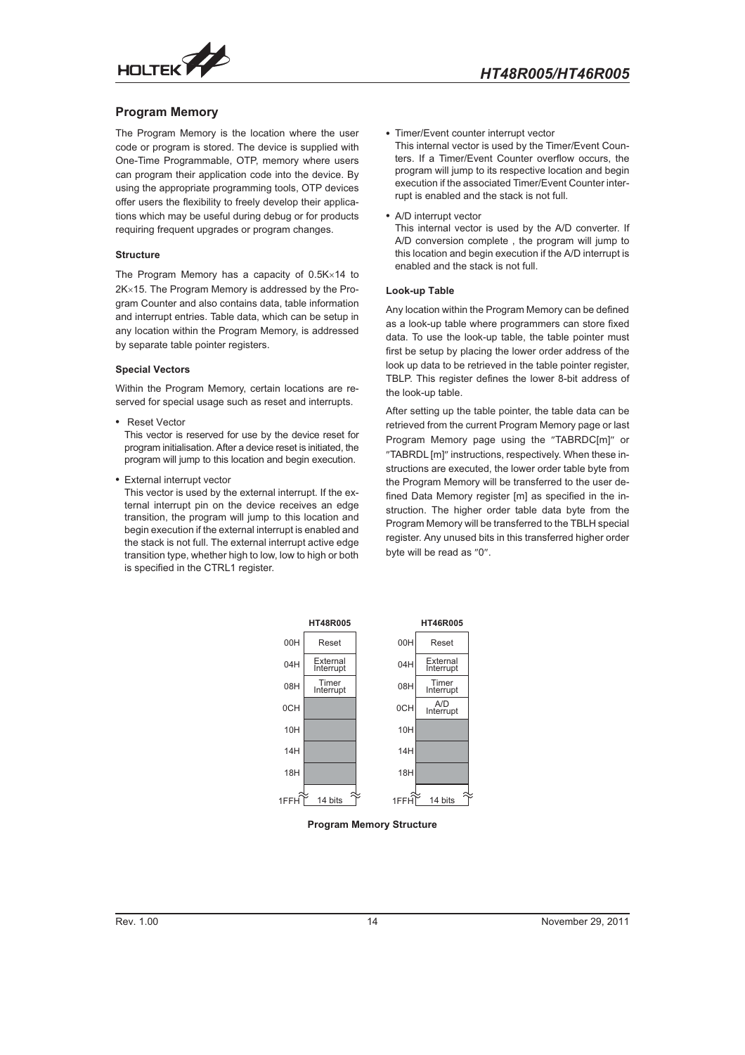## Program Memory

The Program Memory is the location where the user code or program is stored. The device is supplied with One-Time Programmable, OTP, memory where users can program their application code into the device. By using the appropriate programming tools, OTP devices offer users the flexibility to freely develop their applications which may be useful during debug or for products requiring frequent upgrades or program changes.

#### Structure

The Program Memory has a capacity of 0.5K×14 to 2K×15. The Program Memory is addressed by the Program Counter and also contains data, table information and interrupt entries. Table data, which can be setup in any location within the Program Memory, is addressed by separate table pointer registers.

#### Special Vectors

Within the Program Memory, certain locations are reserved for special usage such as reset and interrupts.

- Reset Vector
  This vector is reserved for use by the device reset for program initialisation. After a device reset is initiated, the program will jump to this location and begin execution.
- External interrupt vector
  This vector is used by the external interrupt. If the external interrupt pin on the device receives an edge transition, the program will jump to this location and begin execution if the external interrupt is enabled and the stack is not full. The external interrupt active edge transition type, whether high to low, low to high or both is specified in the CTRL1 register.
- Timer/Event counter interrupt vector
  This internal vector is used by the Timer/Event Counters. If a Timer/Event Counter overflow occurs, the program will jump to its respective location and begin execution if the associated Timer/Event Counter interrupt is enabled and the stack is not full.
- A/D interrupt vector
  This internal vector is used by the A/D converter. If A/D conversion complete , the program will jump to this location and begin execution if the A/D interrupt is enabled and the stack is not full.

#### Look-up Table

Any location within the Program Memory can be defined as a look-up table where programmers can store fixed data. To use the look-up table, the table pointer must first be setup by placing the lower order address of the look up data to be retrieved in the table pointer register, TBLP. This register defines the lower 8-bit address of the look-up table.

After setting up the table pointer, the table data can be retrieved from the current Program Memory page or last Program Memory page using the "TABRDC[m]" or "TABRDL [m]" instructions, respectively. When these instructions are executed, the lower order table byte from the Program Memory will be transferred to the user defined Data Memory register [m] as specified in the instruction. The higher order table data byte from the Program Memory will be transferred to the TBLH special register. Any unused bits in this transferred higher order byte will be read as "0".

| Address | HT48R005 | HT46R005 |
|---|---|---|
| 00H | Reset | Reset |
| 04H | External Interrupt | External Interrupt |
| 08H | Timer Interrupt | Timer Interrupt |
| 0CH | | A/D Interrupt |
| 10H | | |
| 14H | | |
| 18H | | |
| 1FFH | 14 bits | 14 bits |

**Program Memory Structure**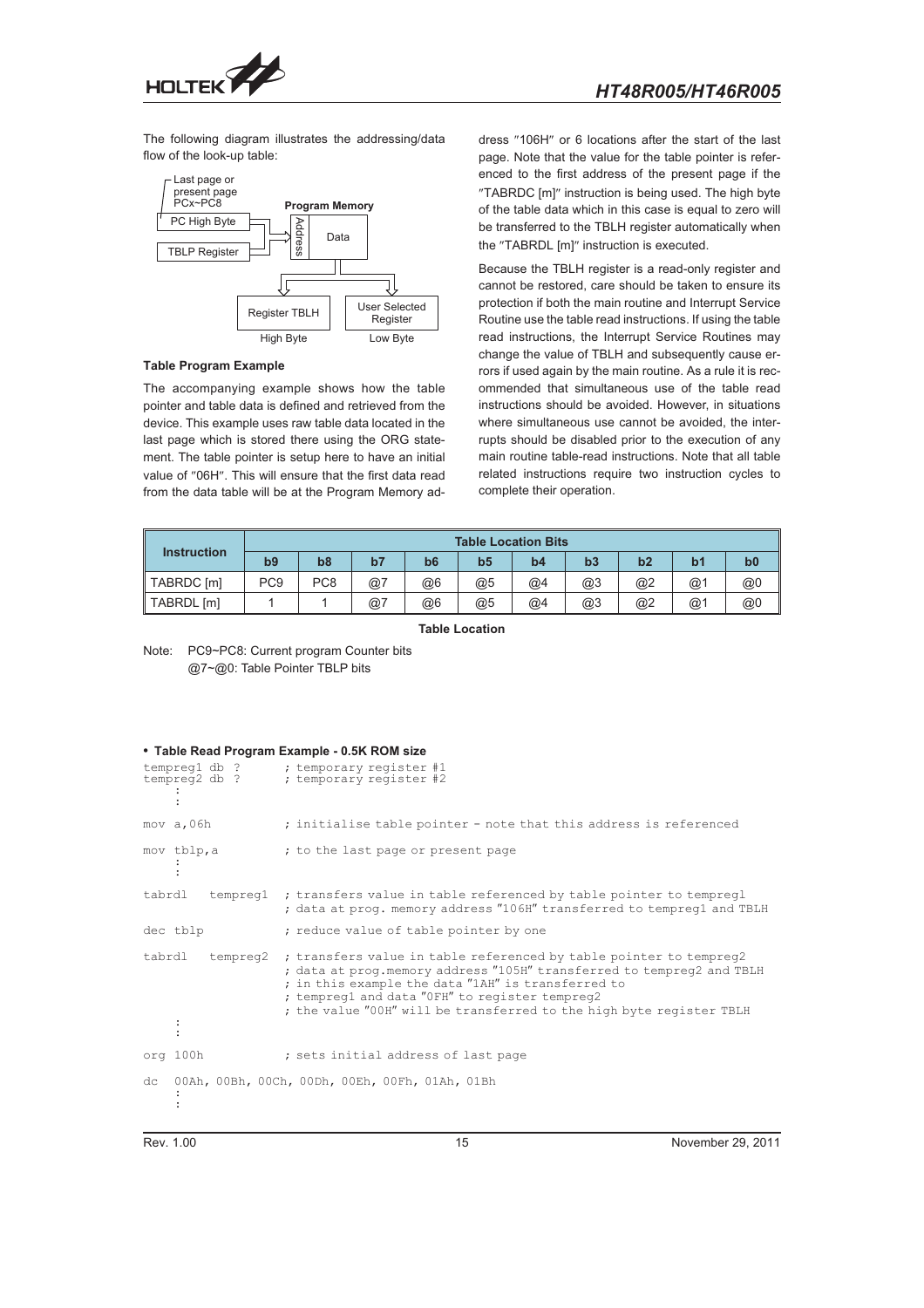The following diagram illustrates the addressing/data flow of the look-up table:

Last page or present page PCx~PC8

PC High Byte

TBLP Register

Program Memory

Address

Data

Register TBLH

High Byte

User Selected Register

Low Byte

### Table Program Example

The accompanying example shows how the table pointer and table data is defined and retrieved from the device. This example uses raw table data located in the last page which is stored there using the ORG statement. The table pointer is setup here to have an initial value of "06H". This will ensure that the first data read from the data table will be at the Program Memory address "106H" or 6 locations after the start of the last page. Note that the value for the table pointer is referenced to the first address of the present page if the "TABRDC [m]" instruction is being used. The high byte of the table data which in this case is equal to zero will be transferred to the TBLH register automatically when the "TABRDL [m]" instruction is executed.

Because the TBLH register is a read-only register and cannot be restored, care should be taken to ensure its protection if both the main routine and Interrupt Service Routine use the table read instructions. If using the table read instructions, the Interrupt Service Routines may change the value of TBLH and subsequently cause errors if used again by the main routine. As a rule it is recommended that simultaneous use of the table read instructions should be avoided. However, in situations where simultaneous use cannot be avoided, the interrupts should be disabled prior to the execution of any main routine table-read instructions. Note that all table related instructions require two instruction cycles to complete their operation.

| Instruction | Table Location Bits | | | | | | | | | |
|---|---|---|---|---|---|---|---|---|---|---|
| | b9 | b8 | b7 | b6 | b5 | b4 | b3 | b2 | b1 | b0 |
| TABRDC [m] | PC9 | PC8 | @7 | @6 | @5 | @4 | @3 | @2 | @1 | @0 |
| TABRDL [m] | 1 | 1 | @7 | @6 | @5 | @4 | @3 | @2 | @1 | @0 |

**Table Location**

Note: PC9~PC8: Current program Counter bits
@7~@0: Table Pointer TBLP bits

- **Table Read Program Example - 0.5K ROM size**

```
tempreg1 db ?        ; temporary register #1
tempreg2 db ?        ; temporary register #2
    :
    :
mov a,06h            ; initialise table pointer - note that this address is referenced

mov tblp,a           ; to the last page or present page
    :
    :
tabrdl   tempreg1    ; transfers value in table referenced by table pointer to tempreg1
                     ; data at prog. memory address "106H" transferred to tempreg1 and TBLH

dec tblp             ; reduce value of table pointer by one

tabrdl   tempreg2    ; transfers value in table referenced by table pointer to tempreg2
                     ; data at prog.memory address "105H" transferred to tempreg2 and TBLH
                     ; in this example the data "1AH" is transferred to
                     ; tempreg1 and data "0FH" to register tempreg2
                     ; the value "00H" will be transferred to the high byte register TBLH
    :
    :
org 100h             ; sets initial address of last page

dc  00Ah, 00Bh, 00Ch, 00Dh, 00Eh, 00Fh, 01Ah, 01Bh
    :
    :
```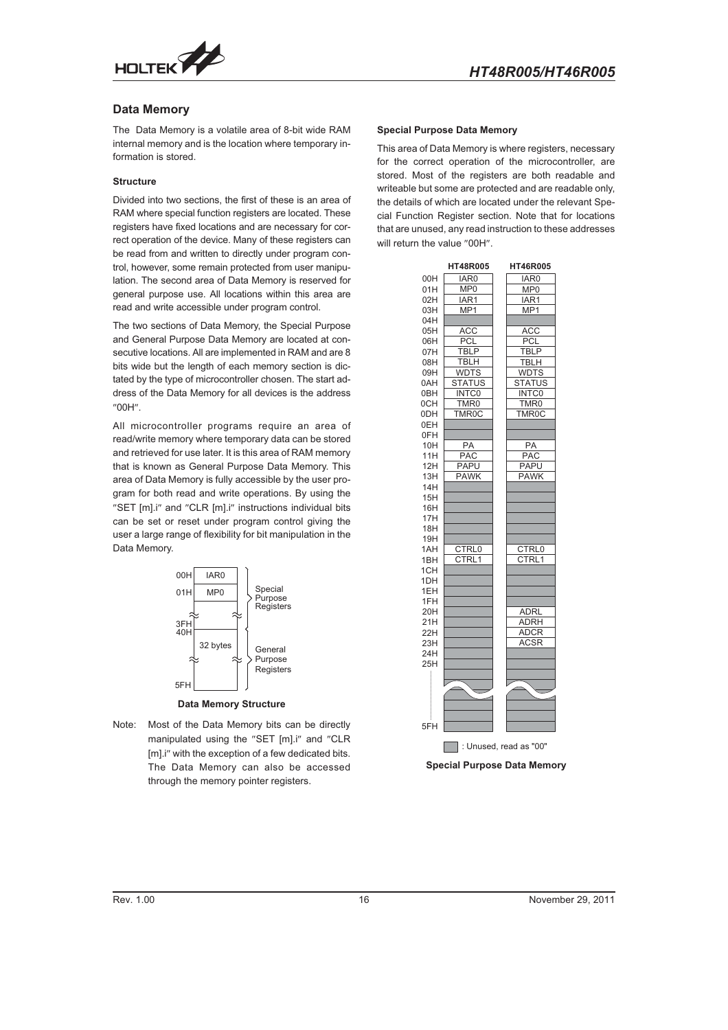## Data Memory

The Data Memory is a volatile area of 8-bit wide RAM internal memory and is the location where temporary information is stored.

### Structure

Divided into two sections, the first of these is an area of RAM where special function registers are located. These registers have fixed locations and are necessary for correct operation of the device. Many of these registers can be read from and written to directly under program control, however, some remain protected from user manipulation. The second area of Data Memory is reserved for general purpose use. All locations within this area are read and write accessible under program control.

The two sections of Data Memory, the Special Purpose and General Purpose Data Memory are located at consecutive locations. All are implemented in RAM and are 8 bits wide but the length of each memory section is dictated by the type of microcontroller chosen. The start address of the Data Memory for all devices is the address "00H".

All microcontroller programs require an area of read/write memory where temporary data can be stored and retrieved for use later. It is this area of RAM memory that is known as General Purpose Data Memory. This area of Data Memory is fully accessible by the user program for both read and write operations. By using the "SET [m].i" and "CLR [m].i" instructions individual bits can be set or reset under program control giving the user a large range of flexibility for bit manipulation in the Data Memory.

| Address | Content | Section |
|---|---|---|
| 00H | IAR0 | Special Purpose Registers |
| 01H | MP0 | |
| ... | | |
| 3FH | | |
| 40H | 32 bytes | General Purpose Registers |
| ... | | |
| 5FH | | |

**Data Memory Structure**

Note: Most of the Data Memory bits can be directly manipulated using the "SET [m].i" and "CLR [m].i" with the exception of a few dedicated bits. The Data Memory can also be accessed through the memory pointer registers.

### Special Purpose Data Memory

This area of Data Memory is where registers, necessary for the correct operation of the microcontroller, are stored. Most of the registers are both readable and writeable but some are protected and are readable only, the details of which are located under the relevant Special Function Register section. Note that for locations that are unused, any read instruction to these addresses will return the value "00H".

| Address | HT48R005 | HT46R005 |
|---|---|---|
| 00H | IAR0 | IAR0 |
| 01H | MP0 | MP0 |
| 02H | IAR1 | IAR1 |
| 03H | MP1 | MP1 |
| 04H | | |
| 05H | ACC | ACC |
| 06H | PCL | PCL |
| 07H | TBLP | TBLP |
| 08H | TBLH | TBLH |
| 09H | WDTS | WDTS |
| 0AH | STATUS | STATUS |
| 0BH | INTC0 | INTC0 |
| 0CH | TMR0 | TMR0 |
| 0DH | TMR0C | TMR0C |
| 0EH | | |
| 0FH | | |
| 10H | PA | PA |
| 11H | PAC | PAC |
| 12H | PAPU | PAPU |
| 13H | PAWK | PAWK |
| 14H | | |
| 15H | | |
| 16H | | |
| 17H | | |
| 18H | | |
| 19H | | |
| 1AH | CTRL0 | CTRL0 |
| 1BH | CTRL1 | CTRL1 |
| 1CH | | |
| 1DH | | |
| 1EH | | |
| 1FH | | |
| 20H | | ADRL |
| 21H | | ADRH |
| 22H | | ADCR |
| 23H | | ACSR |
| 24H | | |
| 25H | | |
| ... | | |
| 5FH | | |

Blank: Unused, read as "00"

**Special Purpose Data Memory**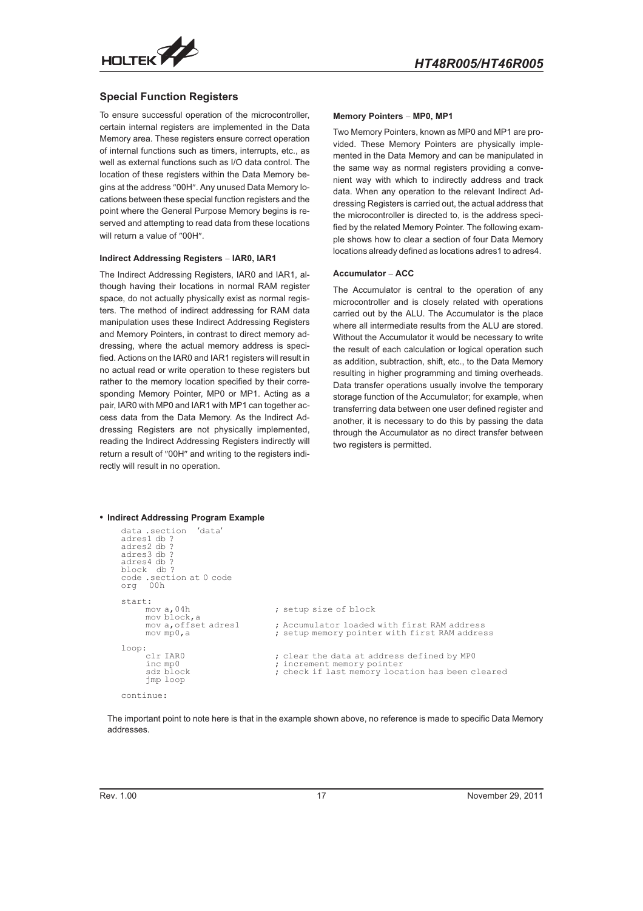## Special Function Registers

To ensure successful operation of the microcontroller, certain internal registers are implemented in the Data Memory area. These registers ensure correct operation of internal functions such as timers, interrupts, etc., as well as external functions such as I/O data control. The location of these registers within the Data Memory begins at the address "00H". Any unused Data Memory locations between these special function registers and the point where the General Purpose Memory begins is reserved and attempting to read data from these locations will return a value of "00H".

#### Indirect Addressing Registers – IAR0, IAR1

The Indirect Addressing Registers, IAR0 and IAR1, although having their locations in normal RAM register space, do not actually physically exist as normal registers. The method of indirect addressing for RAM data manipulation uses these Indirect Addressing Registers and Memory Pointers, in contrast to direct memory addressing, where the actual memory address is specified. Actions on the IAR0 and IAR1 registers will result in no actual read or write operation to these registers but rather to the memory location specified by their corresponding Memory Pointer, MP0 or MP1. Acting as a pair, IAR0 with MP0 and IAR1 with MP1 can together access data from the Data Memory. As the Indirect Addressing Registers are not physically implemented, reading the Indirect Addressing Registers indirectly will return a result of "00H" and writing to the registers indirectly will result in no operation.

#### Memory Pointers – MP0, MP1

Two Memory Pointers, known as MP0 and MP1 are provided. These Memory Pointers are physically implemented in the Data Memory and can be manipulated in the same way as normal registers providing a convenient way with which to indirectly address and track data. When any operation to the relevant Indirect Addressing Registers is carried out, the actual address that the microcontroller is directed to, is the address specified by the related Memory Pointer. The following example shows how to clear a section of four Data Memory locations already defined as locations adres1 to adres4.

#### Accumulator – ACC

The Accumulator is central to the operation of any microcontroller and is closely related with operations carried out by the ALU. The Accumulator is the place where all intermediate results from the ALU are stored. Without the Accumulator it would be necessary to write the result of each calculation or logical operation such as addition, subtraction, shift, etc., to the Data Memory resulting in higher programming and timing overheads. Data transfer operations usually involve the temporary storage function of the Accumulator; for example, when transferring data between one user defined register and another, it is necessary to do this by passing the data through the Accumulator as no direct transfer between two registers is permitted.

- **Indirect Addressing Program Example**

```
data .section  'data'
adres1 db ?
adres2 db ?
adres3 db ?
adres4 db ?
block  db ?
code .section at 0 code
org   00h

start:
     mov a,04h                  ; setup size of block
     mov block,a
     mov a,offset adres1        ; Accumulator loaded with first RAM address
     mov mp0,a                  ; setup memory pointer with first RAM address

loop:
     clr IAR0                   ; clear the data at address defined by MP0
     inc mp0                    ; increment memory pointer
     sdz block                  ; check if last memory location has been cleared
     jmp loop

continue:
```

The important point to note here is that in the example shown above, no reference is made to specific Data Memory addresses.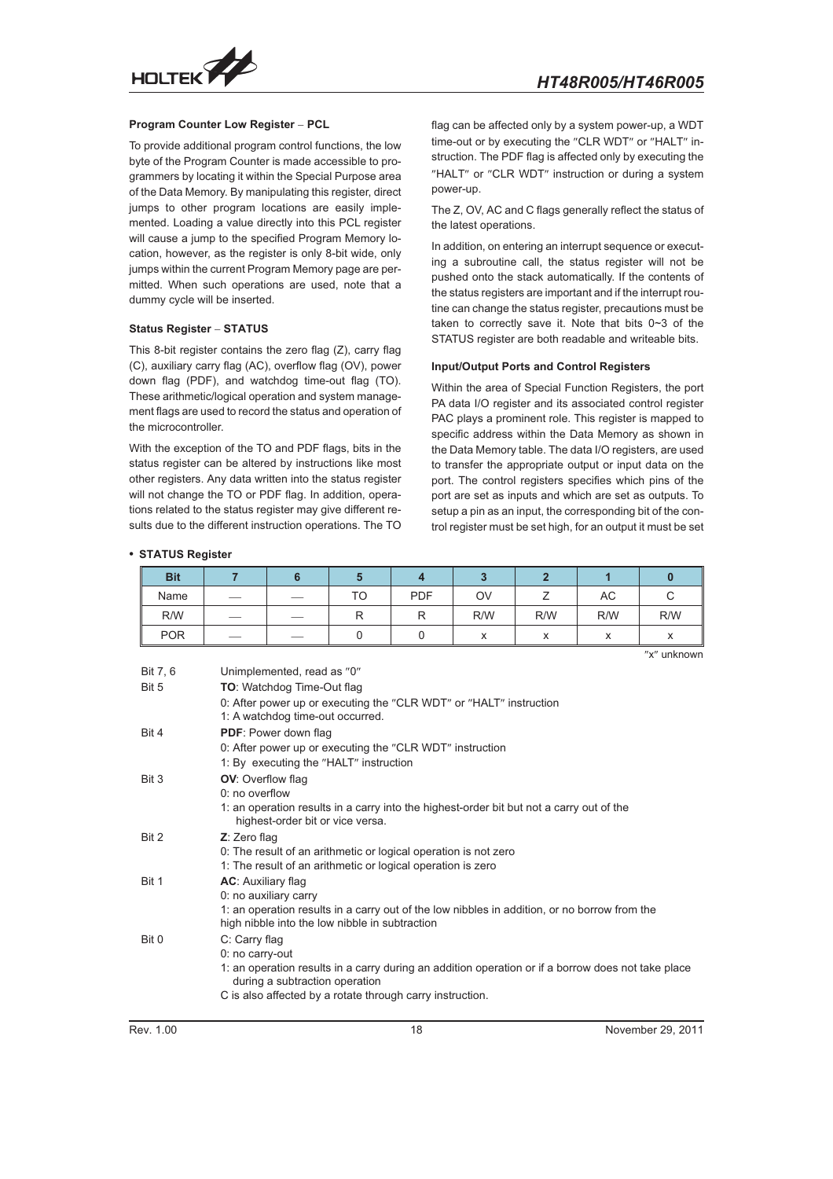### Program Counter Low Register – PCL

To provide additional program control functions, the low byte of the Program Counter is made accessible to programmers by locating it within the Special Purpose area of the Data Memory. By manipulating this register, direct jumps to other program locations are easily implemented. Loading a value directly into this PCL register will cause a jump to the specified Program Memory location, however, as the register is only 8-bit wide, only jumps within the current Program Memory page are permitted. When such operations are used, note that a dummy cycle will be inserted.

### Status Register – STATUS

This 8-bit register contains the zero flag (Z), carry flag (C), auxiliary carry flag (AC), overflow flag (OV), power down flag (PDF), and watchdog time-out flag (TO). These arithmetic/logical operation and system management flags are used to record the status and operation of the microcontroller.

With the exception of the TO and PDF flags, bits in the status register can be altered by instructions like most other registers. Any data written into the status register will not change the TO or PDF flag. In addition, operations related to the status register may give different results due to the different instruction operations. The TO flag can be affected only by a system power-up, a WDT time-out or by executing the "CLR WDT" or "HALT" instruction. The PDF flag is affected only by executing the "HALT" or "CLR WDT" instruction or during a system power-up.

The Z, OV, AC and C flags generally reflect the status of the latest operations.

In addition, on entering an interrupt sequence or executing a subroutine call, the status register will not be pushed onto the stack automatically. If the contents of the status registers are important and if the interrupt routine can change the status register, precautions must be taken to correctly save it. Note that bits 0~3 of the STATUS register are both readable and writeable bits.

### Input/Output Ports and Control Registers

Within the area of Special Function Registers, the port PA data I/O register and its associated control register PAC plays a prominent role. This register is mapped to specific address within the Data Memory as shown in the Data Memory table. The data I/O registers, are used to transfer the appropriate output or input data on the port. The control registers specifies which pins of the port are set as inputs and which are set as outputs. To setup a pin as an input, the corresponding bit of the control register must be set high, for an output it must be set

- **STATUS Register**

| Bit | 7 | 6 | 5 | 4 | 3 | 2 | 1 | 0 |
|---|---|---|---|---|---|---|---|---|
| Name | — | — | TO | PDF | OV | Z | AC | C |
| R/W | — | — | R | R | R/W | R/W | R/W | R/W |
| POR | — | — | 0 | 0 | x | x | x | x |

"x" unknown

Bit 7, 6 Unimplemented, read as "0"

Bit 5 **TO**: Watchdog Time-Out flag
0: After power up or executing the "CLR WDT" or "HALT" instruction
1: A watchdog time-out occurred.

Bit 4 **PDF**: Power down flag
0: After power up or executing the "CLR WDT" instruction
1: By executing the "HALT" instruction

Bit 3 **OV**: Overflow flag
0: no overflow
1: an operation results in a carry into the highest-order bit but not a carry out of the highest-order bit or vice versa.

Bit 2 **Z**: Zero flag
0: The result of an arithmetic or logical operation is not zero
1: The result of an arithmetic or logical operation is zero

Bit 1 **AC**: Auxiliary flag
0: no auxiliary carry
1: an operation results in a carry out of the low nibbles in addition, or no borrow from the high nibble into the low nibble in subtraction

Bit 0 C: Carry flag
0: no carry-out
1: an operation results in a carry during an addition operation or if a borrow does not take place during a subtraction operation
C is also affected by a rotate through carry instruction.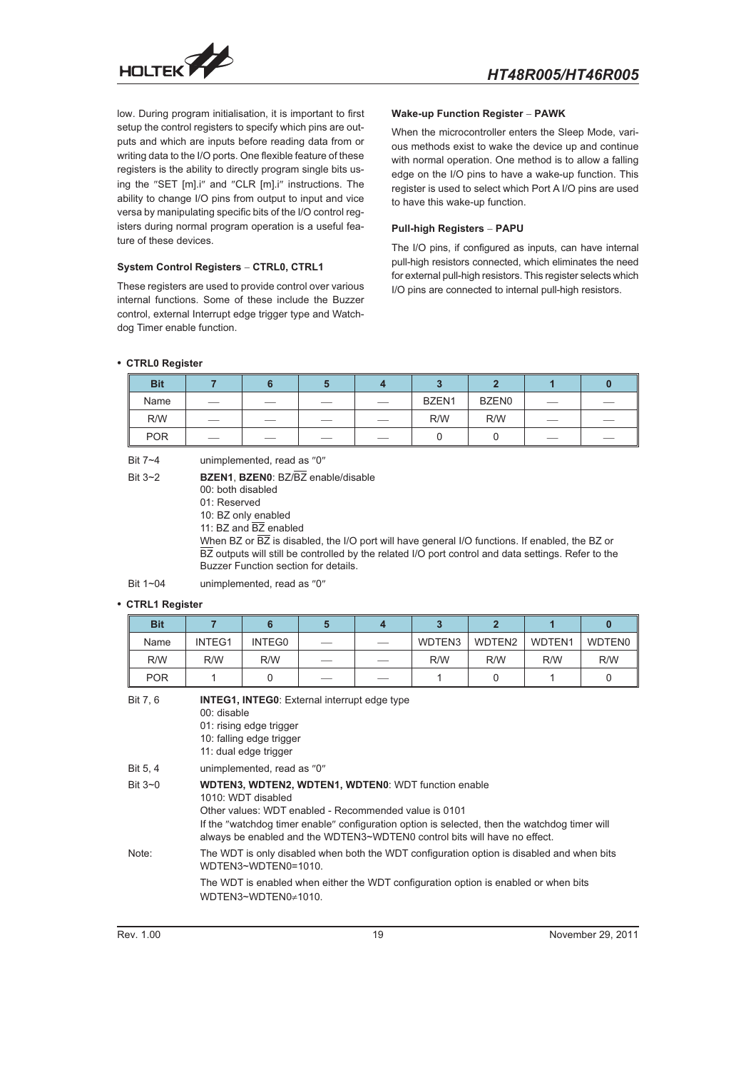low. During program initialisation, it is important to first setup the control registers to specify which pins are outputs and which are inputs before reading data from or writing data to the I/O ports. One flexible feature of these registers is the ability to directly program single bits using the "SET [m].i" and "CLR [m].i" instructions. The ability to change I/O pins from output to input and vice versa by manipulating specific bits of the I/O control registers during normal program operation is a useful feature of these devices.

#### System Control Registers – CTRL0, CTRL1

These registers are used to provide control over various internal functions. Some of these include the Buzzer control, external Interrupt edge trigger type and Watchdog Timer enable function.

#### Wake-up Function Register – PAWK

When the microcontroller enters the Sleep Mode, various methods exist to wake the device up and continue with normal operation. One method is to allow a falling edge on the I/O pins to have a wake-up function. This register is used to select which Port A I/O pins are used to have this wake-up function.

#### Pull-high Registers – PAPU

The I/O pins, if configured as inputs, can have internal pull-high resistors connected, which eliminates the need for external pull-high resistors. This register selects which I/O pins are connected to internal pull-high resistors.

- **CTRL0 Register**

| Bit | 7 | 6 | 5 | 4 | 3 | 2 | 1 | 0 |
|---|---|---|---|---|---|---|---|---|
| Name | — | — | — | — | BZEN1 | BZEN0 | — | — |
| R/W | — | — | — | — | R/W | R/W | — | — |
| POR | — | — | — | — | 0 | 0 | — | — |

Bit 7~4 unimplemented, read as "0"

Bit 3~2 **BZEN1**, **BZEN0**: BZ/$\overline{BZ}$ enable/disable
00: both disabled
01: Reserved
10: BZ only enabled
11: BZ and $\overline{BZ}$ enabled
When BZ or $\overline{BZ}$ is disabled, the I/O port will have general I/O functions. If enabled, the BZ or $\overline{BZ}$ outputs will still be controlled by the related I/O port control and data settings. Refer to the Buzzer Function section for details.

Bit 1~04 unimplemented, read as "0"

- **CTRL1 Register**

| Bit | 7 | 6 | 5 | 4 | 3 | 2 | 1 | 0 |
|---|---|---|---|---|---|---|---|---|
| Name | INTEG1 | INTEG0 | — | — | WDTEN3 | WDTEN2 | WDTEN1 | WDTEN0 |
| R/W | R/W | R/W | — | — | R/W | R/W | R/W | R/W |
| POR | 1 | 0 | — | — | 1 | 0 | 1 | 0 |

Bit 7, 6 **INTEG1, INTEG0**: External interrupt edge type
00: disable
01: rising edge trigger
10: falling edge trigger
11: dual edge trigger

Bit 5, 4 unimplemented, read as "0"

Bit 3~0 **WDTEN3, WDTEN2, WDTEN1, WDTEN0**: WDT function enable
1010: WDT disabled
Other values: WDT enabled - Recommended value is 0101
If the "watchdog timer enable" configuration option is selected, then the watchdog timer will always be enabled and the WDTEN3~WDTEN0 control bits will have no effect.

Note: The WDT is only disabled when both the WDT configuration option is disabled and when bits WDTEN3~WDTEN0=1010.

The WDT is enabled when either the WDT configuration option is enabled or when bits WDTEN3~WDTEN0≠1010.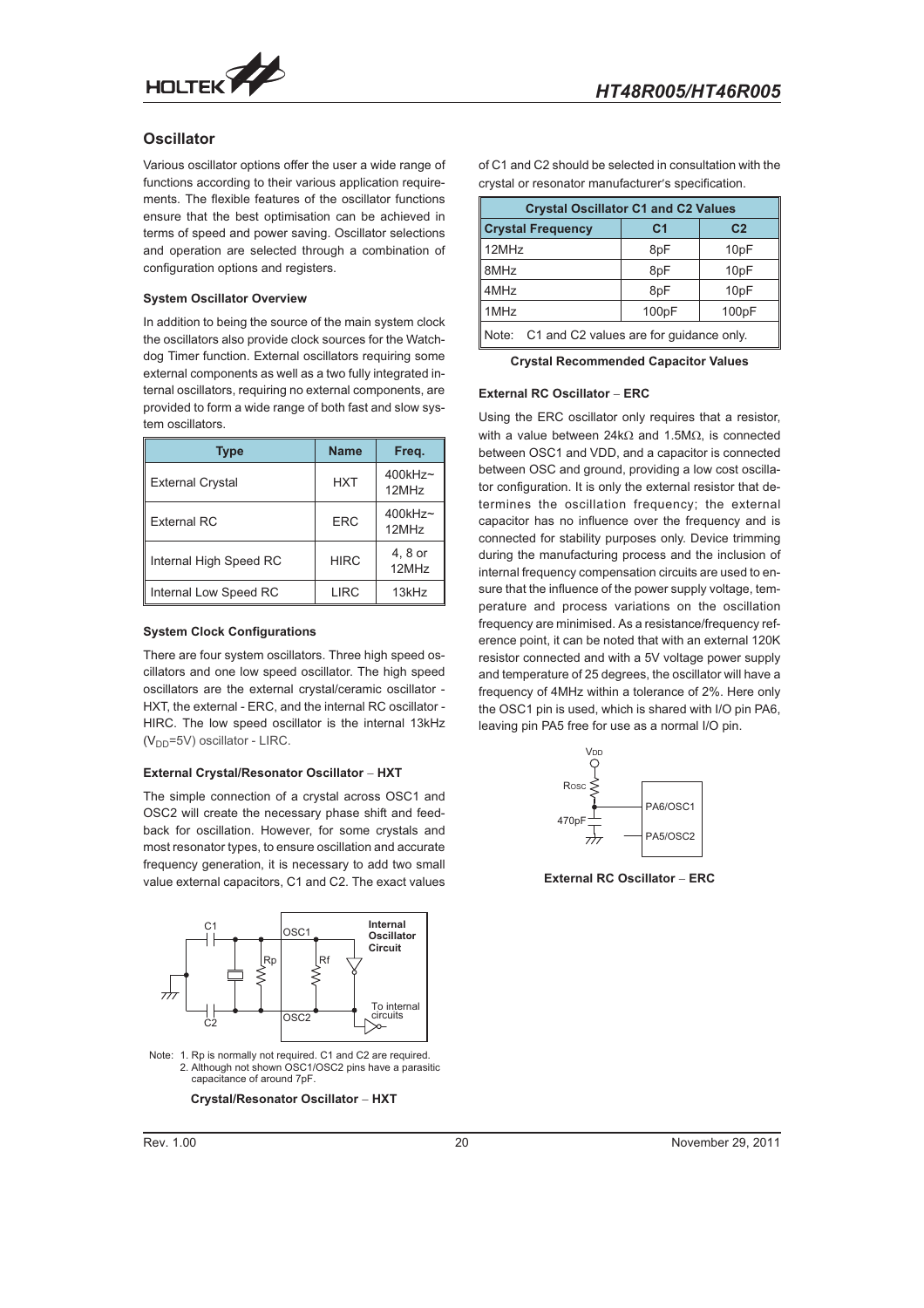## Oscillator

Various oscillator options offer the user a wide range of functions according to their various application requirements. The flexible features of the oscillator functions ensure that the best optimisation can be achieved in terms of speed and power saving. Oscillator selections and operation are selected through a combination of configuration options and registers.

### System Oscillator Overview

In addition to being the source of the main system clock the oscillators also provide clock sources for the Watchdog Timer function. External oscillators requiring some external components as well as a two fully integrated internal oscillators, requiring no external components, are provided to form a wide range of both fast and slow system oscillators.

| Type | Name | Freq. |
|---|---|---|
| External Crystal | HXT | 400kHz~ 12MHz |
| External RC | ERC | 400kHz~ 12MHz |
| Internal High Speed RC | HIRC | 4, 8 or 12MHz |
| Internal Low Speed RC | LIRC | 13kHz |

### System Clock Configurations

There are four system oscillators. Three high speed oscillators and one low speed oscillator. The high speed oscillators are the external crystal/ceramic oscillator - HXT, the external - ERC, and the internal RC oscillator - HIRC. The low speed oscillator is the internal 13kHz ($V_{DD}$=5V) oscillator - LIRC.

### External Crystal/Resonator Oscillator – HXT

The simple connection of a crystal across OSC1 and OSC2 will create the necessary phase shift and feedback for oscillation. However, for some crystals and most resonator types, to ensure oscillation and accurate frequency generation, it is necessary to add two small value external capacitors, C1 and C2. The exact values of C1 and C2 should be selected in consultation with the crystal or resonator manufacturer's specification.

Note: 1. Rp is normally not required. C1 and C2 are required.
2. Although not shown OSC1/OSC2 pins have a parasitic capacitance of around 7pF.

**Crystal/Resonator Oscillator – HXT**

| Crystal Oscillator C1 and C2 Values | | |
|---|---|---|
| **Crystal Frequency** | **C1** | **C2** |
| 12MHz | 8pF | 10pF |
| 8MHz | 8pF | 10pF |
| 4MHz | 8pF | 10pF |
| 1MHz | 100pF | 100pF |
| Note: C1 and C2 values are for guidance only. | | |

**Crystal Recommended Capacitor Values**

### External RC Oscillator – ERC

Using the ERC oscillator only requires that a resistor, with a value between 24kΩ and 1.5MΩ, is connected between OSC1 and VDD, and a capacitor is connected between OSC and ground, providing a low cost oscillator configuration. It is only the external resistor that determines the oscillation frequency; the external capacitor has no influence over the frequency and is connected for stability purposes only. Device trimming during the manufacturing process and the inclusion of internal frequency compensation circuits are used to ensure that the influence of the power supply voltage, temperature and process variations on the oscillation frequency are minimised. As a resistance/frequency reference point, it can be noted that with an external 120K resistor connected and with a 5V voltage power supply and temperature of 25 degrees, the oscillator will have a frequency of 4MHz within a tolerance of 2%. Here only the OSC1 pin is used, which is shared with I/O pin PA6, leaving pin PA5 free for use as a normal I/O pin.

**External RC Oscillator – ERC**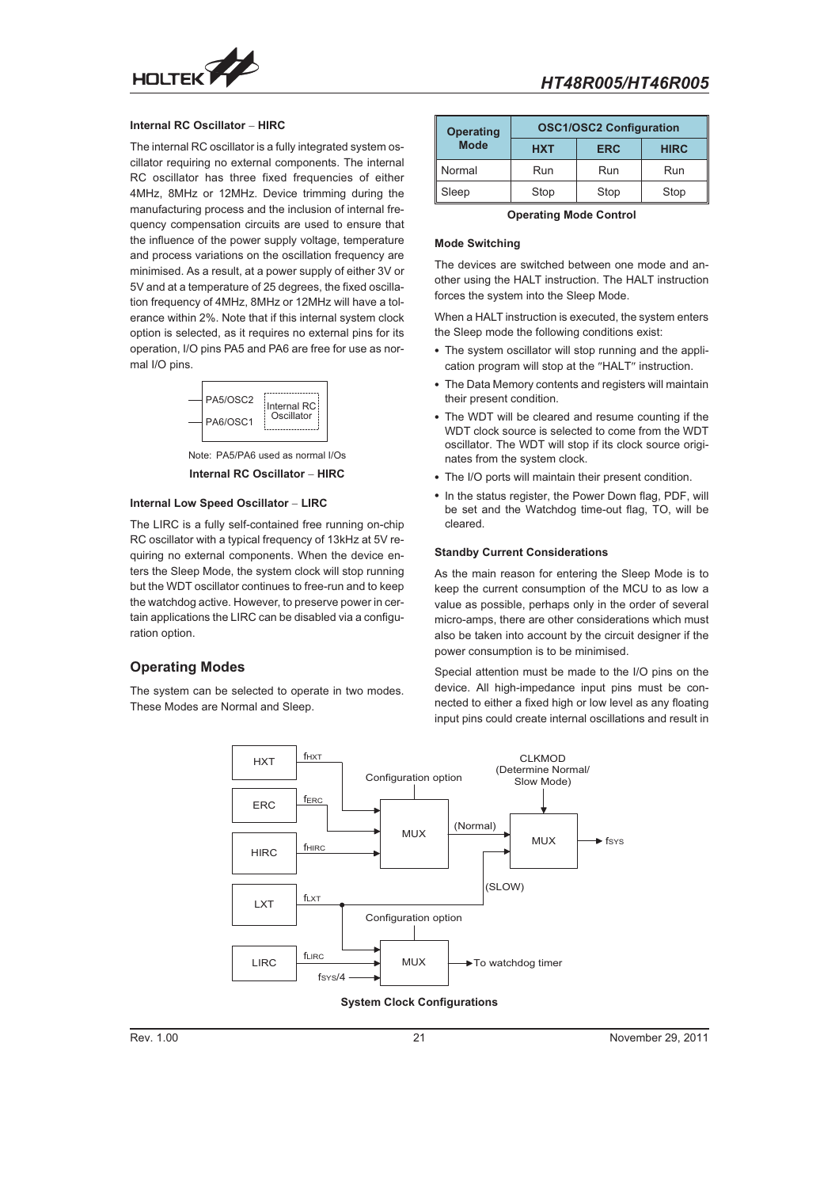**Internal RC Oscillator – HIRC**

The internal RC oscillator is a fully integrated system oscillator requiring no external components. The internal RC oscillator has three fixed frequencies of either 4MHz, 8MHz or 12MHz. Device trimming during the manufacturing process and the inclusion of internal frequency compensation circuits are used to ensure that the influence of the power supply voltage, temperature and process variations on the oscillation frequency are minimised. As a result, at a power supply of either 3V or 5V and at a temperature of 25 degrees, the fixed oscillation frequency of 4MHz, 8MHz or 12MHz will have a tolerance within 2%. Note that if this internal system clock option is selected, as it requires no external pins for its operation, I/O pins PA5 and PA6 are free for use as normal I/O pins.

PA5/OSC2 | PA6/OSC1 | Internal RC Oscillator

Note: PA5/PA6 used as normal I/Os

**Internal RC Oscillator – HIRC**

**Internal Low Speed Oscillator – LIRC**

The LIRC is a fully self-contained free running on-chip RC oscillator with a typical frequency of 13kHz at 5V requiring no external components. When the device enters the Sleep Mode, the system clock will stop running but the WDT oscillator continues to free-run and to keep the watchdog active. However, to preserve power in certain applications the LIRC can be disabled via a configuration option.

## Operating Modes

The system can be selected to operate in two modes. These Modes are Normal and Sleep.

| Operating Mode | OSC1/OSC2 Configuration | | |
|---|---|---|---|
| | HXT | ERC | HIRC |
| Normal | Run | Run | Run |
| Sleep | Stop | Stop | Stop |

**Operating Mode Control**

**Mode Switching**

The devices are switched between one mode and another using the HALT instruction. The HALT instruction forces the system into the Sleep Mode.

When a HALT instruction is executed, the system enters the Sleep mode the following conditions exist:

- The system oscillator will stop running and the application program will stop at the "HALT" instruction.
- The Data Memory contents and registers will maintain their present condition.
- The WDT will be cleared and resume counting if the WDT clock source is selected to come from the WDT oscillator. The WDT will stop if its clock source originates from the system clock.
- The I/O ports will maintain their present condition.
- In the status register, the Power Down flag, PDF, will be set and the Watchdog time-out flag, TO, will be cleared.

**Standby Current Considerations**

As the main reason for entering the Sleep Mode is to keep the current consumption of the MCU to as low a value as possible, perhaps only in the order of several micro-amps, there are other considerations which must also be taken into account by the circuit designer if the power consumption is to be minimised.

Special attention must be made to the I/O pins on the device. All high-impedance input pins must be connected to either a fixed high or low level as any floating input pins could create internal oscillations and result in

HXT ($f_{HXT}$), ERC ($f_{ERC}$), HIRC ($f_{HIRC}$) → MUX (Configuration option) → (Normal) → MUX (CLKMOD (Determine Normal/ Slow Mode)) → $f_{SYS}$

LXT ($f_{LXT}$) → (SLOW) → MUX

LIRC ($f_{LIRC}$), $f_{LXT}$, $f_{SYS}/4$ → MUX (Configuration option) → To watchdog timer

**System Clock Configurations**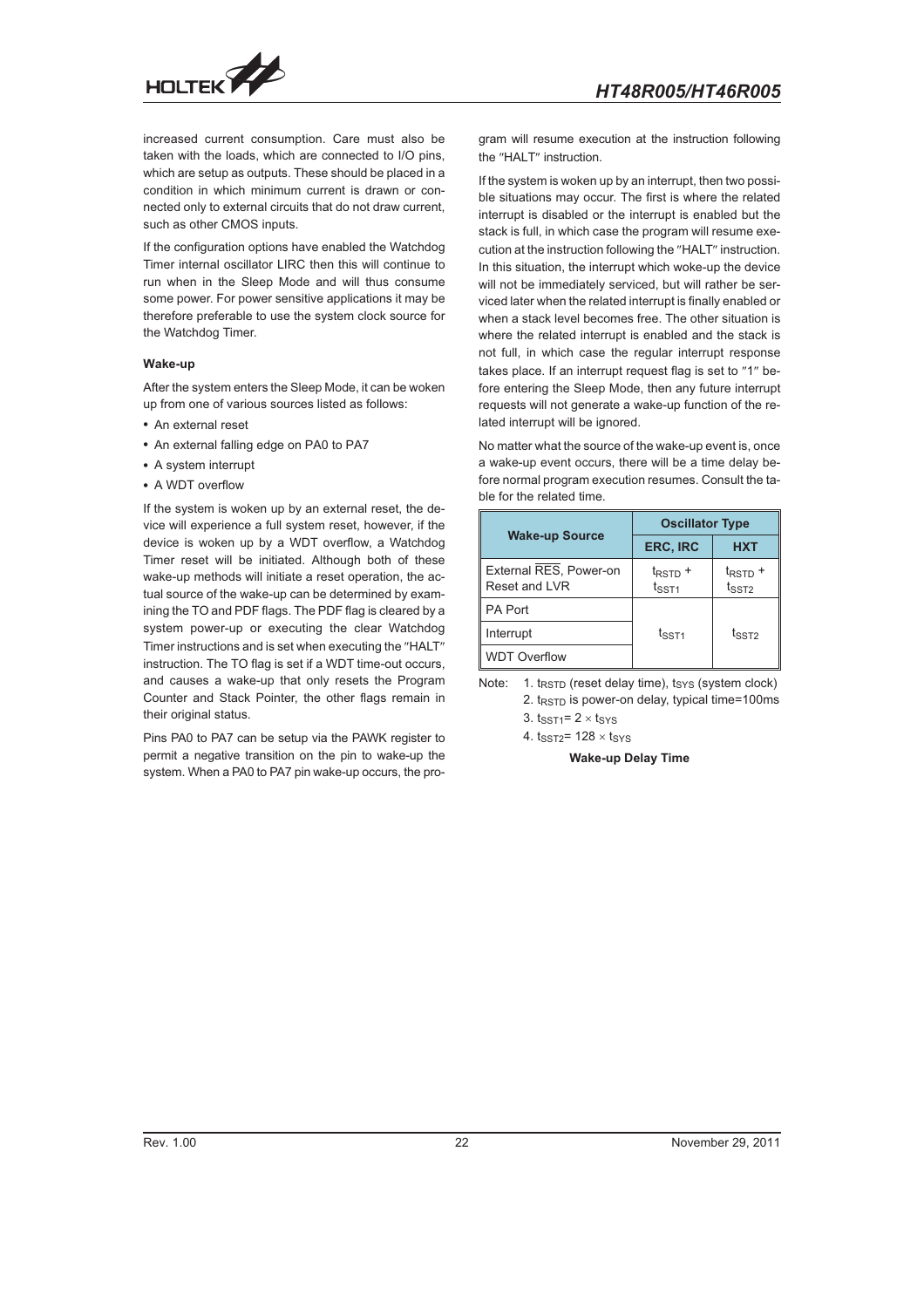increased current consumption. Care must also be taken with the loads, which are connected to I/O pins, which are setup as outputs. These should be placed in a condition in which minimum current is drawn or connected only to external circuits that do not draw current, such as other CMOS inputs.

If the configuration options have enabled the Watchdog Timer internal oscillator LIRC then this will continue to run when in the Sleep Mode and will thus consume some power. For power sensitive applications it may be therefore preferable to use the system clock source for the Watchdog Timer.

### Wake-up

After the system enters the Sleep Mode, it can be woken up from one of various sources listed as follows:

- An external reset
- An external falling edge on PA0 to PA7
- A system interrupt
- A WDT overflow

If the system is woken up by an external reset, the device will experience a full system reset, however, if the device is woken up by a WDT overflow, a Watchdog Timer reset will be initiated. Although both of these wake-up methods will initiate a reset operation, the actual source of the wake-up can be determined by examining the TO and PDF flags. The PDF flag is cleared by a system power-up or executing the clear Watchdog Timer instructions and is set when executing the "HALT" instruction. The TO flag is set if a WDT time-out occurs, and causes a wake-up that only resets the Program Counter and Stack Pointer, the other flags remain in their original status.

Pins PA0 to PA7 can be setup via the PAWK register to permit a negative transition on the pin to wake-up the system. When a PA0 to PA7 pin wake-up occurs, the program will resume execution at the instruction following the "HALT" instruction.

If the system is woken up by an interrupt, then two possible situations may occur. The first is where the related interrupt is disabled or the interrupt is enabled but the stack is full, in which case the program will resume execution at the instruction following the "HALT" instruction. In this situation, the interrupt which woke-up the device will not be immediately serviced, but will rather be serviced later when the related interrupt is finally enabled or when a stack level becomes free. The other situation is where the related interrupt is enabled and the stack is not full, in which case the regular interrupt response takes place. If an interrupt request flag is set to "1" before entering the Sleep Mode, then any future interrupt requests will not generate a wake-up function of the related interrupt will be ignored.

No matter what the source of the wake-up event is, once a wake-up event occurs, there will be a time delay before normal program execution resumes. Consult the table for the related time.

| Wake-up Source | Oscillator Type | |
|---|---|---|
| | ERC, IRC | HXT |
| External $\overline{RES}$, Power-on Reset and LVR | $t_{RSTD}$ + $t_{SST1}$ | $t_{RSTD}$ + $t_{SST2}$ |
| PA Port | $t_{SST1}$ | $t_{SST2}$ |
| Interrupt | $t_{SST1}$ | $t_{SST2}$ |
| WDT Overflow | $t_{SST1}$ | $t_{SST2}$ |

Note: 1. $t_{RSTD}$ (reset delay time), $t_{SYS}$ (system clock)

2. $t_{RSTD}$ is power-on delay, typical time=100ms

3. $t_{SST1}= 2 \times t_{SYS}$

4. $t_{SST2}= 128 \times t_{SYS}$

**Wake-up Delay Time**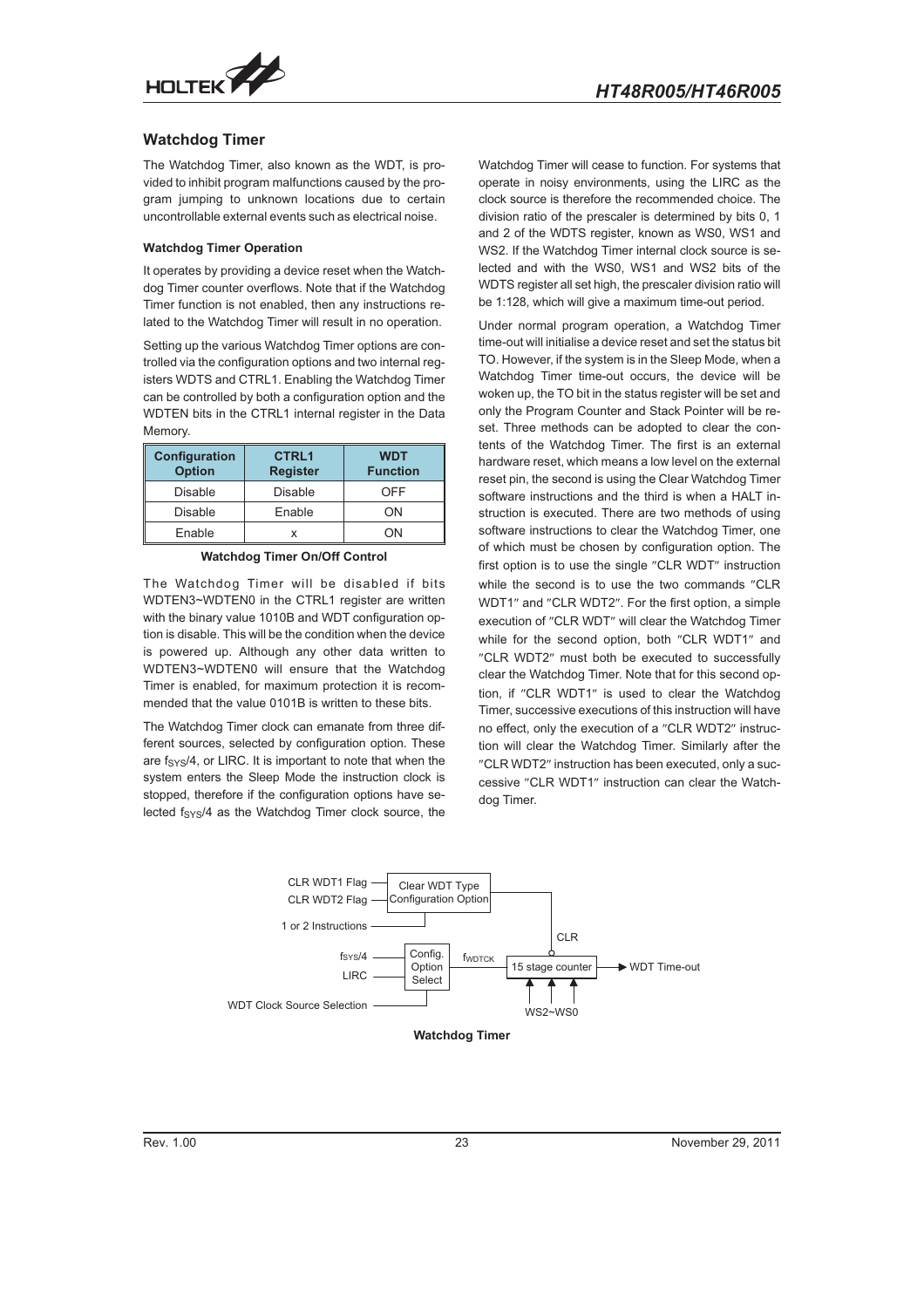## Watchdog Timer

The Watchdog Timer, also known as the WDT, is provided to inhibit program malfunctions caused by the program jumping to unknown locations due to certain uncontrollable external events such as electrical noise.

#### Watchdog Timer Operation

It operates by providing a device reset when the Watchdog Timer counter overflows. Note that if the Watchdog Timer function is not enabled, then any instructions related to the Watchdog Timer will result in no operation.

Setting up the various Watchdog Timer options are controlled via the configuration options and two internal registers WDTS and CTRL1. Enabling the Watchdog Timer can be controlled by both a configuration option and the WDTEN bits in the CTRL1 internal register in the Data Memory.

| Configuration Option | CTRL1 Register | WDT Function |
|---|---|---|
| Disable | Disable | OFF |
| Disable | Enable | ON |
| Enable | x | ON |

**Watchdog Timer On/Off Control**

The Watchdog Timer will be disabled if bits WDTEN3~WDTEN0 in the CTRL1 register are written with the binary value 1010B and WDT configuration option is disable. This will be the condition when the device is powered up. Although any other data written to WDTEN3~WDTEN0 will ensure that the Watchdog Timer is enabled, for maximum protection it is recommended that the value 0101B is written to these bits.

The Watchdog Timer clock can emanate from three different sources, selected by configuration option. These are $f_{SYS}/4$, or LIRC. It is important to note that when the system enters the Sleep Mode the instruction clock is stopped, therefore if the configuration options have selected $f_{SYS}/4$ as the Watchdog Timer clock source, the Watchdog Timer will cease to function. For systems that operate in noisy environments, using the LIRC as the clock source is therefore the recommended choice. The division ratio of the prescaler is determined by bits 0, 1 and 2 of the WDTS register, known as WS0, WS1 and WS2. If the Watchdog Timer internal clock source is selected and with the WS0, WS1 and WS2 bits of the WDTS register all set high, the prescaler division ratio will be 1:128, which will give a maximum time-out period.

Under normal program operation, a Watchdog Timer time-out will initialise a device reset and set the status bit TO. However, if the system is in the Sleep Mode, when a Watchdog Timer time-out occurs, the device will be woken up, the TO bit in the status register will be set and only the Program Counter and Stack Pointer will be reset. Three methods can be adopted to clear the contents of the Watchdog Timer. The first is an external hardware reset, which means a low level on the external reset pin, the second is using the Clear Watchdog Timer software instructions and the third is when a HALT instruction is executed. There are two methods of using software instructions to clear the Watchdog Timer, one of which must be chosen by configuration option. The first option is to use the single "CLR WDT" instruction while the second is to use the two commands "CLR WDT1" and "CLR WDT2". For the first option, a simple execution of "CLR WDT" will clear the Watchdog Timer while for the second option, both "CLR WDT1" and "CLR WDT2" must both be executed to successfully clear the Watchdog Timer. Note that for this second option, if "CLR WDT1" is used to clear the Watchdog Timer, successive executions of this instruction will have no effect, only the execution of a "CLR WDT2" instruction will clear the Watchdog Timer. Similarly after the "CLR WDT2" instruction has been executed, only a successive "CLR WDT1" instruction can clear the Watchdog Timer.

```
CLR WDT1 Flag ----+------------------------+
CLR WDT2 Flag ----| Clear WDT Type         |-----------+
                  | Configuration Option   |           |
                  +------------------------+           |
1 or 2 Instructions ------------+                      | CLR
                                                       o
fSYS/4 ---------+---------+    fWDTCK   +------------------+
                | Config. |-------------| 15 stage counter |----> WDT Time-out
LIRC -----------| Option  |             +------------------+
                | Select  |                 ^    ^    ^
WDT Clock Source Selection ---+             WS2~WS0
```

**Watchdog Timer**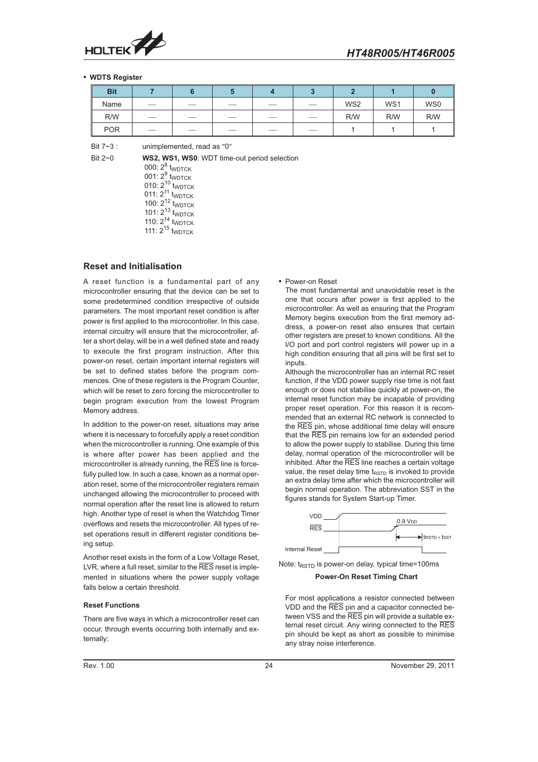- **WDTS Register**

| Bit | 7 | 6 | 5 | 4 | 3 | 2 | 1 | 0 |
|---|---|---|---|---|---|---|---|---|
| Name | — | — | — | — | — | WS2 | WS1 | WS0 |
| R/W | — | — | — | — | — | R/W | R/W | R/W |
| POR | — | — | — | — | — | 1 | 1 | 1 |

Bit 7~3 : unimplemented, read as "0"

Bit 2~0 **WS2, WS1, WS0**: WDT time-out period selection
000: $2^8$ $t_{WDTCK}$
001: $2^9$ $t_{WDTCK}$
010: $2^{10}$ $t_{WDTCK}$
011: $2^{11}$ $t_{WDTCK}$
100: $2^{12}$ $t_{WDTCK}$
101: $2^{13}$ $t_{WDTCK}$
110: $2^{14}$ $t_{WDTCK}$
111: $2^{15}$ $t_{WDTCK}$

## Reset and Initialisation

A reset function is a fundamental part of any microcontroller ensuring that the device can be set to some predetermined condition irrespective of outside parameters. The most important reset condition is after power is first applied to the microcontroller. In this case, internal circuitry will ensure that the microcontroller, after a short delay, will be in a well defined state and ready to execute the first program instruction. After this power-on reset, certain important internal registers will be set to defined states before the program commences. One of these registers is the Program Counter, which will be reset to zero forcing the microcontroller to begin program execution from the lowest Program Memory address.

In addition to the power-on reset, situations may arise where it is necessary to forcefully apply a reset condition when the microcontroller is running. One example of this is where after power has been applied and the microcontroller is already running, the $\overline{RES}$ line is forcefully pulled low. In such a case, known as a normal operation reset, some of the microcontroller registers remain unchanged allowing the microcontroller to proceed with normal operation after the reset line is allowed to return high. Another type of reset is when the Watchdog Timer overflows and resets the microcontroller. All types of reset operations result in different register conditions being setup.

Another reset exists in the form of a Low Voltage Reset, LVR, where a full reset, similar to the $\overline{RES}$ reset is implemented in situations where the power supply voltage falls below a certain threshold.

### Reset Functions

There are five ways in which a microcontroller reset can occur, through events occurring both internally and externally:

- Power-on Reset

The most fundamental and unavoidable reset is the one that occurs after power is first applied to the microcontroller. As well as ensuring that the Program Memory begins execution from the first memory address, a power-on reset also ensures that certain other registers are preset to known conditions. All the I/O port and port control registers will power up in a high condition ensuring that all pins will be first set to inputs.

Although the microcontroller has an internal RC reset function, if the VDD power supply rise time is not fast enough or does not stabilise quickly at power-on, the internal reset function may be incapable of providing proper reset operation. For this reason it is recommended that an external RC network is connected to the $\overline{RES}$ pin, whose additional time delay will ensure that the $\overline{RES}$ pin remains low for an extended period to allow the power supply to stabilise. During this time delay, normal operation of the microcontroller will be inhibited. After the $\overline{RES}$ line reaches a certain voltage value, the reset delay time $t_{RSTD}$ is invoked to provide an extra delay time after which the microcontroller will begin normal operation. The abbreviation SST in the figures stands for System Start-up Timer.

Note: $t_{RSTD}$ is power-on delay, typical time=100ms

**Power-On Reset Timing Chart**

For most applications a resistor connected between VDD and the $\overline{RES}$ pin and a capacitor connected between VSS and the $\overline{RES}$ pin will provide a suitable external reset circuit. Any wiring connected to the $\overline{RES}$ pin should be kept as short as possible to minimise any stray noise interference.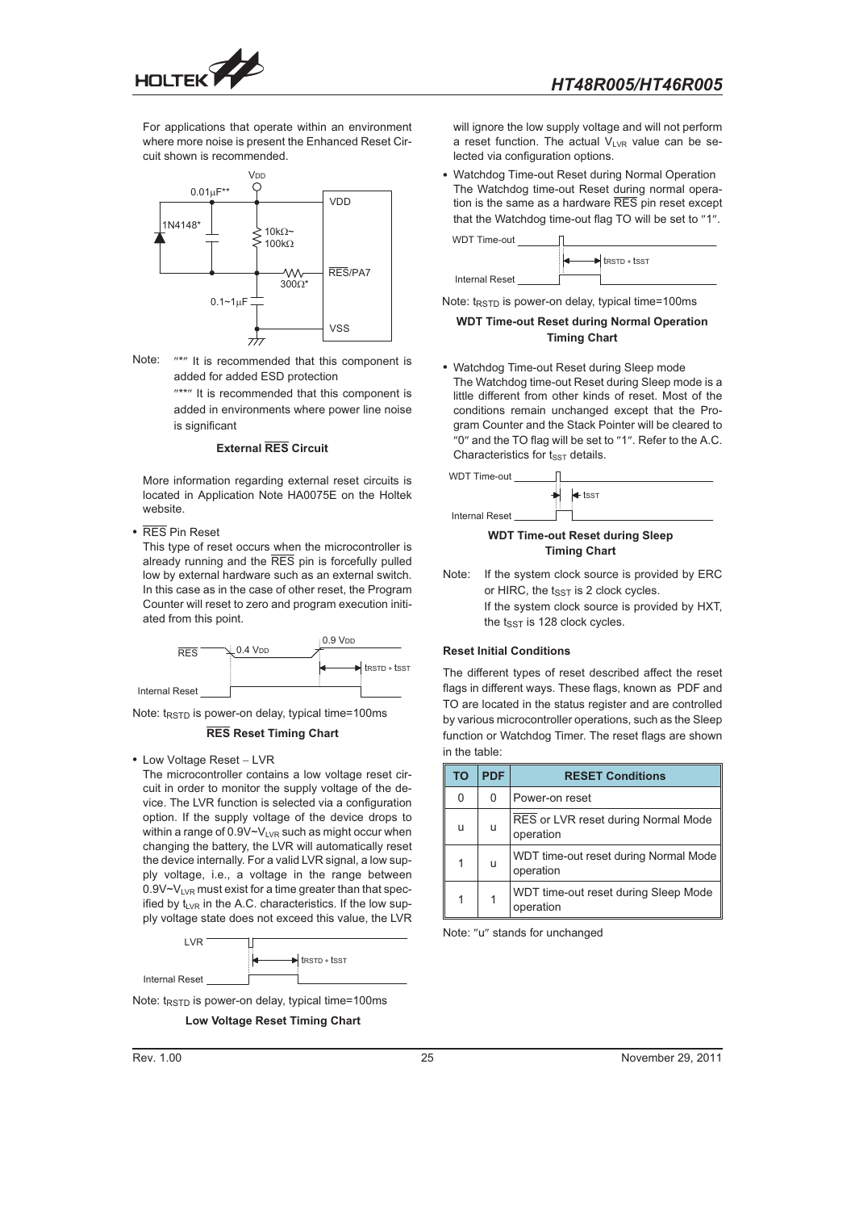For applications that operate within an environment where more noise is present the Enhanced Reset Circuit shown is recommended.

Note: "*" It is recommended that this component is added for added ESD protection

"**" It is recommended that this component is added in environments where power line noise is significant

**External $\overline{RES}$ Circuit**

More information regarding external reset circuits is located in Application Note HA0075E on the Holtek website.

- $\overline{RES}$ Pin Reset

  This type of reset occurs when the microcontroller is already running and the $\overline{RES}$ pin is forcefully pulled low by external hardware such as an external switch. In this case as in the case of other reset, the Program Counter will reset to zero and program execution initiated from this point.

Note: $t_{RSTD}$ is power-on delay, typical time=100ms

**$\overline{RES}$ Reset Timing Chart**

- Low Voltage Reset – LVR

  The microcontroller contains a low voltage reset circuit in order to monitor the supply voltage of the device. The LVR function is selected via a configuration option. If the supply voltage of the device drops to within a range of 0.9V~$V_{LVR}$ such as might occur when changing the battery, the LVR will automatically reset the device internally. For a valid LVR signal, a low supply voltage, i.e., a voltage in the range between 0.9V~$V_{LVR}$ must exist for a time greater than that specified by $t_{LVR}$ in the A.C. characteristics. If the low supply voltage state does not exceed this value, the LVR will ignore the low supply voltage and will not perform a reset function. The actual $V_{LVR}$ value can be selected via configuration options.

Note: $t_{RSTD}$ is power-on delay, typical time=100ms

**Low Voltage Reset Timing Chart**

- Watchdog Time-out Reset during Normal Operation

  The Watchdog time-out Reset during normal operation is the same as a hardware $\overline{RES}$ pin reset except that the Watchdog time-out flag TO will be set to "1".

Note: $t_{RSTD}$ is power-on delay, typical time=100ms

**WDT Time-out Reset during Normal Operation Timing Chart**

- Watchdog Time-out Reset during Sleep mode

  The Watchdog time-out Reset during Sleep mode is a little different from other kinds of reset. Most of the conditions remain unchanged except that the Program Counter and the Stack Pointer will be cleared to "0" and the TO flag will be set to "1". Refer to the A.C. Characteristics for $t_{SST}$ details.

**WDT Time-out Reset during Sleep Timing Chart**

Note: If the system clock source is provided by ERC or HIRC, the $t_{SST}$ is 2 clock cycles.

If the system clock source is provided by HXT, the $t_{SST}$ is 128 clock cycles.

**Reset Initial Conditions**

The different types of reset described affect the reset flags in different ways. These flags, known as PDF and TO are located in the status register and are controlled by various microcontroller operations, such as the Sleep function or Watchdog Timer. The reset flags are shown in the table:

| TO | PDF | RESET Conditions |
|---|---|---|
| 0 | 0 | Power-on reset |
| u | u | $\overline{RES}$ or LVR reset during Normal Mode operation |
| 1 | u | WDT time-out reset during Normal Mode operation |
| 1 | 1 | WDT time-out reset during Sleep Mode operation |

Note: "u" stands for unchanged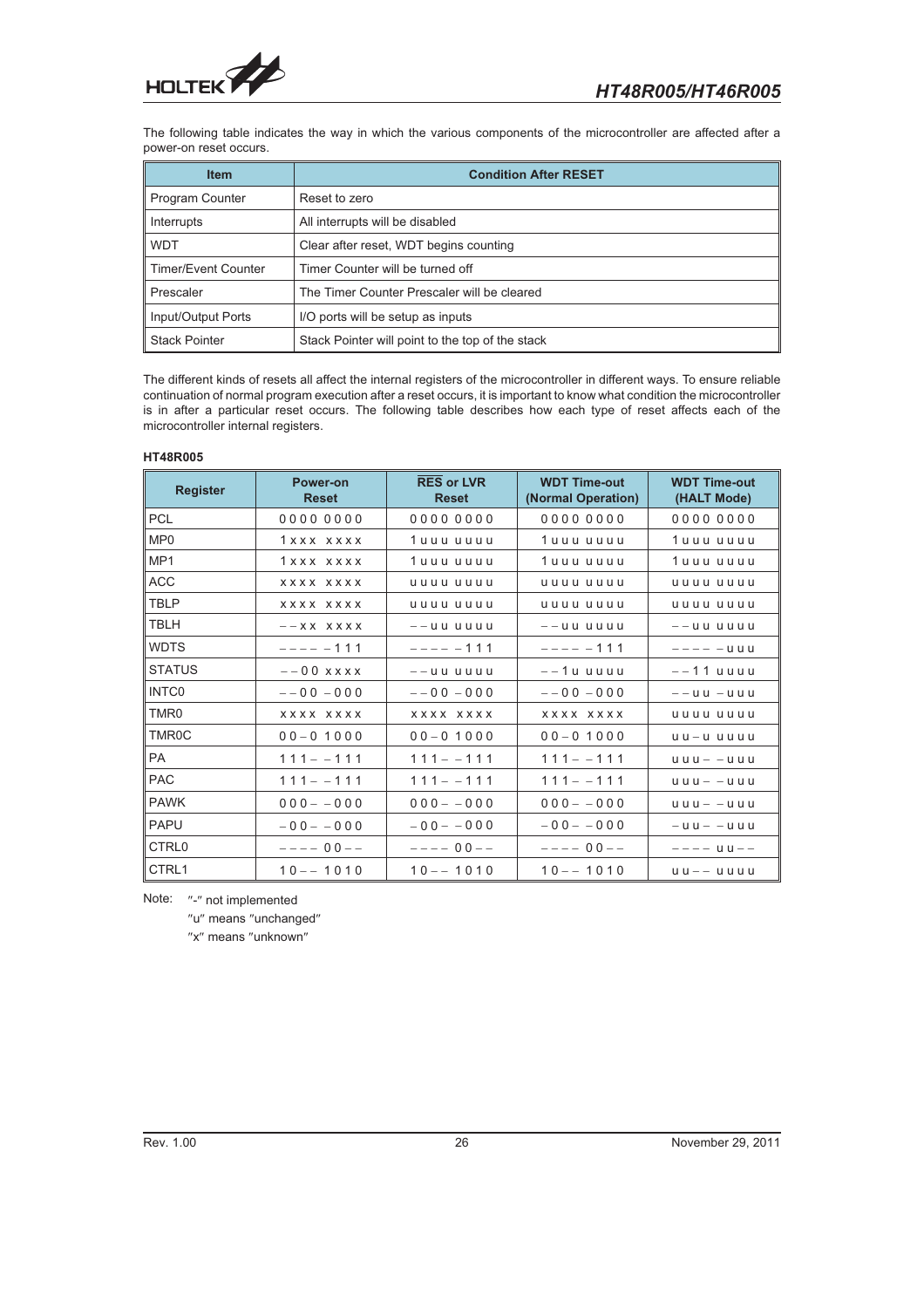The following table indicates the way in which the various components of the microcontroller are affected after a power-on reset occurs.

| Item | Condition After RESET |
|---|---|
| Program Counter | Reset to zero |
| Interrupts | All interrupts will be disabled |
| WDT | Clear after reset, WDT begins counting |
| Timer/Event Counter | Timer Counter will be turned off |
| Prescaler | The Timer Counter Prescaler will be cleared |
| Input/Output Ports | I/O ports will be setup as inputs |
| Stack Pointer | Stack Pointer will point to the top of the stack |

The different kinds of resets all affect the internal registers of the microcontroller in different ways. To ensure reliable continuation of normal program execution after a reset occurs, it is important to know what condition the microcontroller is in after a particular reset occurs. The following table describes how each type of reset affects each of the microcontroller internal registers.

**HT48R005**

| Register | Power-on Reset | $\overline{RES}$ or LVR Reset | WDT Time-out (Normal Operation) | WDT Time-out (HALT Mode) |
|---|---|---|---|---|
| PCL | 0000 0000 | 0000 0000 | 0000 0000 | 0000 0000 |
| MP0 | 1xxx xxxx | 1uuu uuuu | 1uuu uuuu | 1uuu uuuu |
| MP1 | 1xxx xxxx | 1uuu uuuu | 1uuu uuuu | 1uuu uuuu |
| ACC | xxxx xxxx | uuuu uuuu | uuuu uuuu | uuuu uuuu |
| TBLP | xxxx xxxx | uuuu uuuu | uuuu uuuu | uuuu uuuu |
| TBLH | --xx xxxx | --uu uuuu | --uu uuuu | --uu uuuu |
| WDTS | ---- -111 | ---- -111 | ---- -111 | ---- -uuu |
| STATUS | --00 xxxx | --uu uuuu | --1u uuuu | --11 uuuu |
| INTC0 | --00 -000 | --00 -000 | --00 -000 | --uu -uuu |
| TMR0 | xxxx xxxx | xxxx xxxx | xxxx xxxx | uuuu uuuu |
| TMR0C | 00-0 1000 | 00-0 1000 | 00-0 1000 | uu-u uuuu |
| PA | 111- -111 | 111- -111 | 111- -111 | uuu- -uuu |
| PAC | 111- -111 | 111- -111 | 111- -111 | uuu- -uuu |
| PAWK | 000- -000 | 000- -000 | 000- -000 | uuu- -uuu |
| PAPU | -00- -000 | -00- -000 | -00- -000 | -uu- -uuu |
| CTRL0 | ---- 00-- | ---- 00-- | ---- 00-- | ---- uu-- |
| CTRL1 | 10-- 1010 | 10-- 1010 | 10-- 1010 | uu-- uuuu |

Note: "-" not implemented

"u" means "unchanged"

"x" means "unknown"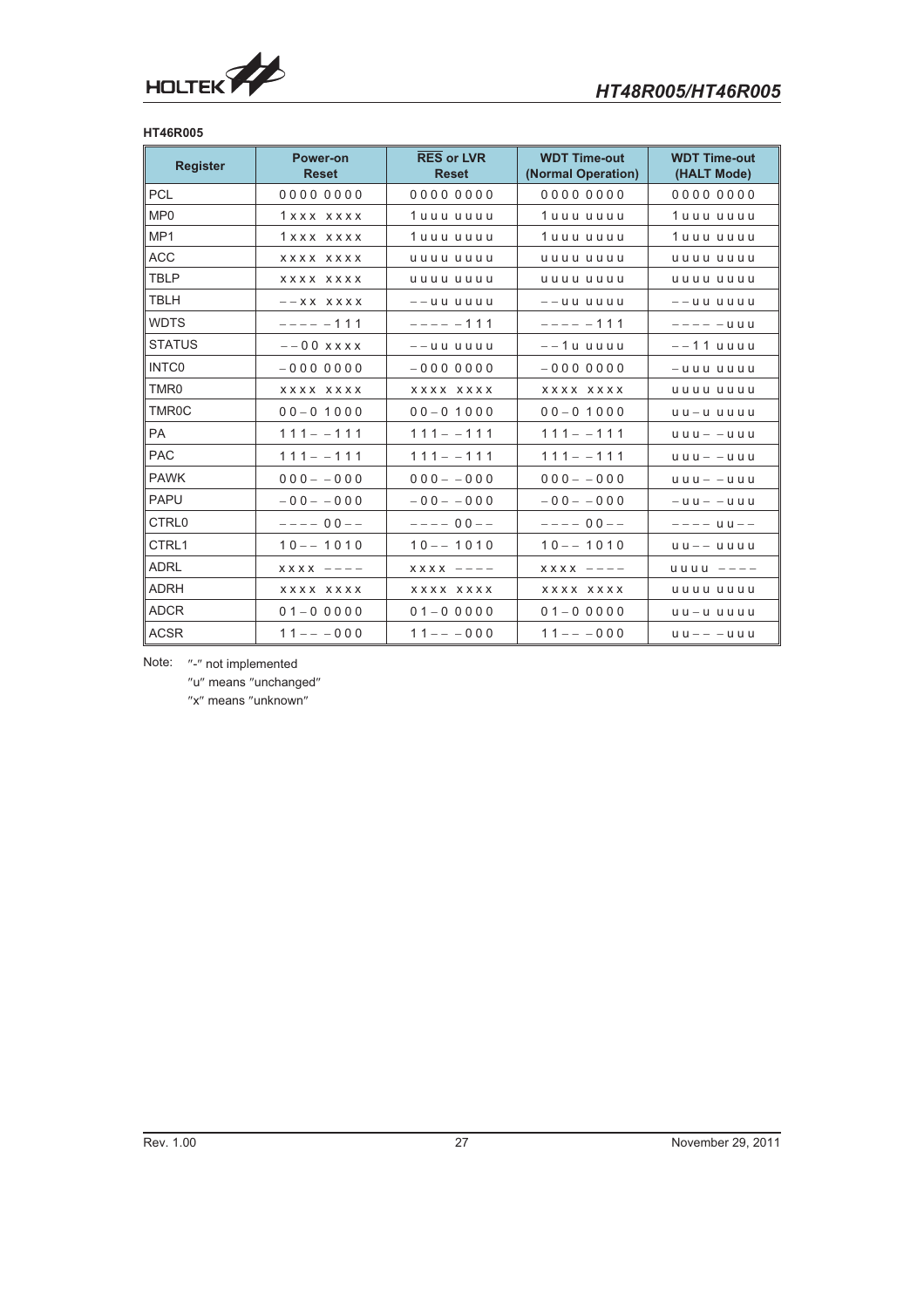**HT46R005**

| Register | Power-on Reset | $\overline{RES}$ or LVR Reset | WDT Time-out (Normal Operation) | WDT Time-out (HALT Mode) |
|---|---|---|---|---|
| PCL | 0000 0000 | 0000 0000 | 0000 0000 | 0000 0000 |
| MP0 | 1xxx xxxx | 1uuu uuuu | 1uuu uuuu | 1uuu uuuu |
| MP1 | 1xxx xxxx | 1uuu uuuu | 1uuu uuuu | 1uuu uuuu |
| ACC | xxxx xxxx | uuuu uuuu | uuuu uuuu | uuuu uuuu |
| TBLP | xxxx xxxx | uuuu uuuu | uuuu uuuu | uuuu uuuu |
| TBLH | − − xx xxxx | − − uu uuuu | − − uu uuuu | − − uu uuuu |
| WDTS | − − − − − 111 | − − − − − 111 | − − − − − 111 | − − − − − uuu |
| STATUS | − − 00 xxxx | − − uu uuuu | − − 1u uuuu | − − 11 uuuu |
| INTC0 | − 000 0000 | − 000 0000 | − 000 0000 | − uuu uuuu |
| TMR0 | xxxx xxxx | xxxx xxxx | xxxx xxxx | uuuu uuuu |
| TMR0C | 00 − 0 1000 | 00 − 0 1000 | 00 − 0 1000 | uu − u uuuu |
| PA | 111 − − 111 | 111 − − 111 | 111 − − 111 | uuu − − uuu |
| PAC | 111 − − 111 | 111 − − 111 | 111 − − 111 | uuu − − uuu |
| PAWK | 000 − − 000 | 000 − − 000 | 000 − − 000 | uuu − − uuu |
| PAPU | − 00 − − 000 | − 00 − − 000 | − 00 − − 000 | − uu − − uuu |
| CTRL0 | − − − − 00 − − | − − − − 00 − − | − − − − 00 − − | − − − − uu − − |
| CTRL1 | 10 − − 1010 | 10 − − 1010 | 10 − − 1010 | uu − − uuuu |
| ADRL | xxxx − − − − | xxxx − − − − | xxxx − − − − | uuuu − − − − |
| ADRH | xxxx xxxx | xxxx xxxx | xxxx xxxx | uuuu uuuu |
| ADCR | 01 − 0 0000 | 01 − 0 0000 | 01 − 0 0000 | uu − u uuuu |
| ACSR | 11 − − − 000 | 11 − − − 000 | 11 − − − 000 | uu − − − uuu |

Note: "-" not implemented

"u" means "unchanged"

"x" means "unknown"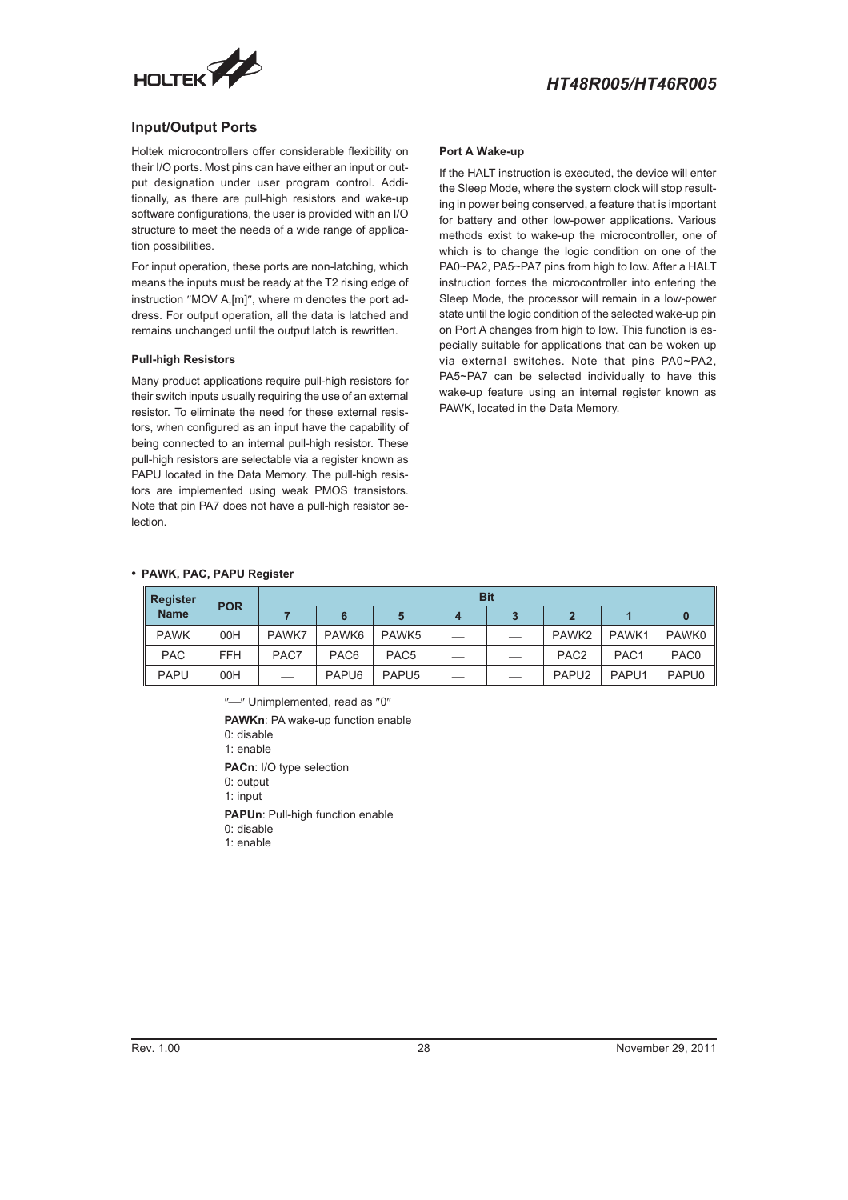## Input/Output Ports

Holtek microcontrollers offer considerable flexibility on their I/O ports. Most pins can have either an input or output designation under user program control. Additionally, as there are pull-high resistors and wake-up software configurations, the user is provided with an I/O structure to meet the needs of a wide range of application possibilities.

For input operation, these ports are non-latching, which means the inputs must be ready at the T2 rising edge of instruction "MOV A,[m]", where m denotes the port address. For output operation, all the data is latched and remains unchanged until the output latch is rewritten.

### Pull-high Resistors

Many product applications require pull-high resistors for their switch inputs usually requiring the use of an external resistor. To eliminate the need for these external resistors, when configured as an input have the capability of being connected to an internal pull-high resistor. These pull-high resistors are selectable via a register known as PAPU located in the Data Memory. The pull-high resistors are implemented using weak PMOS transistors. Note that pin PA7 does not have a pull-high resistor selection.

### Port A Wake-up

If the HALT instruction is executed, the device will enter the Sleep Mode, where the system clock will stop resulting in power being conserved, a feature that is important for battery and other low-power applications. Various methods exist to wake-up the microcontroller, one of which is to change the logic condition on one of the PA0~PA2, PA5~PA7 pins from high to low. After a HALT instruction forces the microcontroller into entering the Sleep Mode, the processor will remain in a low-power state until the logic condition of the selected wake-up pin on Port A changes from high to low. This function is especially suitable for applications that can be woken up via external switches. Note that pins PA0~PA2, PA5~PA7 can be selected individually to have this wake-up feature using an internal register known as PAWK, located in the Data Memory.

- **PAWK, PAC, PAPU Register**

| Register Name | POR | Bit | | | | | | | |
|---|---|---|---|---|---|---|---|---|---|
| | | 7 | 6 | 5 | 4 | 3 | 2 | 1 | 0 |
| PAWK | 00H | PAWK7 | PAWK6 | PAWK5 | — | — | PAWK2 | PAWK1 | PAWK0 |
| PAC | FFH | PAC7 | PAC6 | PAC5 | — | — | PAC2 | PAC1 | PAC0 |
| PAPU | 00H | — | PAPU6 | PAPU5 | — | — | PAPU2 | PAPU1 | PAPU0 |

"—" Unimplemented, read as "0"

**PAWKn**: PA wake-up function enable
0: disable
1: enable

**PACn**: I/O type selection
0: output
1: input

**PAPUn**: Pull-high function enable
0: disable
1: enable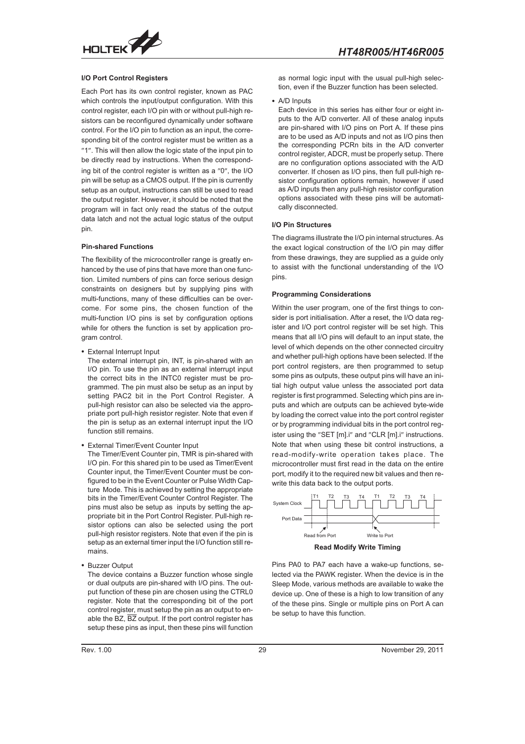**I/O Port Control Registers**

Each Port has its own control register, known as PAC which controls the input/output configuration. With this control register, each I/O pin with or without pull-high resistors can be reconfigured dynamically under software control. For the I/O pin to function as an input, the corresponding bit of the control register must be written as a "1". This will then allow the logic state of the input pin to be directly read by instructions. When the corresponding bit of the control register is written as a "0", the I/O pin will be setup as a CMOS output. If the pin is currently setup as an output, instructions can still be used to read the output register. However, it should be noted that the program will in fact only read the status of the output data latch and not the actual logic status of the output pin.

**Pin-shared Functions**

The flexibility of the microcontroller range is greatly enhanced by the use of pins that have more than one function. Limited numbers of pins can force serious design constraints on designers but by supplying pins with multi-functions, many of these difficulties can be overcome. For some pins, the chosen function of the multi-function I/O pins is set by configuration options while for others the function is set by application program control.

- External Interrupt Input

  The external interrupt pin, INT, is pin-shared with an I/O pin. To use the pin as an external interrupt input the correct bits in the INTC0 register must be programmed. The pin must also be setup as an input by setting PAC2 bit in the Port Control Register. A pull-high resistor can also be selected via the appropriate port pull-high resistor register. Note that even if the pin is setup as an external interrupt input the I/O function still remains.

- External Timer/Event Counter Input

  The Timer/Event Counter pin, TMR is pin-shared with I/O pin. For this shared pin to be used as Timer/Event Counter input, the Timer/Event Counter must be configured to be in the Event Counter or Pulse Width Capture Mode. This is achieved by setting the appropriate bits in the Timer/Event Counter Control Register. The pins must also be setup as inputs by setting the appropriate bit in the Port Control Register. Pull-high resistor options can also be selected using the port pull-high resistor registers. Note that even if the pin is setup as an external timer input the I/O function still remains.

- Buzzer Output

  The device contains a Buzzer function whose single or dual outputs are pin-shared with I/O pins. The output function of these pin are chosen using the CTRL0 register. Note that the corresponding bit of the port control register, must setup the pin as an output to enable the BZ, $\overline{BZ}$ output. If the port control register has setup these pins as input, then these pins will function as normal logic input with the usual pull-high selection, even if the Buzzer function has been selected.

- A/D Inputs

  Each device in this series has either four or eight inputs to the A/D converter. All of these analog inputs are pin-shared with I/O pins on Port A. If these pins are to be used as A/D inputs and not as I/O pins then the corresponding PCRn bits in the A/D converter control register, ADCR, must be properly setup. There are no configuration options associated with the A/D converter. If chosen as I/O pins, then full pull-high resistor configuration options remain, however if used as A/D inputs then any pull-high resistor configuration options associated with these pins will be automatically disconnected.

**I/O Pin Structures**

The diagrams illustrate the I/O pin internal structures. As the exact logical construction of the I/O pin may differ from these drawings, they are supplied as a guide only to assist with the functional understanding of the I/O pins.

**Programming Considerations**

Within the user program, one of the first things to consider is port initialisation. After a reset, the I/O data register and I/O port control register will be set high. This means that all I/O pins will default to an input state, the level of which depends on the other connected circuitry and whether pull-high options have been selected. If the port control registers, are then programmed to setup some pins as outputs, these output pins will have an initial high output value unless the associated port data register is first programmed. Selecting which pins are inputs and which are outputs can be achieved byte-wide by loading the correct value into the port control register or by programming individual bits in the port control register using the "SET [m].i" and "CLR [m].i" instructions. Note that when using these bit control instructions, a read-modify-write operation takes place. The microcontroller must first read in the data on the entire port, modify it to the required new bit values and then rewrite this data back to the output ports.

T1 T2 T3 T4 T1 T2 T3 T4
System Clock
Port Data
Read from Port Write to Port

**Read Modify Write Timing**

Pins PA0 to PA7 each have a wake-up functions, selected via the PAWK register. When the device is in the Sleep Mode, various methods are available to wake the device up. One of these is a high to low transition of any of the these pins. Single or multiple pins on Port A can be setup to have this function.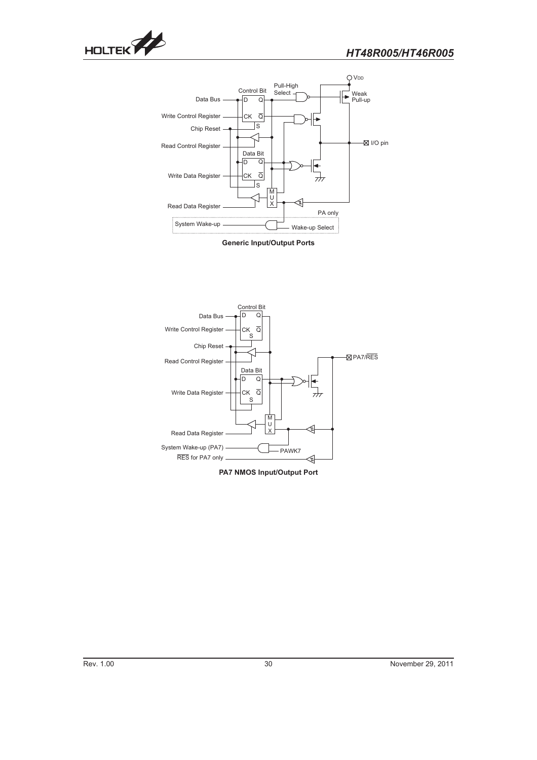Generic Input/Output Ports

PA7 NMOS Input/Output Port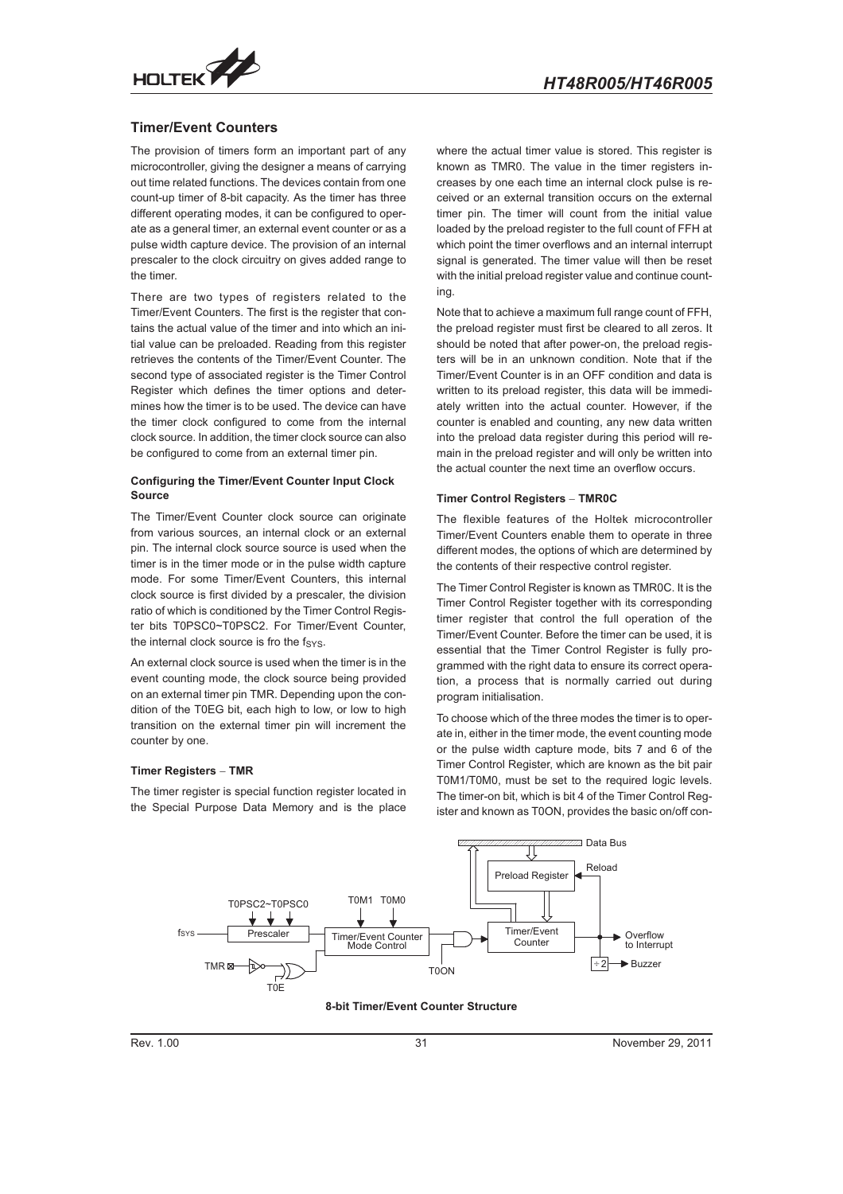## Timer/Event Counters

The provision of timers form an important part of any microcontroller, giving the designer a means of carrying out time related functions. The devices contain from one count-up timer of 8-bit capacity. As the timer has three different operating modes, it can be configured to operate as a general timer, an external event counter or as a pulse width capture device. The provision of an internal prescaler to the clock circuitry on gives added range to the timer.

There are two types of registers related to the Timer/Event Counters. The first is the register that contains the actual value of the timer and into which an initial value can be preloaded. Reading from this register retrieves the contents of the Timer/Event Counter. The second type of associated register is the Timer Control Register which defines the timer options and determines how the timer is to be used. The device can have the timer clock configured to come from the internal clock source. In addition, the timer clock source can also be configured to come from an external timer pin.

#### Configuring the Timer/Event Counter Input Clock Source

The Timer/Event Counter clock source can originate from various sources, an internal clock or an external pin. The internal clock source source is used when the timer is in the timer mode or in the pulse width capture mode. For some Timer/Event Counters, this internal clock source is first divided by a prescaler, the division ratio of which is conditioned by the Timer Control Register bits T0PSC0~T0PSC2. For Timer/Event Counter, the internal clock source is fro the $f_{SYS}$.

An external clock source is used when the timer is in the event counting mode, the clock source being provided on an external timer pin TMR. Depending upon the condition of the T0EG bit, each high to low, or low to high transition on the external timer pin will increment the counter by one.

#### Timer Registers – TMR

The timer register is special function register located in the Special Purpose Data Memory and is the place where the actual timer value is stored. This register is known as TMR0. The value in the timer registers increases by one each time an internal clock pulse is received or an external transition occurs on the external timer pin. The timer will count from the initial value loaded by the preload register to the full count of FFH at which point the timer overflows and an internal interrupt signal is generated. The timer value will then be reset with the initial preload register value and continue counting.

Note that to achieve a maximum full range count of FFH, the preload register must first be cleared to all zeros. It should be noted that after power-on, the preload registers will be in an unknown condition. Note that if the Timer/Event Counter is in an OFF condition and data is written to its preload register, this data will be immediately written into the actual counter. However, if the counter is enabled and counting, any new data written into the preload data register during this period will remain in the preload register and will only be written into the actual counter the next time an overflow occurs.

#### Timer Control Registers – TMR0C

The flexible features of the Holtek microcontroller Timer/Event Counters enable them to operate in three different modes, the options of which are determined by the contents of their respective control register.

The Timer Control Register is known as TMR0C. It is the Timer Control Register together with its corresponding timer register that control the full operation of the Timer/Event Counter. Before the timer can be used, it is essential that the Timer Control Register is fully programmed with the right data to ensure its correct operation, a process that is normally carried out during program initialisation.

To choose which of the three modes the timer is to operate in, either in the timer mode, the event counting mode or the pulse width capture mode, bits 7 and 6 of the Timer Control Register, which are known as the bit pair T0M1/T0M0, must be set to the required logic levels. The timer-on bit, which is bit 4 of the Timer Control Register and known as T0ON, provides the basic on/off con-

8-bit Timer/Event Counter Structure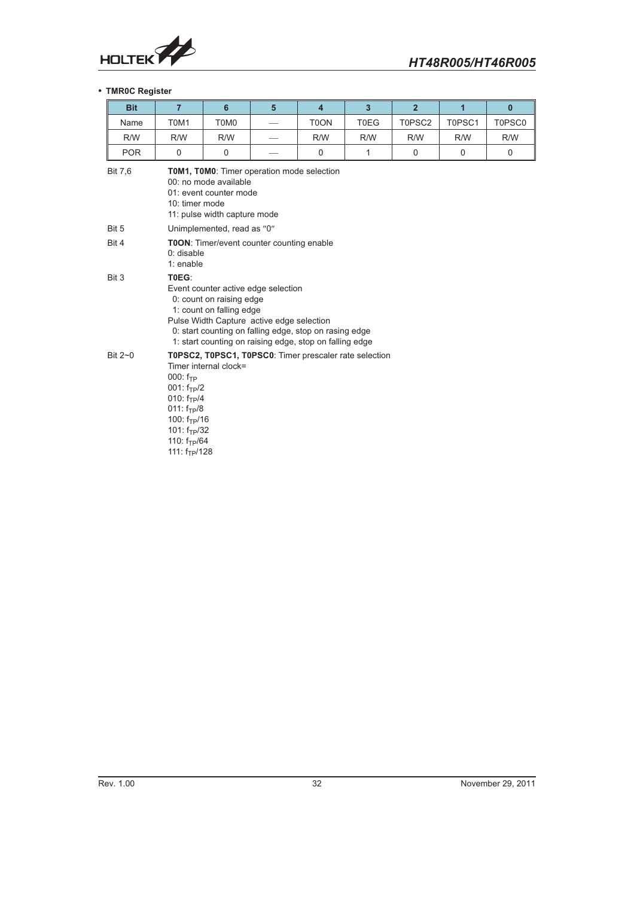- **TMR0C Register**

| Bit | 7 | 6 | 5 | 4 | 3 | 2 | 1 | 0 |
|---|---|---|---|---|---|---|---|---|
| Name | T0M1 | T0M0 | — | T0ON | T0EG | T0PSC2 | T0PSC1 | T0PSC0 |
| R/W | R/W | R/W | — | R/W | R/W | R/W | R/W | R/W |
| POR | 0 | 0 | — | 0 | 1 | 0 | 0 | 0 |

Bit 7,6 **T0M1, T0M0**: Timer operation mode selection
00: no mode available
01: event counter mode
10: timer mode
11: pulse width capture mode

Bit 5 Unimplemented, read as "0"

Bit 4 **T0ON**: Timer/event counter counting enable
0: disable
1: enable

Bit 3 **T0EG**:
Event counter active edge selection
0: count on raising edge
1: count on falling edge
Pulse Width Capture active edge selection
0: start counting on falling edge, stop on rasing edge
1: start counting on raising edge, stop on falling edge

Bit 2~0 **T0PSC2, T0PSC1, T0PSC0**: Timer prescaler rate selection
Timer internal clock=
000: $f_{TP}$
001: $f_{TP}/2$
010: $f_{TP}/4$
011: $f_{TP}/8$
100: $f_{TP}/16$
101: $f_{TP}/32$
110: $f_{TP}/64$
111: $f_{TP}/128$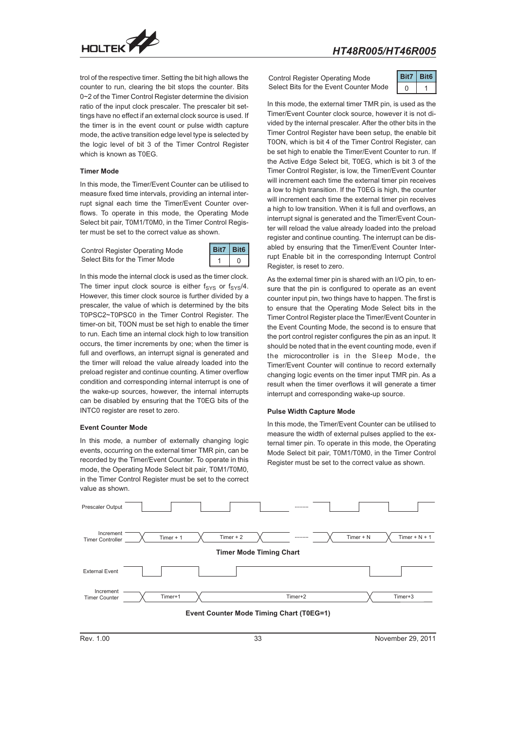trol of the respective timer. Setting the bit high allows the counter to run, clearing the bit stops the counter. Bits 0~2 of the Timer Control Register determine the division ratio of the input clock prescaler. The prescaler bit settings have no effect if an external clock source is used. If the timer is in the event count or pulse width capture mode, the active transition edge level type is selected by the logic level of bit 3 of the Timer Control Register which is known as T0EG.

**Timer Mode**

In this mode, the Timer/Event Counter can be utilised to measure fixed time intervals, providing an internal interrupt signal each time the Timer/Event Counter overflows. To operate in this mode, the Operating Mode Select bit pair, T0M1/T0M0, in the Timer Control Register must be set to the correct value as shown.

Control Register Operating Mode Select Bits for the Timer Mode

| Bit7 | Bit6 |
|---|---|
| 1 | 0 |

In this mode the internal clock is used as the timer clock. The timer input clock source is either $f_{SYS}$ or $f_{SYS}/4$. However, this timer clock source is further divided by a prescaler, the value of which is determined by the bits T0PSC2~T0PSC0 in the Timer Control Register. The timer-on bit, T0ON must be set high to enable the timer to run. Each time an internal clock high to low transition occurs, the timer increments by one; when the timer is full and overflows, an interrupt signal is generated and the timer will reload the value already loaded into the preload register and continue counting. A timer overflow condition and corresponding internal interrupt is one of the wake-up sources, however, the internal interrupts can be disabled by ensuring that the T0EG bits of the INTC0 register are reset to zero.

**Event Counter Mode**

In this mode, a number of externally changing logic events, occurring on the external timer TMR pin, can be recorded by the Timer/Event Counter. To operate in this mode, the Operating Mode Select bit pair, T0M1/T0M0, in the Timer Control Register must be set to the correct value as shown.

Control Register Operating Mode Select Bits for the Event Counter Mode

| Bit7 | Bit6 |
|---|---|
| 0 | 1 |

In this mode, the external timer TMR pin, is used as the Timer/Event Counter clock source, however it is not divided by the internal prescaler. After the other bits in the Timer Control Register have been setup, the enable bit T0ON, which is bit 4 of the Timer Control Register, can be set high to enable the Timer/Event Counter to run. If the Active Edge Select bit, T0EG, which is bit 3 of the Timer Control Register, is low, the Timer/Event Counter will increment each time the external timer pin receives a low to high transition. If the T0EG is high, the counter will increment each time the external timer pin receives a high to low transition. When it is full and overflows, an interrupt signal is generated and the Timer/Event Counter will reload the value already loaded into the preload register and continue counting. The interrupt can be disabled by ensuring that the Timer/Event Counter Interrupt Enable bit in the corresponding Interrupt Control Register, is reset to zero.

As the external timer pin is shared with an I/O pin, to ensure that the pin is configured to operate as an event counter input pin, two things have to happen. The first is to ensure that the Operating Mode Select bits in the Timer Control Register place the Timer/Event Counter in the Event Counting Mode, the second is to ensure that the port control register configures the pin as an input. It should be noted that in the event counting mode, even if the microcontroller is in the Sleep Mode, the Timer/Event Counter will continue to record externally changing logic events on the timer input TMR pin. As a result when the timer overflows it will generate a timer interrupt and corresponding wake-up source.

**Pulse Width Capture Mode**

In this mode, the Timer/Event Counter can be utilised to measure the width of external pulses applied to the external timer pin. To operate in this mode, the Operating Mode Select bit pair, T0M1/T0M0, in the Timer Control Register must be set to the correct value as shown.

Prescaler Output

Increment Timer Controller: Timer + 1, Timer + 2, ..., Timer + N, Timer + N + 1

**Timer Mode Timing Chart**

External Event

Increment Timer Counter: Timer+1, Timer+2, Timer+3

**Event Counter Mode Timing Chart (T0EG=1)**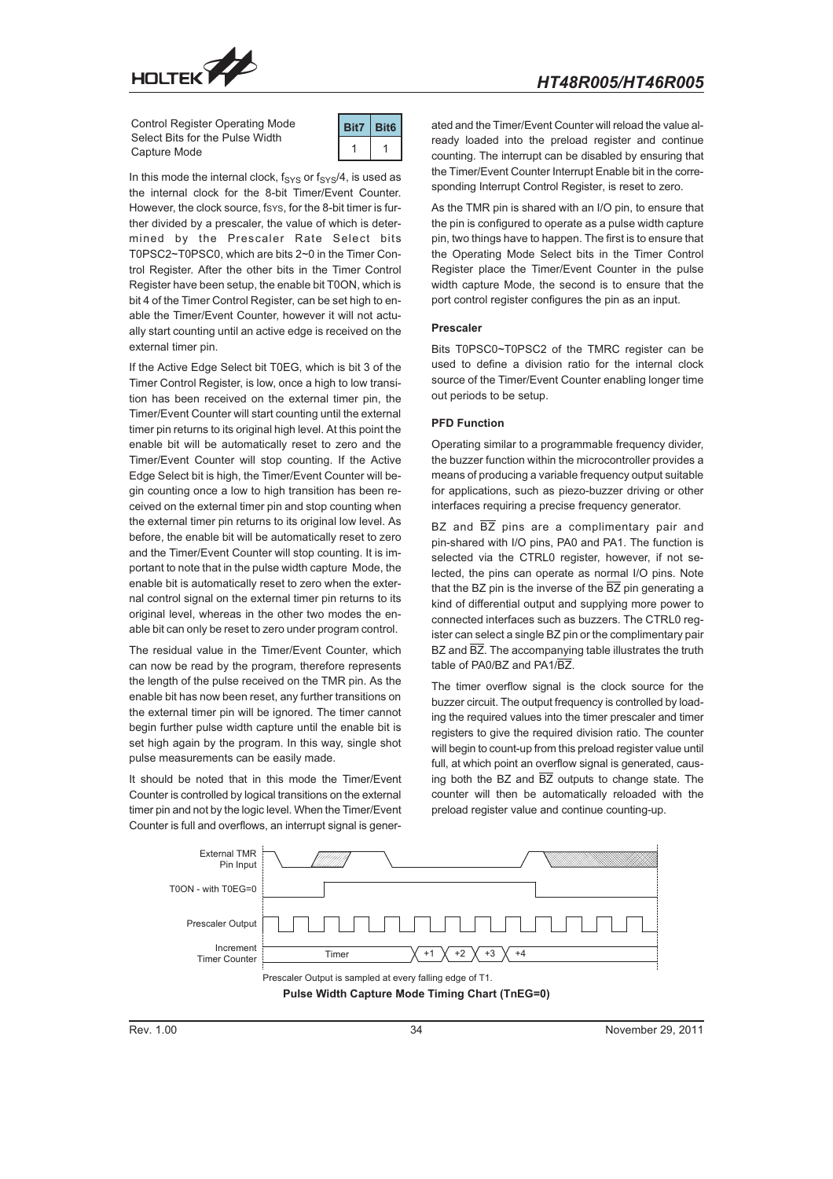Control Register Operating Mode Select Bits for the Pulse Width Capture Mode

| Bit7 | Bit6 |
|---|---|
| 1 | 1 |

In this mode the internal clock, $f_{SYS}$ or $f_{SYS}/4$, is used as the internal clock for the 8-bit Timer/Event Counter. However, the clock source, fSYS, for the 8-bit timer is further divided by a prescaler, the value of which is determined by the Prescaler Rate Select bits T0PSC2~T0PSC0, which are bits 2~0 in the Timer Control Register. After the other bits in the Timer Control Register have been setup, the enable bit T0ON, which is bit 4 of the Timer Control Register, can be set high to enable the Timer/Event Counter, however it will not actually start counting until an active edge is received on the external timer pin.

If the Active Edge Select bit T0EG, which is bit 3 of the Timer Control Register, is low, once a high to low transition has been received on the external timer pin, the Timer/Event Counter will start counting until the external timer pin returns to its original high level. At this point the enable bit will be automatically reset to zero and the Timer/Event Counter will stop counting. If the Active Edge Select bit is high, the Timer/Event Counter will begin counting once a low to high transition has been received on the external timer pin and stop counting when the external timer pin returns to its original low level. As before, the enable bit will be automatically reset to zero and the Timer/Event Counter will stop counting. It is important to note that in the pulse width capture Mode, the enable bit is automatically reset to zero when the external control signal on the external timer pin returns to its original level, whereas in the other two modes the enable bit can only be reset to zero under program control.

The residual value in the Timer/Event Counter, which can now be read by the program, therefore represents the length of the pulse received on the TMR pin. As the enable bit has now been reset, any further transitions on the external timer pin will be ignored. The timer cannot begin further pulse width capture until the enable bit is set high again by the program. In this way, single shot pulse measurements can be easily made.

It should be noted that in this mode the Timer/Event Counter is controlled by logical transitions on the external timer pin and not by the logic level. When the Timer/Event Counter is full and overflows, an interrupt signal is generated and the Timer/Event Counter will reload the value already loaded into the preload register and continue counting. The interrupt can be disabled by ensuring that the Timer/Event Counter Interrupt Enable bit in the corresponding Interrupt Control Register, is reset to zero.

As the TMR pin is shared with an I/O pin, to ensure that the pin is configured to operate as a pulse width capture pin, two things have to happen. The first is to ensure that the Operating Mode Select bits in the Timer Control Register place the Timer/Event Counter in the pulse width capture Mode, the second is to ensure that the port control register configures the pin as an input.

#### Prescaler

Bits T0PSC0~T0PSC2 of the TMRC register can be used to define a division ratio for the internal clock source of the Timer/Event Counter enabling longer time out periods to be setup.

#### PFD Function

Operating similar to a programmable frequency divider, the buzzer function within the microcontroller provides a means of producing a variable frequency output suitable for applications, such as piezo-buzzer driving or other interfaces requiring a precise frequency generator.

BZ and $\overline{BZ}$ pins are a complimentary pair and pin-shared with I/O pins, PA0 and PA1. The function is selected via the CTRL0 register, however, if not selected, the pins can operate as normal I/O pins. Note that the BZ pin is the inverse of the $\overline{BZ}$ pin generating a kind of differential output and supplying more power to connected interfaces such as buzzers. The CTRL0 register can select a single BZ pin or the complimentary pair BZ and $\overline{BZ}$. The accompanying table illustrates the truth table of PA0/BZ and PA1/$\overline{BZ}$.

The timer overflow signal is the clock source for the buzzer circuit. The output frequency is controlled by loading the required values into the timer prescaler and timer registers to give the required division ratio. The counter will begin to count-up from this preload register value until full, at which point an overflow signal is generated, causing both the BZ and $\overline{BZ}$ outputs to change state. The counter will then be automatically reloaded with the preload register value and continue counting-up.

External TMR Pin Input
T0ON - with T0EG=0
Prescaler Output
Increment Timer Counter — Timer, +1, +2, +3, +4

Prescaler Output is sampled at every falling edge of T1.

**Pulse Width Capture Mode Timing Chart (TnEG=0)**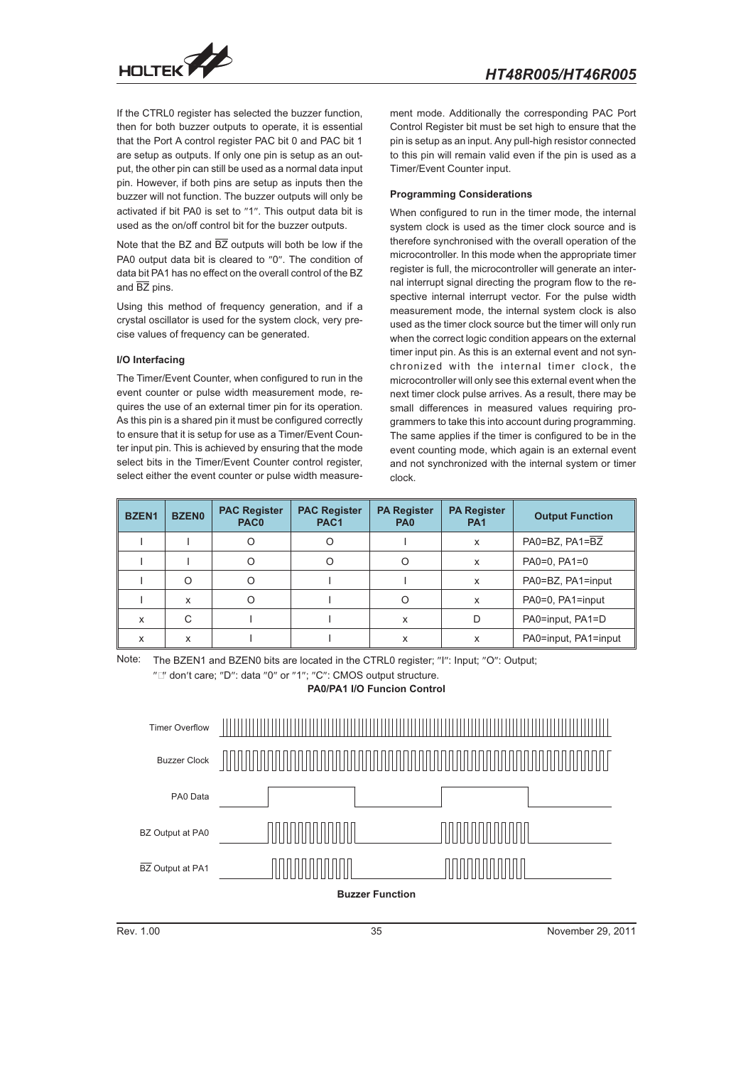If the CTRL0 register has selected the buzzer function, then for both buzzer outputs to operate, it is essential that the Port A control register PAC bit 0 and PAC bit 1 are setup as outputs. If only one pin is setup as an output, the other pin can still be used as a normal data input pin. However, if both pins are setup as inputs then the buzzer will not function. The buzzer outputs will only be activated if bit PA0 is set to "1". This output data bit is used as the on/off control bit for the buzzer outputs.

Note that the BZ and $\overline{BZ}$ outputs will both be low if the PA0 output data bit is cleared to "0". The condition of data bit PA1 has no effect on the overall control of the BZ and $\overline{BZ}$ pins.

Using this method of frequency generation, and if a crystal oscillator is used for the system clock, very precise values of frequency can be generated.

### I/O Interfacing

The Timer/Event Counter, when configured to run in the event counter or pulse width measurement mode, requires the use of an external timer pin for its operation. As this pin is a shared pin it must be configured correctly to ensure that it is setup for use as a Timer/Event Counter input pin. This is achieved by ensuring that the mode select bits in the Timer/Event Counter control register, select either the event counter or pulse width measurement mode. Additionally the corresponding PAC Port Control Register bit must be set high to ensure that the pin is setup as an input. Any pull-high resistor connected to this pin will remain valid even if the pin is used as a Timer/Event Counter input.

### Programming Considerations

When configured to run in the timer mode, the internal system clock is used as the timer clock source and is therefore synchronised with the overall operation of the microcontroller. In this mode when the appropriate timer register is full, the microcontroller will generate an internal interrupt signal directing the program flow to the respective internal interrupt vector. For the pulse width measurement mode, the internal system clock is also used as the timer clock source but the timer will only run when the correct logic condition appears on the external timer input pin. As this is an external event and not synchronized with the internal timer clock, the microcontroller will only see this external event when the next timer clock pulse arrives. As a result, there may be small differences in measured values requiring programmers to take this into account during programming. The same applies if the timer is configured to be in the event counting mode, which again is an external event and not synchronized with the internal system or timer clock.

| BZEN1 | BZEN0 | PAC Register PAC0 | PAC Register PAC1 | PA Register PA0 | PA Register PA1 | Output Function |
|---|---|---|---|---|---|---|
| I | I | O | O | I | x | PA0=BZ, PA1=$\overline{BZ}$ |
| I | I | O | O | O | x | PA0=0, PA1=0 |
| I | O | O | I | I | x | PA0=BZ, PA1=input |
| I | x | O | I | O | x | PA0=0, PA1=input |
| x | C | I | I | x | D | PA0=input, PA1=D |
| x | x | I | I | x | x | PA0=input, PA1=input |

Note: The BZEN1 and BZEN0 bits are located in the CTRL0 register; "I": Input; "O": Output; "x" don't care; "D": data "0" or "1"; "C": CMOS output structure.

**PA0/PA1 I/O Funcion Control**

Timer Overflow

Buzzer Clock

PA0 Data

BZ Output at PA0

$\overline{BZ}$ Output at PA1

**Buzzer Function**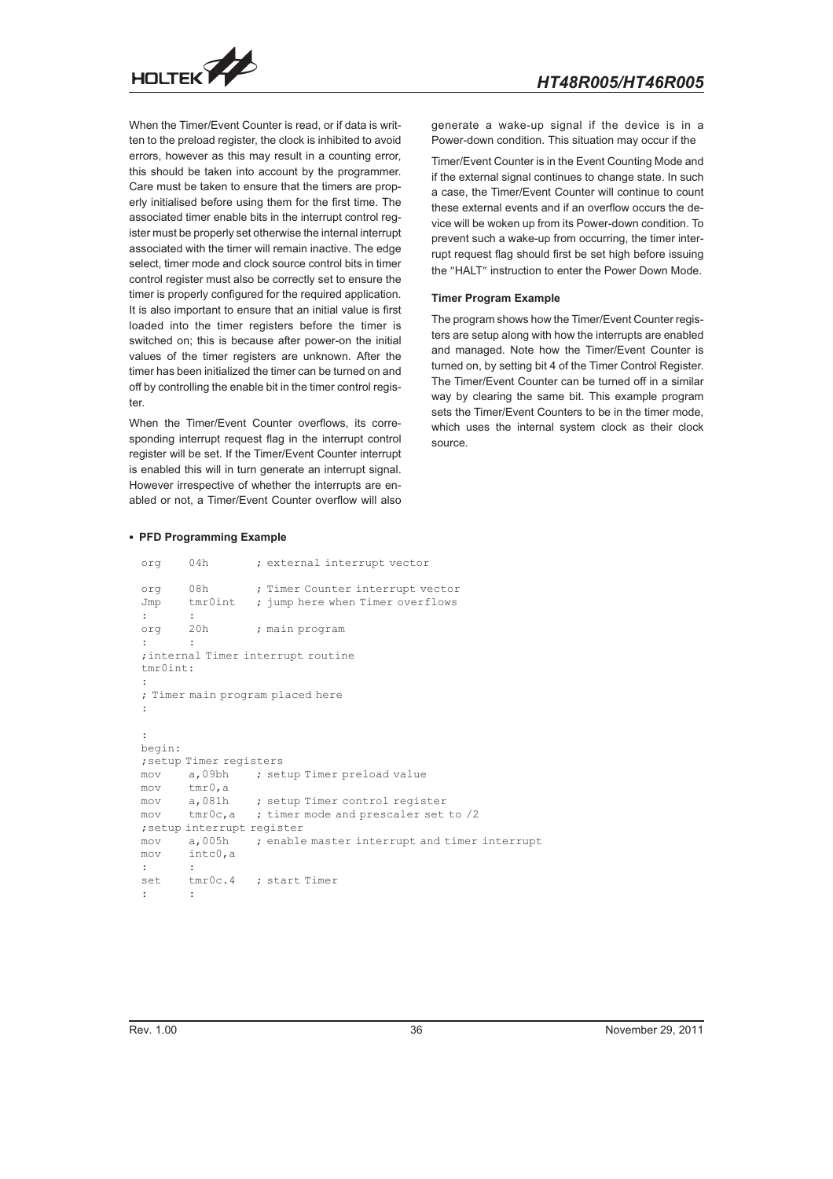When the Timer/Event Counter is read, or if data is written to the preload register, the clock is inhibited to avoid errors, however as this may result in a counting error, this should be taken into account by the programmer. Care must be taken to ensure that the timers are properly initialised before using them for the first time. The associated timer enable bits in the interrupt control register must be properly set otherwise the internal interrupt associated with the timer will remain inactive. The edge select, timer mode and clock source control bits in timer control register must also be correctly set to ensure the timer is properly configured for the required application. It is also important to ensure that an initial value is first loaded into the timer registers before the timer is switched on; this is because after power-on the initial values of the timer registers are unknown. After the timer has been initialized the timer can be turned on and off by controlling the enable bit in the timer control register.

When the Timer/Event Counter overflows, its corresponding interrupt request flag in the interrupt control register will be set. If the Timer/Event Counter interrupt is enabled this will in turn generate an interrupt signal. However irrespective of whether the interrupts are enabled or not, a Timer/Event Counter overflow will also generate a wake-up signal if the device is in a Power-down condition. This situation may occur if the Timer/Event Counter is in the Event Counting Mode and if the external signal continues to change state. In such a case, the Timer/Event Counter will continue to count these external events and if an overflow occurs the device will be woken up from its Power-down condition. To prevent such a wake-up from occurring, the timer interrupt request flag should first be set high before issuing the "HALT" instruction to enter the Power Down Mode.

**Timer Program Example**

The program shows how the Timer/Event Counter registers are setup along with how the interrupts are enabled and managed. Note how the Timer/Event Counter is turned on, by setting bit 4 of the Timer Control Register. The Timer/Event Counter can be turned off in a similar way by clearing the same bit. This example program sets the Timer/Event Counters to be in the timer mode, which uses the internal system clock as their clock source.

- **PFD Programming Example**

```
org    04h          ; external interrupt vector
org    08h          ; Timer Counter interrupt vector
Jmp    tmr0int      ; jump here when Timer overflows
:      :
org    20h          ; main program
:      :
;internal Timer interrupt routine
tmr0int:
:
; Timer main program placed here
:

:
begin:
;setup Timer registers
mov    a,09bh       ; setup Timer preload value
mov    tmr0,a
mov    a,081h       ; setup Timer control register
mov    tmr0c,a      ; timer mode and prescaler set to /2
;setup interrupt register
mov    a,005h       ; enable master interrupt and timer interrupt
mov    intc0,a
:      :
set    tmr0c.4      ; start Timer
:      :
```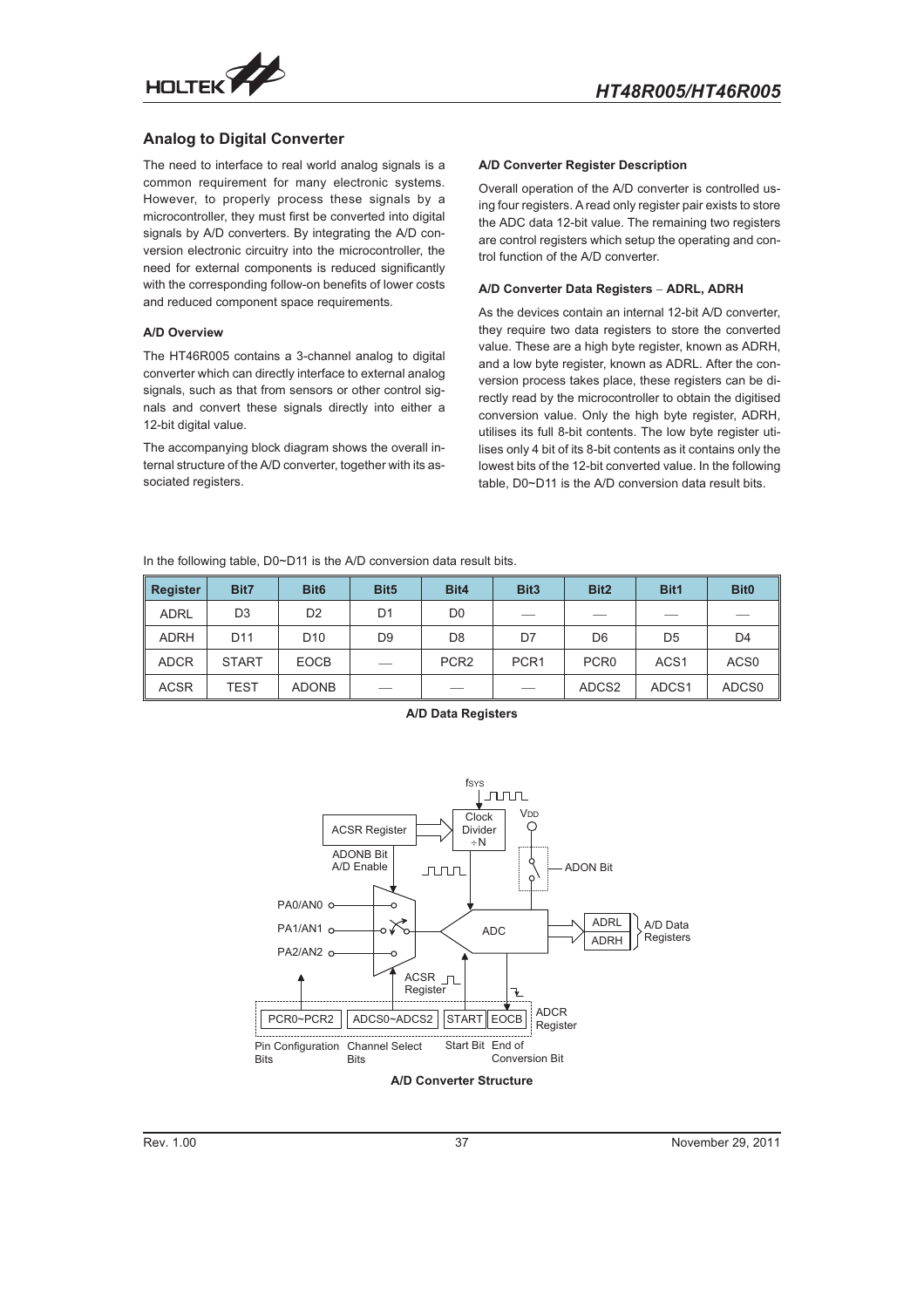## Analog to Digital Converter

The need to interface to real world analog signals is a common requirement for many electronic systems. However, to properly process these signals by a microcontroller, they must first be converted into digital signals by A/D converters. By integrating the A/D conversion electronic circuitry into the microcontroller, the need for external components is reduced significantly with the corresponding follow-on benefits of lower costs and reduced component space requirements.

### A/D Overview

The HT46R005 contains a 3-channel analog to digital converter which can directly interface to external analog signals, such as that from sensors or other control signals and convert these signals directly into either a 12-bit digital value.

The accompanying block diagram shows the overall internal structure of the A/D converter, together with its associated registers.

### A/D Converter Register Description

Overall operation of the A/D converter is controlled using four registers. A read only register pair exists to store the ADC data 12-bit value. The remaining two registers are control registers which setup the operating and control function of the A/D converter.

### A/D Converter Data Registers – ADRL, ADRH

As the devices contain an internal 12-bit A/D converter, they require two data registers to store the converted value. These are a high byte register, known as ADRH, and a low byte register, known as ADRL. After the conversion process takes place, these registers can be directly read by the microcontroller to obtain the digitised conversion value. Only the high byte register, ADRH, utilises its full 8-bit contents. The low byte register utilises only 4 bit of its 8-bit contents as it contains only the lowest bits of the 12-bit converted value. In the following table, D0~D11 is the A/D conversion data result bits.

In the following table, D0~D11 is the A/D conversion data result bits.

| Register | Bit7 | Bit6 | Bit5 | Bit4 | Bit3 | Bit2 | Bit1 | Bit0 |
|---|---|---|---|---|---|---|---|---|
| ADRL | D3 | D2 | D1 | D0 | — | — | — | — |
| ADRH | D11 | D10 | D9 | D8 | D7 | D6 | D5 | D4 |
| ADCR | START | EOCB | — | PCR2 | PCR1 | PCR0 | ACS1 | ACS0 |
| ACSR | TEST | ADONB | — | — | — | ADCS2 | ADCS1 | ADCS0 |

**A/D Data Registers**

**A/D Converter Structure**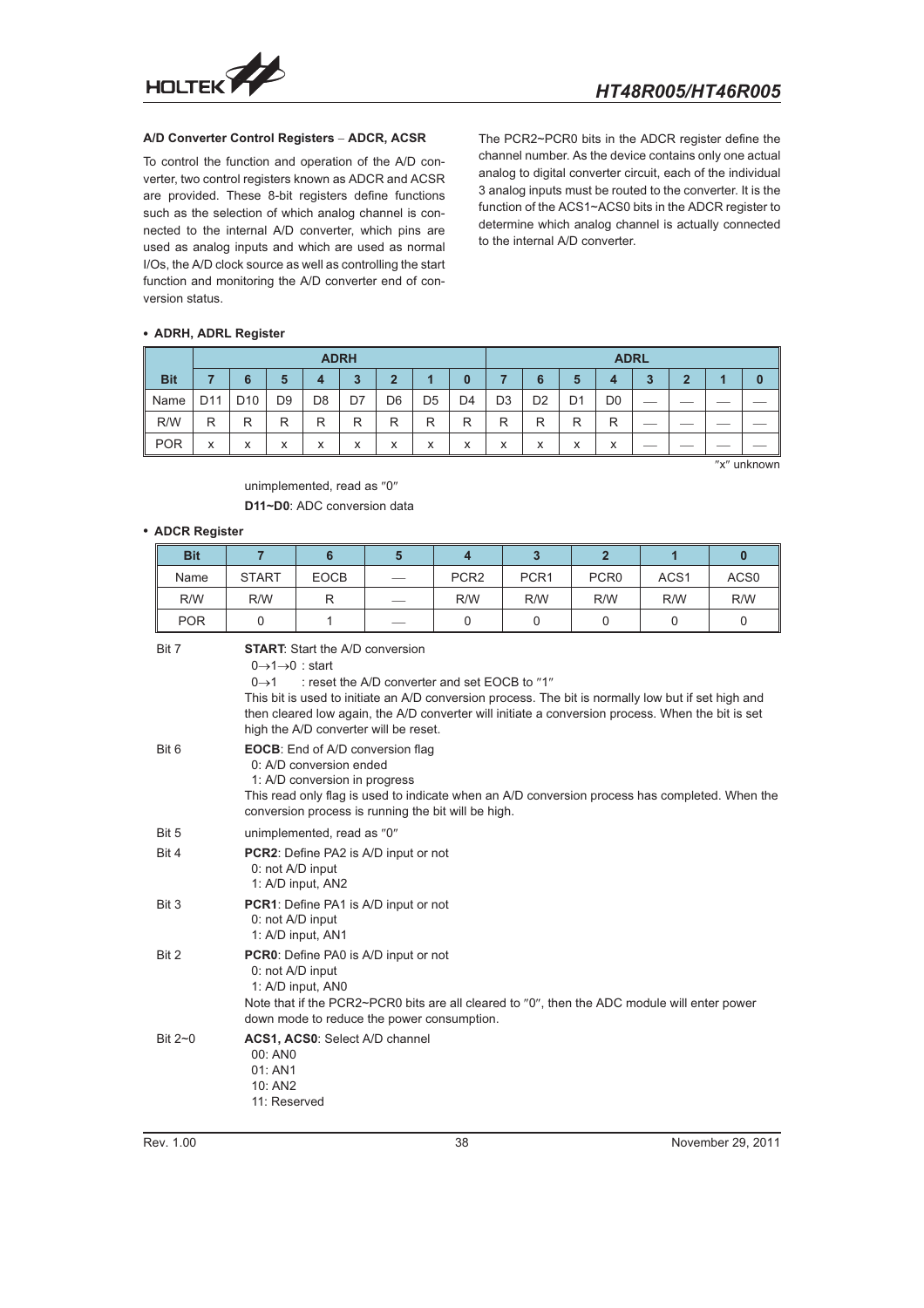### A/D Converter Control Registers – ADCR, ACSR

To control the function and operation of the A/D converter, two control registers known as ADCR and ACSR are provided. These 8-bit registers define functions such as the selection of which analog channel is connected to the internal A/D converter, which pins are used as analog inputs and which are used as normal I/Os, the A/D clock source as well as controlling the start function and monitoring the A/D converter end of conversion status.

The PCR2~PCR0 bits in the ADCR register define the channel number. As the device contains only one actual analog to digital converter circuit, each of the individual 3 analog inputs must be routed to the converter. It is the function of the ACS1~ACS0 bits in the ADCR register to determine which analog channel is actually connected to the internal A/D converter.

- **ADRH, ADRL Register**

| | ADRH | | | | | | | | ADRL | | | | | | | |
|---|---|---|---|---|---|---|---|---|---|---|---|---|---|---|---|---|
| **Bit** | **7** | **6** | **5** | **4** | **3** | **2** | **1** | **0** | **7** | **6** | **5** | **4** | **3** | **2** | **1** | **0** |
| Name | D11 | D10 | D9 | D8 | D7 | D6 | D5 | D4 | D3 | D2 | D1 | D0 | — | — | — | — |
| R/W | R | R | R | R | R | R | R | R | R | R | R | R | — | — | — | — |
| POR | x | x | x | x | x | x | x | x | x | x | x | x | — | — | — | — |

"x" unknown

unimplemented, read as "0"

**D11~D0**: ADC conversion data

- **ADCR Register**

| **Bit** | **7** | **6** | **5** | **4** | **3** | **2** | **1** | **0** |
|---|---|---|---|---|---|---|---|---|
| Name | START | EOCB | — | PCR2 | PCR1 | PCR0 | ACS1 | ACS0 |
| R/W | R/W | R | — | R/W | R/W | R/W | R/W | R/W |
| POR | 0 | 1 | — | 0 | 0 | 0 | 0 | 0 |

Bit 7 **START**: Start the A/D conversion
$0\rightarrow1\rightarrow0$ : start
$0\rightarrow1$ : reset the A/D converter and set EOCB to "1"
This bit is used to initiate an A/D conversion process. The bit is normally low but if set high and then cleared low again, the A/D converter will initiate a conversion process. When the bit is set high the A/D converter will be reset.

Bit 6 **EOCB**: End of A/D conversion flag
0: A/D conversion ended
1: A/D conversion in progress
This read only flag is used to indicate when an A/D conversion process has completed. When the conversion process is running the bit will be high.

Bit 5 unimplemented, read as "0"

Bit 4 **PCR2**: Define PA2 is A/D input or not
0: not A/D input
1: A/D input, AN2

Bit 3 **PCR1**: Define PA1 is A/D input or not
0: not A/D input
1: A/D input, AN1

Bit 2 **PCR0**: Define PA0 is A/D input or not
0: not A/D input
1: A/D input, AN0
Note that if the PCR2~PCR0 bits are all cleared to "0", then the ADC module will enter power down mode to reduce the power consumption.

Bit 2~0 **ACS1, ACS0**: Select A/D channel
00: AN0
01: AN1
10: AN2
11: Reserved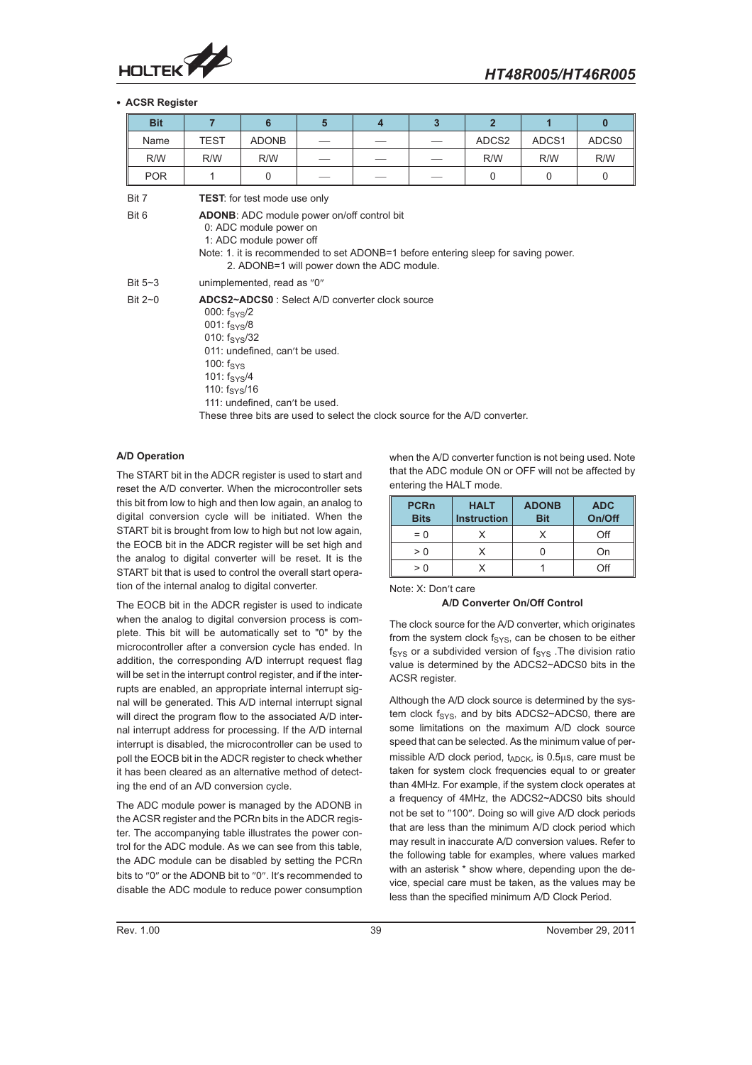- **ACSR Register**

| Bit | 7 | 6 | 5 | 4 | 3 | 2 | 1 | 0 |
|---|---|---|---|---|---|---|---|---|
| Name | TEST | ADONB | — | — | — | ADCS2 | ADCS1 | ADCS0 |
| R/W | R/W | R/W | — | — | — | R/W | R/W | R/W |
| POR | 1 | 0 | — | — | — | 0 | 0 | 0 |

Bit 7 **TEST**: for test mode use only

Bit 6 **ADONB**: ADC module power on/off control bit
0: ADC module power on
1: ADC module power off
Note: 1. it is recommended to set ADONB=1 before entering sleep for saving power.
2. ADONB=1 will power down the ADC module.

Bit 5~3 unimplemented, read as "0"

Bit 2~0 **ADCS2~ADCS0** : Select A/D converter clock source
000: $f_{SYS}/2$
001: $f_{SYS}/8$
010: $f_{SYS}/32$
011: undefined, can't be used.
100: $f_{SYS}$
101: $f_{SYS}/4$
110: $f_{SYS}/16$
111: undefined, can't be used.
These three bits are used to select the clock source for the A/D converter.

**A/D Operation**

The START bit in the ADCR register is used to start and reset the A/D converter. When the microcontroller sets this bit from low to high and then low again, an analog to digital conversion cycle will be initiated. When the START bit is brought from low to high but not low again, the EOCB bit in the ADCR register will be set high and the analog to digital converter will be reset. It is the START bit that is used to control the overall start operation of the internal analog to digital converter.

The EOCB bit in the ADCR register is used to indicate when the analog to digital conversion process is complete. This bit will be automatically set to "0" by the microcontroller after a conversion cycle has ended. In addition, the corresponding A/D interrupt request flag will be set in the interrupt control register, and if the interrupts are enabled, an appropriate internal interrupt signal will be generated. This A/D internal interrupt signal will direct the program flow to the associated A/D internal interrupt address for processing. If the A/D internal interrupt is disabled, the microcontroller can be used to poll the EOCB bit in the ADCR register to check whether it has been cleared as an alternative method of detecting the end of an A/D conversion cycle.

The ADC module power is managed by the ADONB in the ACSR register and the PCRn bits in the ADCR register. The accompanying table illustrates the power control for the ADC module. As we can see from this table, the ADC module can be disabled by setting the PCRn bits to "0" or the ADONB bit to "0". It's recommended to disable the ADC module to reduce power consumption when the A/D converter function is not being used. Note that the ADC module ON or OFF will not be affected by entering the HALT mode.

| PCRn Bits | HALT Instruction | ADONB Bit | ADC On/Off |
|---|---|---|---|
| = 0 | X | X | Off |
| > 0 | X | 0 | On |
| > 0 | X | 1 | Off |

Note: X: Don't care

**A/D Converter On/Off Control**

The clock source for the A/D converter, which originates from the system clock $f_{SYS}$, can be chosen to be either $f_{SYS}$ or a subdivided version of $f_{SYS}$ .The division ratio value is determined by the ADCS2~ADCS0 bits in the ACSR register.

Although the A/D clock source is determined by the system clock $f_{SYS}$, and by bits ADCS2~ADCS0, there are some limitations on the maximum A/D clock source speed that can be selected. As the minimum value of permissible A/D clock period, $t_{ADCK}$, is 0.5μs, care must be taken for system clock frequencies equal to or greater than 4MHz. For example, if the system clock operates at a frequency of 4MHz, the ADCS2~ADCS0 bits should not be set to "100". Doing so will give A/D clock periods that are less than the minimum A/D clock period which may result in inaccurate A/D conversion values. Refer to the following table for examples, where values marked with an asterisk * show where, depending upon the device, special care must be taken, as the values may be less than the specified minimum A/D Clock Period.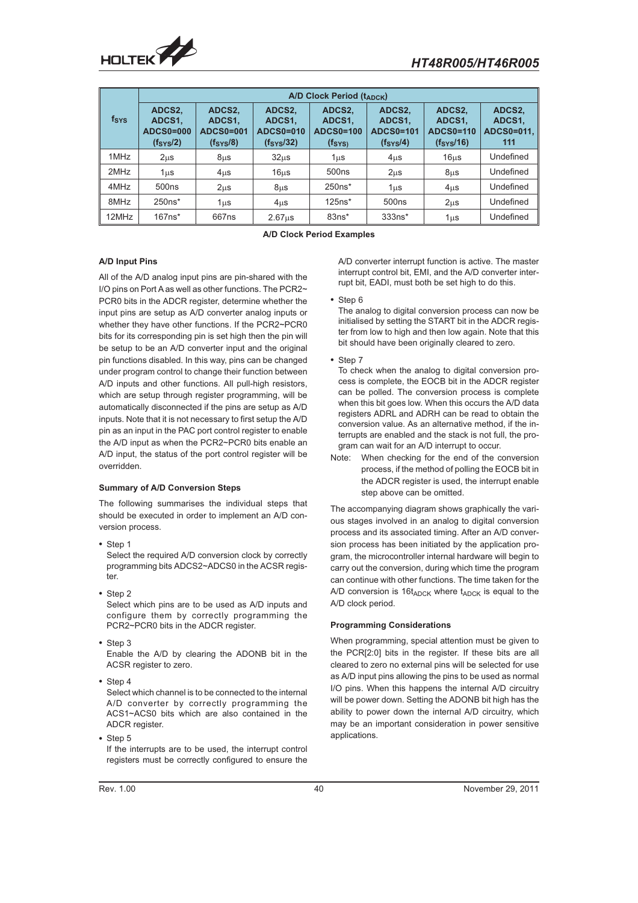| $f_{SYS}$ | A/D Clock Period ($t_{ADCK}$) | | | | | | |
|---|---|---|---|---|---|---|---|
| | ADCS2, ADCS1, ADCS0=000 ($f_{SYS}/2$) | ADCS2, ADCS1, ADCS0=001 ($f_{SYS}/8$) | ADCS2, ADCS1, ADCS0=010 ($f_{SYS}/32$) | ADCS2, ADCS1, ADCS0=100 ($f_{SYS}$) | ADCS2, ADCS1, ADCS0=101 ($f_{SYS}/4$) | ADCS2, ADCS1, ADCS0=110 ($f_{SYS}/16$) | ADCS2, ADCS1, ADCS0=011, 111 |
| 1MHz | 2μs | 8μs | 32μs | 1μs | 4μs | 16μs | Undefined |
| 2MHz | 1μs | 4μs | 16μs | 500ns | 2μs | 8μs | Undefined |
| 4MHz | 500ns | 2μs | 8μs | 250ns* | 1μs | 4μs | Undefined |
| 8MHz | 250ns* | 1μs | 4μs | 125ns* | 500ns | 2μs | Undefined |
| 12MHz | 167ns* | 667ns | 2.67μs | 83ns* | 333ns* | 1μs | Undefined |

**A/D Clock Period Examples**

#### A/D Input Pins

All of the A/D analog input pins are pin-shared with the I/O pins on Port A as well as other functions. The PCR2~PCR0 bits in the ADCR register, determine whether the input pins are setup as A/D converter analog inputs or whether they have other functions. If the PCR2~PCR0 bits for its corresponding pin is set high then the pin will be setup to be an A/D converter input and the original pin functions disabled. In this way, pins can be changed under program control to change their function between A/D inputs and other functions. All pull-high resistors, which are setup through register programming, will be automatically disconnected if the pins are setup as A/D inputs. Note that it is not necessary to first setup the A/D pin as an input in the PAC port control register to enable the A/D input as when the PCR2~PCR0 bits enable an A/D input, the status of the port control register will be overridden.

#### Summary of A/D Conversion Steps

The following summarises the individual steps that should be executed in order to implement an A/D conversion process.

- Step 1
  Select the required A/D conversion clock by correctly programming bits ADCS2~ADCS0 in the ACSR register.
- Step 2
  Select which pins are to be used as A/D inputs and configure them by correctly programming the PCR2~PCR0 bits in the ADCR register.
- Step 3
  Enable the A/D by clearing the ADONB bit in the ACSR register to zero.
- Step 4
  Select which channel is to be connected to the internal A/D converter by correctly programming the ACS1~ACS0 bits which are also contained in the ADCR register.
- Step 5
  If the interrupts are to be used, the interrupt control registers must be correctly configured to ensure the A/D converter interrupt function is active. The master interrupt control bit, EMI, and the A/D converter interrupt bit, EADI, must both be set high to do this.
- Step 6
  The analog to digital conversion process can now be initialised by setting the START bit in the ADCR register from low to high and then low again. Note that this bit should have been originally cleared to zero.
- Step 7
  To check when the analog to digital conversion process is complete, the EOCB bit in the ADCR register can be polled. The conversion process is complete when this bit goes low. When this occurs the A/D data registers ADRL and ADRH can be read to obtain the conversion value. As an alternative method, if the interrupts are enabled and the stack is not full, the program can wait for an A/D interrupt to occur.

Note: When checking for the end of the conversion process, if the method of polling the EOCB bit in the ADCR register is used, the interrupt enable step above can be omitted.

The accompanying diagram shows graphically the various stages involved in an analog to digital conversion process and its associated timing. After an A/D conversion process has been initiated by the application program, the microcontroller internal hardware will begin to carry out the conversion, during which time the program can continue with other functions. The time taken for the A/D conversion is $16t_{ADCK}$ where $t_{ADCK}$ is equal to the A/D clock period.

#### Programming Considerations

When programming, special attention must be given to the PCR[2:0] bits in the register. If these bits are all cleared to zero no external pins will be selected for use as A/D input pins allowing the pins to be used as normal I/O pins. When this happens the internal A/D circuitry will be power down. Setting the ADONB bit high has the ability to power down the internal A/D circuitry, which may be an important consideration in power sensitive applications.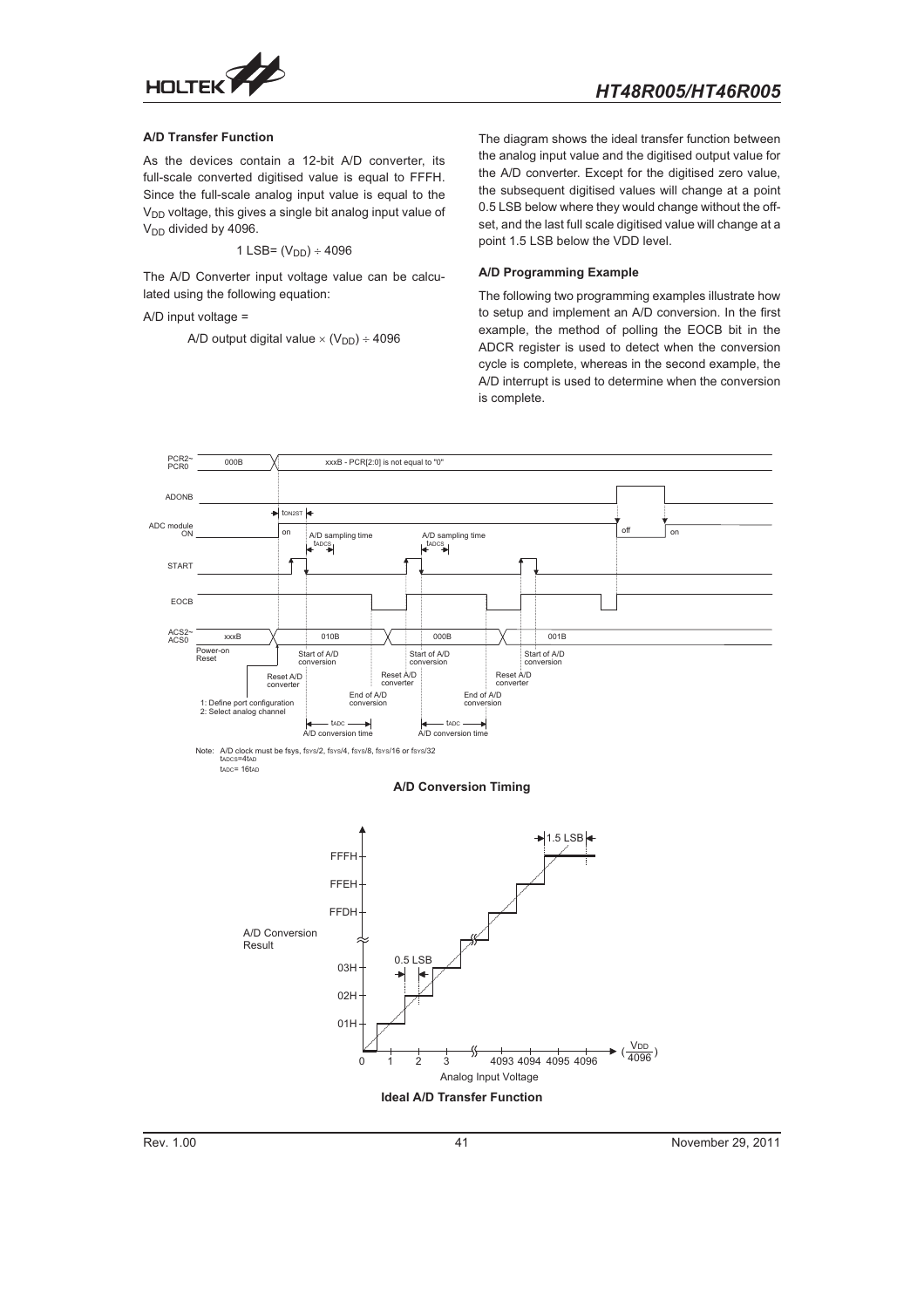### A/D Transfer Function

As the devices contain a 12-bit A/D converter, its full-scale converted digitised value is equal to FFFH. Since the full-scale analog input value is equal to the $V_{DD}$ voltage, this gives a single bit analog input value of $V_{DD}$ divided by 4096.

$$1\ LSB = (V_{DD}) \div 4096$$

The A/D Converter input voltage value can be calculated using the following equation:

A/D input voltage =

$$\text{A/D output digital value} \times (V_{DD}) \div 4096$$

The diagram shows the ideal transfer function between the analog input value and the digitised output value for the A/D converter. Except for the digitised zero value, the subsequent digitised values will change at a point 0.5 LSB below where they would change without the offset, and the last full scale digitised value will change at a point 1.5 LSB below the VDD level.

### A/D Programming Example

The following two programming examples illustrate how to setup and implement an A/D conversion. In the first example, the method of polling the EOCB bit in the ADCR register is used to detect when the conversion cycle is complete, whereas in the second example, the A/D interrupt is used to determine when the conversion is complete.

Note: A/D clock must be fsys, fsys/2, fsys/4, fsys/8, fsys/16 or fsys/32
$t_{ADCS}=4t_{AD}$
$t_{ADC}=16t_{AD}$

**A/D Conversion Timing**

**Ideal A/D Transfer Function**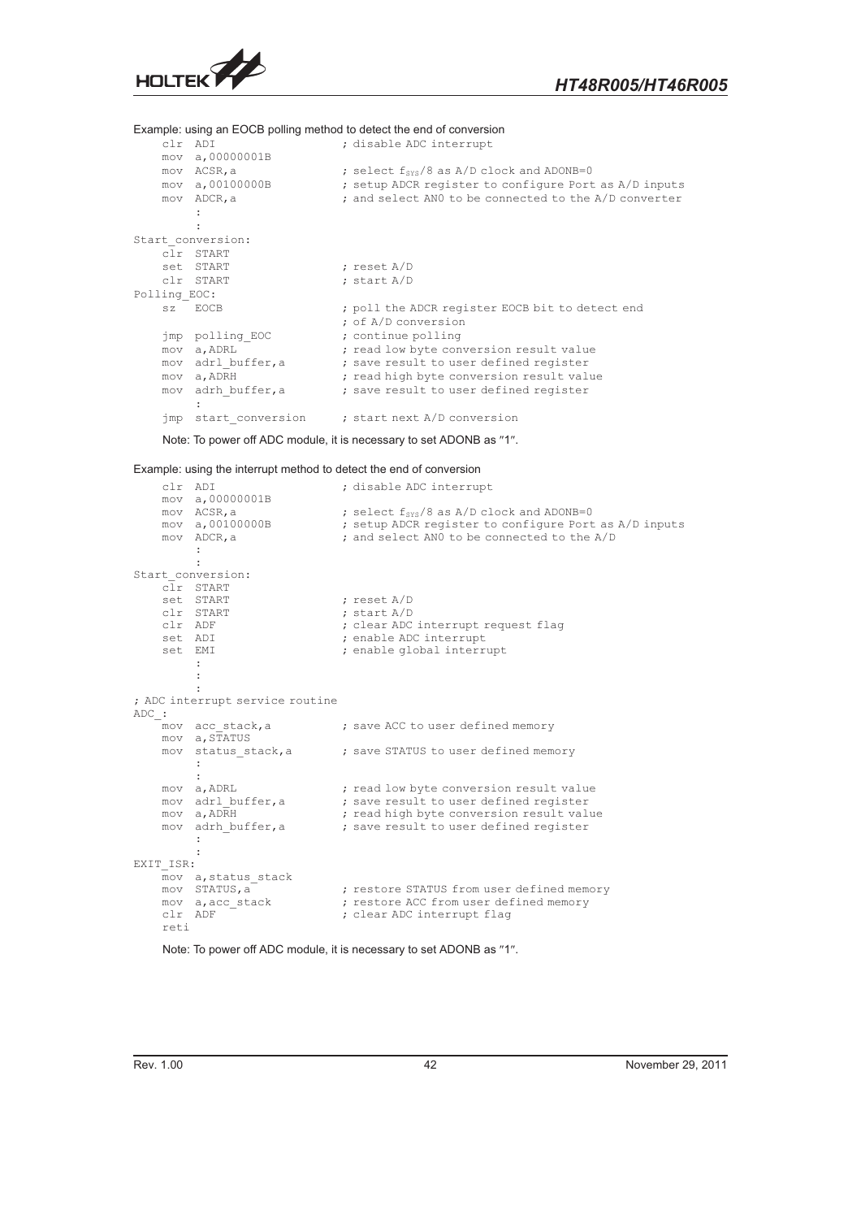Example: using an EOCB polling method to detect the end of conversion

```
    clr  ADI                    ; disable ADC interrupt
    mov  a,00000001B
    mov  ACSR,a                 ; select fSYS/8 as A/D clock and ADONB=0
    mov  a,00100000B            ; setup ADCR register to configure Port as A/D inputs
    mov  ADCR,a                 ; and select AN0 to be connected to the A/D converter
         :
         :
Start_conversion:
    clr  START
    set  START                  ; reset A/D
    clr  START                  ; start A/D
Polling_EOC:
    sz   EOCB                   ; poll the ADCR register EOCB bit to detect end
                                ; of A/D conversion
    jmp  polling_EOC            ; continue polling
    mov  a,ADRL                 ; read low byte conversion result value
    mov  adrl_buffer,a          ; save result to user defined register
    mov  a,ADRH                 ; read high byte conversion result value
    mov  adrh_buffer,a          ; save result to user defined register
         :
    jmp  start_conversion       ; start next A/D conversion
```

Note: To power off ADC module, it is necessary to set ADONB as "1".

Example: using the interrupt method to detect the end of conversion

```
    clr  ADI                    ; disable ADC interrupt
    mov  a,00000001B
    mov  ACSR,a                 ; select fSYS/8 as A/D clock and ADONB=0
    mov  a,00100000B            ; setup ADCR register to configure Port as A/D inputs
    mov  ADCR,a                 ; and select AN0 to be connected to the A/D
         :
         :
Start_conversion:
    clr  START
    set  START                  ; reset A/D
    clr  START                  ; start A/D
    clr  ADF                    ; clear ADC interrupt request flag
    set  ADI                    ; enable ADC interrupt
    set  EMI                    ; enable global interrupt
         :
         :
         :
; ADC interrupt service routine
ADC_:
    mov  acc_stack,a            ; save ACC to user defined memory
    mov  a,STATUS
    mov  status_stack,a         ; save STATUS to user defined memory
         :
         :
    mov  a,ADRL                 ; read low byte conversion result value
    mov  adrl_buffer,a          ; save result to user defined register
    mov  a,ADRH                 ; read high byte conversion result value
    mov  adrh_buffer,a          ; save result to user defined register
         :
         :
EXIT_ISR:
    mov  a,status_stack
    mov  STATUS,a               ; restore STATUS from user defined memory
    mov  a,acc_stack            ; restore ACC from user defined memory
    clr  ADF                    ; clear ADC interrupt flag
    reti
```

Note: To power off ADC module, it is necessary to set ADONB as "1".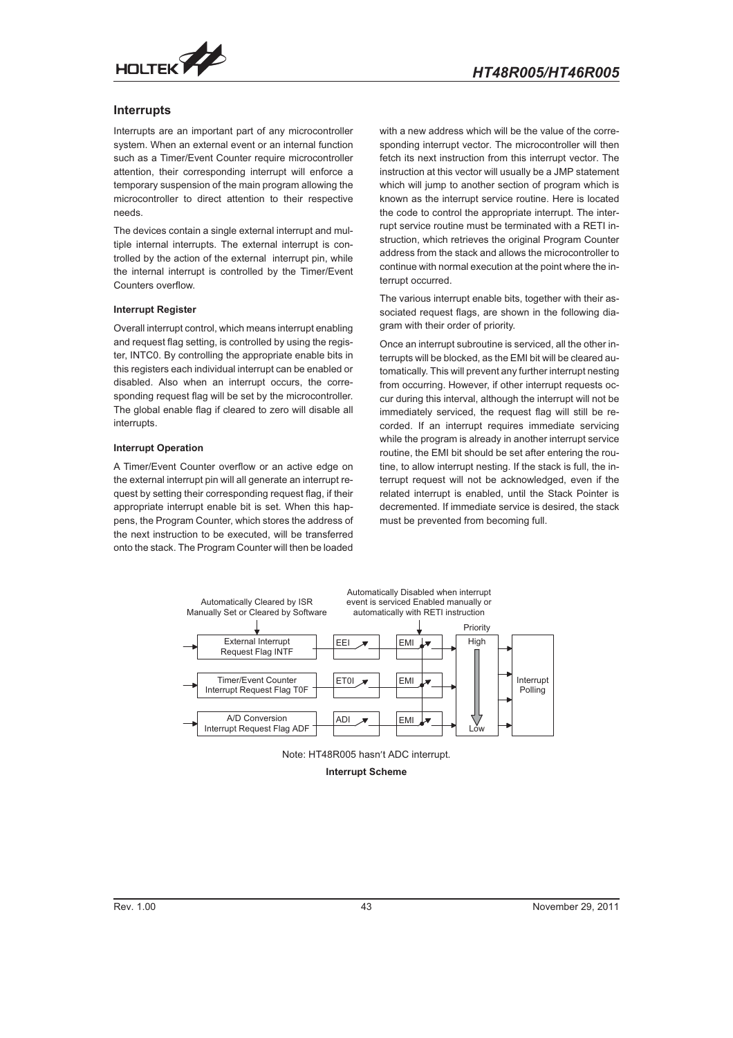## Interrupts

Interrupts are an important part of any microcontroller system. When an external event or an internal function such as a Timer/Event Counter require microcontroller attention, their corresponding interrupt will enforce a temporary suspension of the main program allowing the microcontroller to direct attention to their respective needs.

The devices contain a single external interrupt and multiple internal interrupts. The external interrupt is controlled by the action of the external interrupt pin, while the internal interrupt is controlled by the Timer/Event Counters overflow.

### Interrupt Register

Overall interrupt control, which means interrupt enabling and request flag setting, is controlled by using the register, INTC0. By controlling the appropriate enable bits in this registers each individual interrupt can be enabled or disabled. Also when an interrupt occurs, the corresponding request flag will be set by the microcontroller. The global enable flag if cleared to zero will disable all interrupts.

### Interrupt Operation

A Timer/Event Counter overflow or an active edge on the external interrupt pin will all generate an interrupt request by setting their corresponding request flag, if their appropriate interrupt enable bit is set. When this happens, the Program Counter, which stores the address of the next instruction to be executed, will be transferred onto the stack. The Program Counter will then be loaded with a new address which will be the value of the corresponding interrupt vector. The microcontroller will then fetch its next instruction from this interrupt vector. The instruction at this vector will usually be a JMP statement which will jump to another section of program which is known as the interrupt service routine. Here is located the code to control the appropriate interrupt. The interrupt service routine must be terminated with a RETI instruction, which retrieves the original Program Counter address from the stack and allows the microcontroller to continue with normal execution at the point where the interrupt occurred.

The various interrupt enable bits, together with their associated request flags, are shown in the following diagram with their order of priority.

Once an interrupt subroutine is serviced, all the other interrupts will be blocked, as the EMI bit will be cleared automatically. This will prevent any further interrupt nesting from occurring. However, if other interrupt requests occur during this interval, although the interrupt will not be immediately serviced, the request flag will still be recorded. If an interrupt requires immediate servicing while the program is already in another interrupt service routine, the EMI bit should be set after entering the routine, to allow interrupt nesting. If the stack is full, the interrupt request will not be acknowledged, even if the related interrupt is enabled, until the Stack Pointer is decremented. If immediate service is desired, the stack must be prevented from becoming full.

Automatically Cleared by ISR
Manually Set or Cleared by Software

Automatically Disabled when interrupt event is serviced Enabled manually or automatically with RETI instruction

| Request Flag | Enable | Global | Priority |
|---|---|---|---|
| External Interrupt Request Flag INTF | EEI | EMI | High |
| Timer/Event Counter Interrupt Request Flag T0F | ET0I | EMI | |
| A/D Conversion Interrupt Request Flag ADF | ADI | EMI | Low |

→ Interrupt Polling

Note: HT48R005 hasn't ADC interrupt.

**Interrupt Scheme**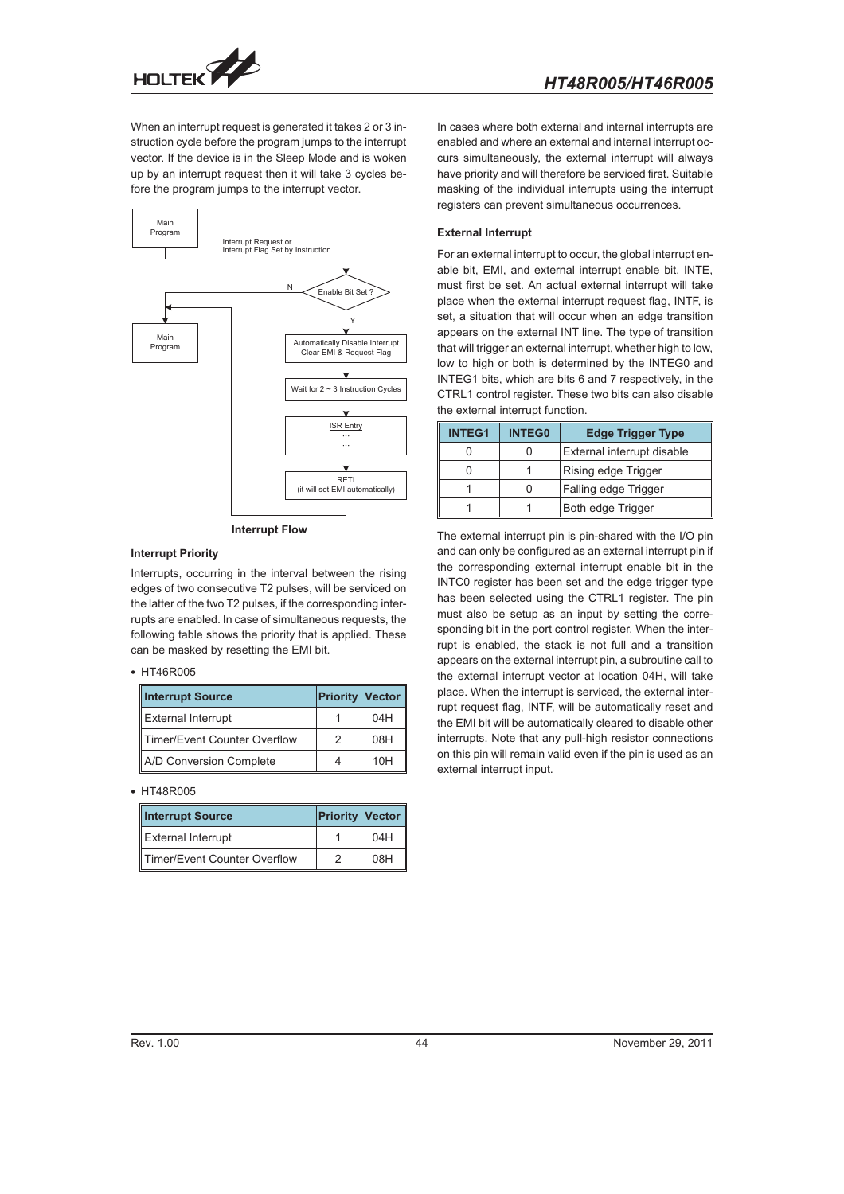When an interrupt request is generated it takes 2 or 3 instruction cycle before the program jumps to the interrupt vector. If the device is in the Sleep Mode and is woken up by an interrupt request then it will take 3 cycles before the program jumps to the interrupt vector.

Main Program

Interrupt Request or Interrupt Flag Set by Instruction

Enable Bit Set ?

N

Y

Main Program

Automatically Disable Interrupt Clear EMI & Request Flag

Wait for 2 ~ 3 Instruction Cycles

ISR Entry
...
...

RETI
(it will set EMI automatically)

**Interrupt Flow**

### Interrupt Priority

Interrupts, occurring in the interval between the rising edges of two consecutive T2 pulses, will be serviced on the latter of the two T2 pulses, if the corresponding interrupts are enabled. In case of simultaneous requests, the following table shows the priority that is applied. These can be masked by resetting the EMI bit.

- HT46R005

| Interrupt Source | Priority | Vector |
|---|---|---|
| External Interrupt | 1 | 04H |
| Timer/Event Counter Overflow | 2 | 08H |
| A/D Conversion Complete | 4 | 10H |

- HT48R005

| Interrupt Source | Priority | Vector |
|---|---|---|
| External Interrupt | 1 | 04H |
| Timer/Event Counter Overflow | 2 | 08H |

In cases where both external and internal interrupts are enabled and where an external and internal interrupt occurs simultaneously, the external interrupt will always have priority and will therefore be serviced first. Suitable masking of the individual interrupts using the interrupt registers can prevent simultaneous occurrences.

### External Interrupt

For an external interrupt to occur, the global interrupt enable bit, EMI, and external interrupt enable bit, INTE, must first be set. An actual external interrupt will take place when the external interrupt request flag, INTF, is set, a situation that will occur when an edge transition appears on the external INT line. The type of transition that will trigger an external interrupt, whether high to low, low to high or both is determined by the INTEG0 and INTEG1 bits, which are bits 6 and 7 respectively, in the CTRL1 control register. These two bits can also disable the external interrupt function.

| INTEG1 | INTEG0 | Edge Trigger Type |
|---|---|---|
| 0 | 0 | External interrupt disable |
| 0 | 1 | Rising edge Trigger |
| 1 | 0 | Falling edge Trigger |
| 1 | 1 | Both edge Trigger |

The external interrupt pin is pin-shared with the I/O pin and can only be configured as an external interrupt pin if the corresponding external interrupt enable bit in the INTC0 register has been set and the edge trigger type has been selected using the CTRL1 register. The pin must also be setup as an input by setting the corresponding bit in the port control register. When the interrupt is enabled, the stack is not full and a transition appears on the external interrupt pin, a subroutine call to the external interrupt vector at location 04H, will take place. When the interrupt is serviced, the external interrupt request flag, INTF, will be automatically reset and the EMI bit will be automatically cleared to disable other interrupts. Note that any pull-high resistor connections on this pin will remain valid even if the pin is used as an external interrupt input.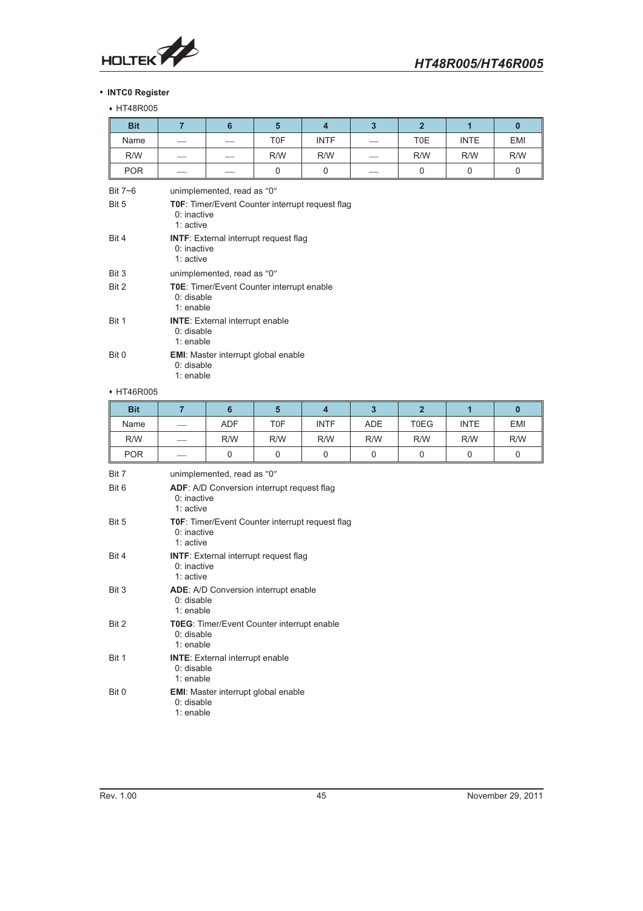- **INTC0 Register**

    - HT48R005

| Bit | 7 | 6 | 5 | 4 | 3 | 2 | 1 | 0 |
|---|---|---|---|---|---|---|---|---|
| Name | — | — | T0F | INTF | — | T0E | INTE | EMI |
| R/W | — | — | R/W | R/W | — | R/W | R/W | R/W |
| POR | — | — | 0 | 0 | — | 0 | 0 | 0 |

Bit 7~6 unimplemented, read as "0"

Bit 5 **T0F**: Timer/Event Counter interrupt request flag
 0: inactive
 1: active

Bit 4 **INTF**: External interrupt request flag
 0: inactive
 1: active

Bit 3 unimplemented, read as "0"

Bit 2 **T0E**: Timer/Event Counter interrupt enable
 0: disable
 1: enable

Bit 1 **INTE**: External interrupt enable
 0: disable
 1: enable

Bit 0 **EMI**: Master interrupt global enable
 0: disable
 1: enable

- HT46R005

| Bit | 7 | 6 | 5 | 4 | 3 | 2 | 1 | 0 |
|---|---|---|---|---|---|---|---|---|
| Name | — | ADF | T0F | INTF | ADE | T0EG | INTE | EMI |
| R/W | — | R/W | R/W | R/W | R/W | R/W | R/W | R/W |
| POR | — | 0 | 0 | 0 | 0 | 0 | 0 | 0 |

Bit 7 unimplemented, read as "0"

Bit 6 **ADF**: A/D Conversion interrupt request flag
 0: inactive
 1: active

Bit 5 **T0F**: Timer/Event Counter interrupt request flag
 0: inactive
 1: active

Bit 4 **INTF**: External interrupt request flag
 0: inactive
 1: active

Bit 3 **ADE**: A/D Conversion interrupt enable
 0: disable
 1: enable

Bit 2 **T0EG**: Timer/Event Counter interrupt enable
 0: disable
 1: enable

Bit 1 **INTE**: External interrupt enable
 0: disable
 1: enable

Bit 0 **EMI**: Master interrupt global enable
 0: disable
 1: enable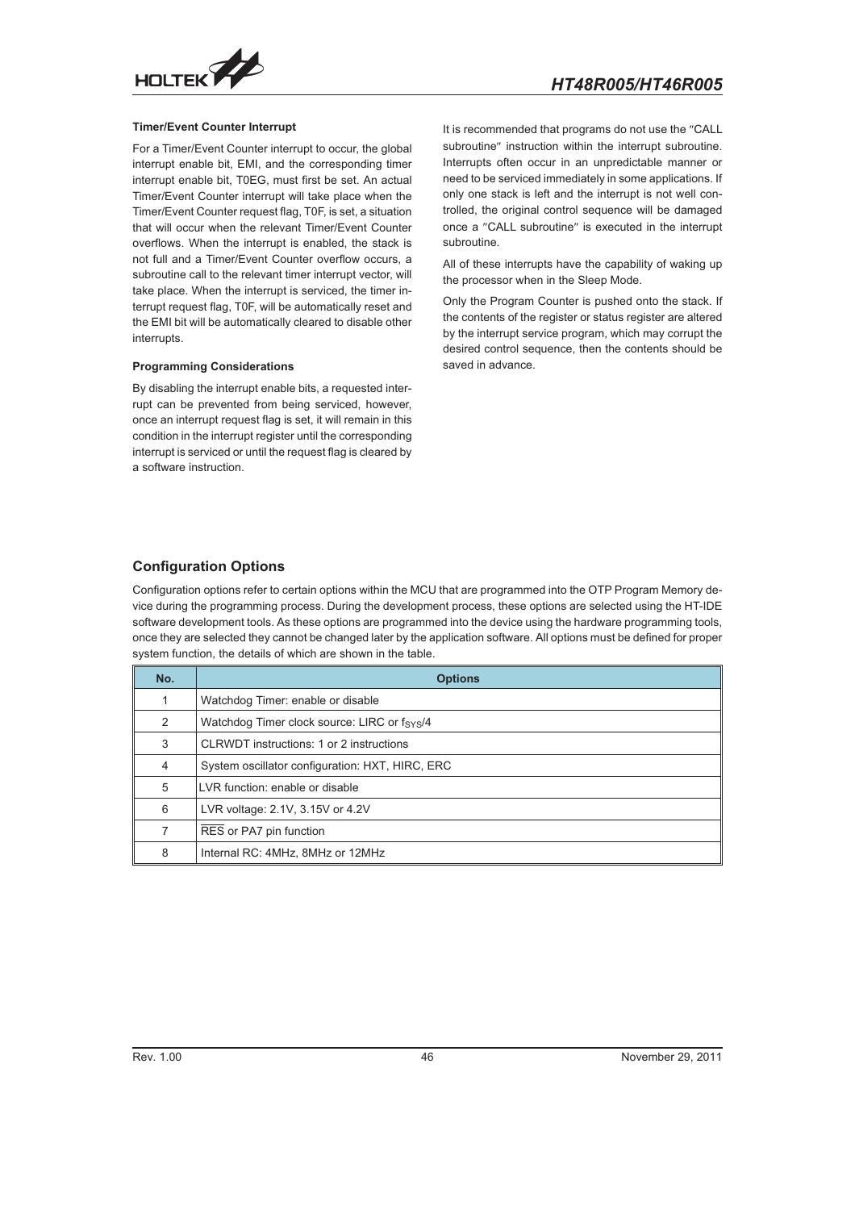### Timer/Event Counter Interrupt

For a Timer/Event Counter interrupt to occur, the global interrupt enable bit, EMI, and the corresponding timer interrupt enable bit, T0EG, must first be set. An actual Timer/Event Counter interrupt will take place when the Timer/Event Counter request flag, T0F, is set, a situation that will occur when the relevant Timer/Event Counter overflows. When the interrupt is enabled, the stack is not full and a Timer/Event Counter overflow occurs, a subroutine call to the relevant timer interrupt vector, will take place. When the interrupt is serviced, the timer interrupt request flag, T0F, will be automatically reset and the EMI bit will be automatically cleared to disable other interrupts.

### Programming Considerations

By disabling the interrupt enable bits, a requested interrupt can be prevented from being serviced, however, once an interrupt request flag is set, it will remain in this condition in the interrupt register until the corresponding interrupt is serviced or until the request flag is cleared by a software instruction.

It is recommended that programs do not use the "CALL subroutine" instruction within the interrupt subroutine. Interrupts often occur in an unpredictable manner or need to be serviced immediately in some applications. If only one stack is left and the interrupt is not well controlled, the original control sequence will be damaged once a "CALL subroutine" is executed in the interrupt subroutine.

All of these interrupts have the capability of waking up the processor when in the Sleep Mode.

Only the Program Counter is pushed onto the stack. If the contents of the register or status register are altered by the interrupt service program, which may corrupt the desired control sequence, then the contents should be saved in advance.

## Configuration Options

Configuration options refer to certain options within the MCU that are programmed into the OTP Program Memory device during the programming process. During the development process, these options are selected using the HT-IDE software development tools. As these options are programmed into the device using the hardware programming tools, once they are selected they cannot be changed later by the application software. All options must be defined for proper system function, the details of which are shown in the table.

| No. | Options |
|---|---|
| 1 | Watchdog Timer: enable or disable |
| 2 | Watchdog Timer clock source: LIRC or $f_{SYS}/4$ |
| 3 | CLRWDT instructions: 1 or 2 instructions |
| 4 | System oscillator configuration: HXT, HIRC, ERC |
| 5 | LVR function: enable or disable |
| 6 | LVR voltage: 2.1V, 3.15V or 4.2V |
| 7 | $\overline{\text{RES}}$ or PA7 pin function |
| 8 | Internal RC: 4MHz, 8MHz or 12MHz |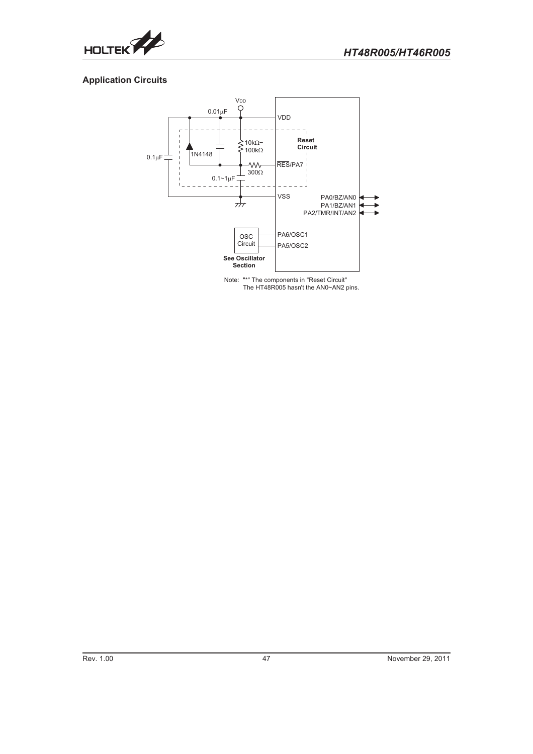## Application Circuits

VDD

0.01μF

VDD

Reset Circuit

10kΩ~ 100kΩ

0.1μF

1N4148

300Ω

RES/PA7

0.1~1μF

VSS

PA0/BZ/AN0

PA1/BZ/AN1

PA2/TMR/INT/AN2

OSC Circuit

PA6/OSC1

PA5/OSC2

**See Oscillator Section**

Note: "*" The components in "Reset Circuit"
The HT48R005 hasn't the AN0~AN2 pins.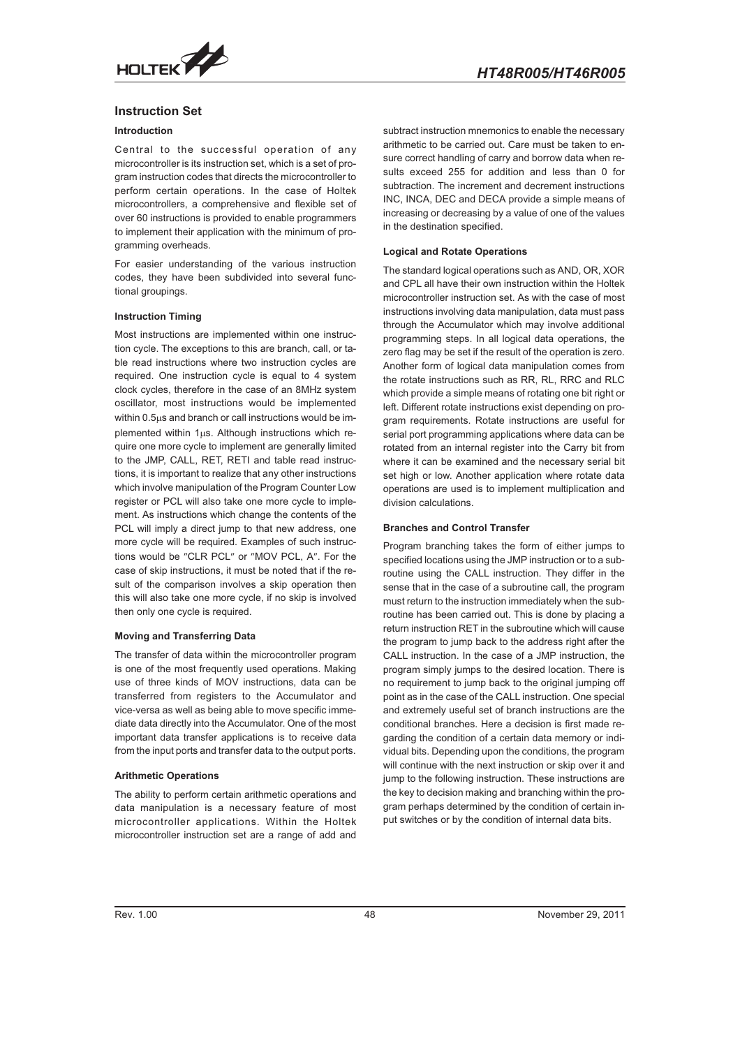## Instruction Set

### Introduction

Central to the successful operation of any microcontroller is its instruction set, which is a set of program instruction codes that directs the microcontroller to perform certain operations. In the case of Holtek microcontrollers, a comprehensive and flexible set of over 60 instructions is provided to enable programmers to implement their application with the minimum of programming overheads.

For easier understanding of the various instruction codes, they have been subdivided into several functional groupings.

### Instruction Timing

Most instructions are implemented within one instruction cycle. The exceptions to this are branch, call, or table read instructions where two instruction cycles are required. One instruction cycle is equal to 4 system clock cycles, therefore in the case of an 8MHz system oscillator, most instructions would be implemented within 0.5μs and branch or call instructions would be implemented within 1μs. Although instructions which require one more cycle to implement are generally limited to the JMP, CALL, RET, RETI and table read instructions, it is important to realize that any other instructions which involve manipulation of the Program Counter Low register or PCL will also take one more cycle to implement. As instructions which change the contents of the PCL will imply a direct jump to that new address, one more cycle will be required. Examples of such instructions would be "CLR PCL" or "MOV PCL, A". For the case of skip instructions, it must be noted that if the result of the comparison involves a skip operation then this will also take one more cycle, if no skip is involved then only one cycle is required.

### Moving and Transferring Data

The transfer of data within the microcontroller program is one of the most frequently used operations. Making use of three kinds of MOV instructions, data can be transferred from registers to the Accumulator and vice-versa as well as being able to move specific immediate data directly into the Accumulator. One of the most important data transfer applications is to receive data from the input ports and transfer data to the output ports.

### Arithmetic Operations

The ability to perform certain arithmetic operations and data manipulation is a necessary feature of most microcontroller applications. Within the Holtek microcontroller instruction set are a range of add and subtract instruction mnemonics to enable the necessary arithmetic to be carried out. Care must be taken to ensure correct handling of carry and borrow data when results exceed 255 for addition and less than 0 for subtraction. The increment and decrement instructions INC, INCA, DEC and DECA provide a simple means of increasing or decreasing by a value of one of the values in the destination specified.

### Logical and Rotate Operations

The standard logical operations such as AND, OR, XOR and CPL all have their own instruction within the Holtek microcontroller instruction set. As with the case of most instructions involving data manipulation, data must pass through the Accumulator which may involve additional programming steps. In all logical data operations, the zero flag may be set if the result of the operation is zero. Another form of logical data manipulation comes from the rotate instructions such as RR, RL, RRC and RLC which provide a simple means of rotating one bit right or left. Different rotate instructions exist depending on program requirements. Rotate instructions are useful for serial port programming applications where data can be rotated from an internal register into the Carry bit from where it can be examined and the necessary serial bit set high or low. Another application where rotate data operations are used is to implement multiplication and division calculations.

### Branches and Control Transfer

Program branching takes the form of either jumps to specified locations using the JMP instruction or to a subroutine using the CALL instruction. They differ in the sense that in the case of a subroutine call, the program must return to the instruction immediately when the subroutine has been carried out. This is done by placing a return instruction RET in the subroutine which will cause the program to jump back to the address right after the CALL instruction. In the case of a JMP instruction, the program simply jumps to the desired location. There is no requirement to jump back to the original jumping off point as in the case of the CALL instruction. One special and extremely useful set of branch instructions are the conditional branches. Here a decision is first made regarding the condition of a certain data memory or individual bits. Depending upon the conditions, the program will continue with the next instruction or skip over it and jump to the following instruction. These instructions are the key to decision making and branching within the program perhaps determined by the condition of certain input switches or by the condition of internal data bits.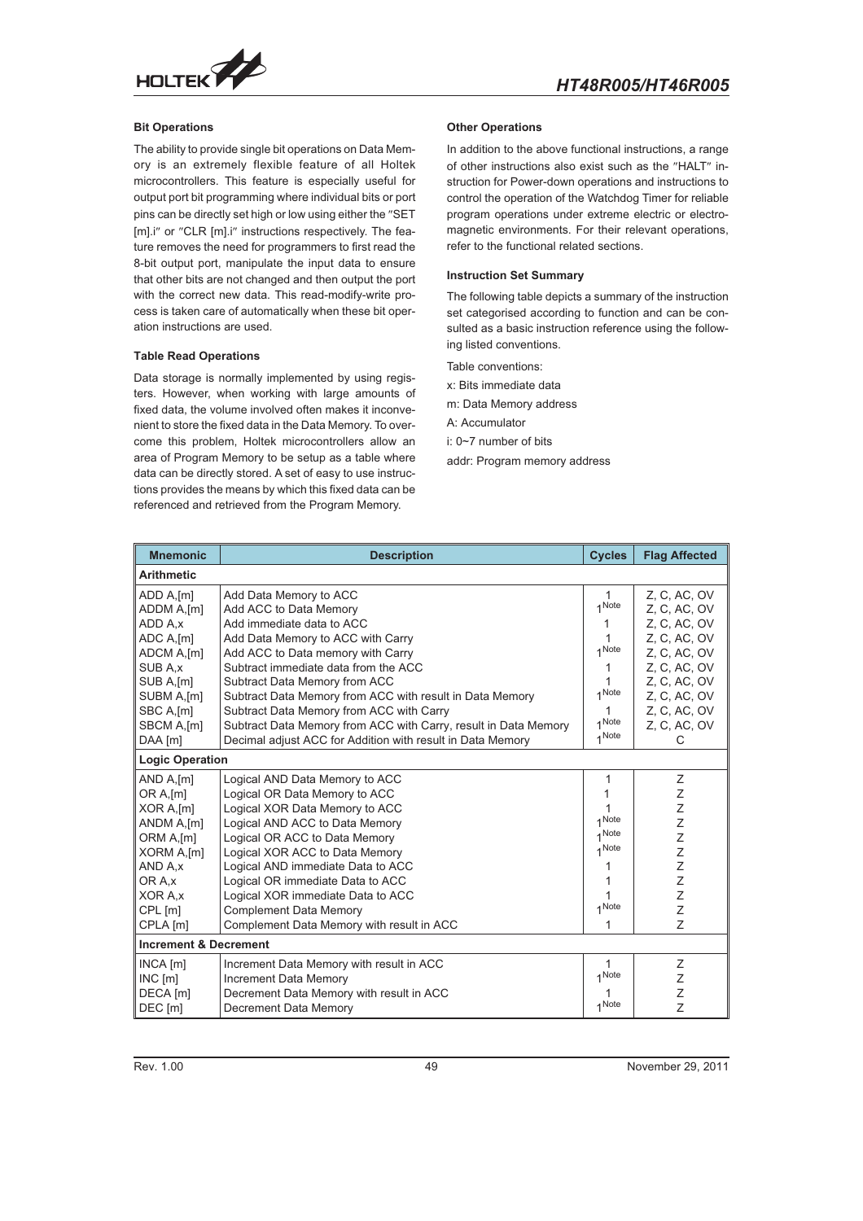### Bit Operations

The ability to provide single bit operations on Data Memory is an extremely flexible feature of all Holtek microcontrollers. This feature is especially useful for output port bit programming where individual bits or port pins can be directly set high or low using either the "SET [m].i" or "CLR [m].i" instructions respectively. The feature removes the need for programmers to first read the 8-bit output port, manipulate the input data to ensure that other bits are not changed and then output the port with the correct new data. This read-modify-write process is taken care of automatically when these bit operation instructions are used.

### Table Read Operations

Data storage is normally implemented by using registers. However, when working with large amounts of fixed data, the volume involved often makes it inconvenient to store the fixed data in the Data Memory. To overcome this problem, Holtek microcontrollers allow an area of Program Memory to be setup as a table where data can be directly stored. A set of easy to use instructions provides the means by which this fixed data can be referenced and retrieved from the Program Memory.

### Other Operations

In addition to the above functional instructions, a range of other instructions also exist such as the "HALT" instruction for Power-down operations and instructions to control the operation of the Watchdog Timer for reliable program operations under extreme electric or electromagnetic environments. For their relevant operations, refer to the functional related sections.

### Instruction Set Summary

The following table depicts a summary of the instruction set categorised according to function and can be consulted as a basic instruction reference using the following listed conventions.

Table conventions:

x: Bits immediate data

m: Data Memory address

A: Accumulator

i: 0~7 number of bits

addr: Program memory address

| Mnemonic | Description | Cycles | Flag Affected |
|---|---|---|---|
| **Arithmetic** | | | |
| ADD A,[m] | Add Data Memory to ACC | 1 | Z, C, AC, OV |
| ADDM A,[m] | Add ACC to Data Memory | 1[Note] | Z, C, AC, OV |
| ADD A,x | Add immediate data to ACC | 1 | Z, C, AC, OV |
| ADC A,[m] | Add Data Memory to ACC with Carry | 1 | Z, C, AC, OV |
| ADCM A,[m] | Add ACC to Data memory with Carry | 1[Note] | Z, C, AC, OV |
| SUB A,x | Subtract immediate data from the ACC | 1 | Z, C, AC, OV |
| SUB A,[m] | Subtract Data Memory from ACC | 1 | Z, C, AC, OV |
| SUBM A,[m] | Subtract Data Memory from ACC with result in Data Memory | 1[Note] | Z, C, AC, OV |
| SBC A,[m] | Subtract Data Memory from ACC with Carry | 1 | Z, C, AC, OV |
| SBCM A,[m] | Subtract Data Memory from ACC with Carry, result in Data Memory | 1[Note] | Z, C, AC, OV |
| DAA [m] | Decimal adjust ACC for Addition with result in Data Memory | 1[Note] | C |
| **Logic Operation** | | | |
| AND A,[m] | Logical AND Data Memory to ACC | 1 | Z |
| OR A,[m] | Logical OR Data Memory to ACC | 1 | Z |
| XOR A,[m] | Logical XOR Data Memory to ACC | 1 | Z |
| ANDM A,[m] | Logical AND ACC to Data Memory | 1[Note] | Z |
| ORM A,[m] | Logical OR ACC to Data Memory | 1[Note] | Z |
| XORM A,[m] | Logical XOR ACC to Data Memory | 1[Note] | Z |
| AND A,x | Logical AND immediate Data to ACC | 1 | Z |
| OR A,x | Logical OR immediate Data to ACC | 1 | Z |
| XOR A,x | Logical XOR immediate Data to ACC | 1 | Z |
| CPL [m] | Complement Data Memory | 1[Note] | Z |
| CPLA [m] | Complement Data Memory with result in ACC | 1 | Z |
| **Increment & Decrement** | | | |
| INCA [m] | Increment Data Memory with result in ACC | 1 | Z |
| INC [m] | Increment Data Memory | 1[Note] | Z |
| DECA [m] | Decrement Data Memory with result in ACC | 1 | Z |
| DEC [m] | Decrement Data Memory | 1[Note] | Z |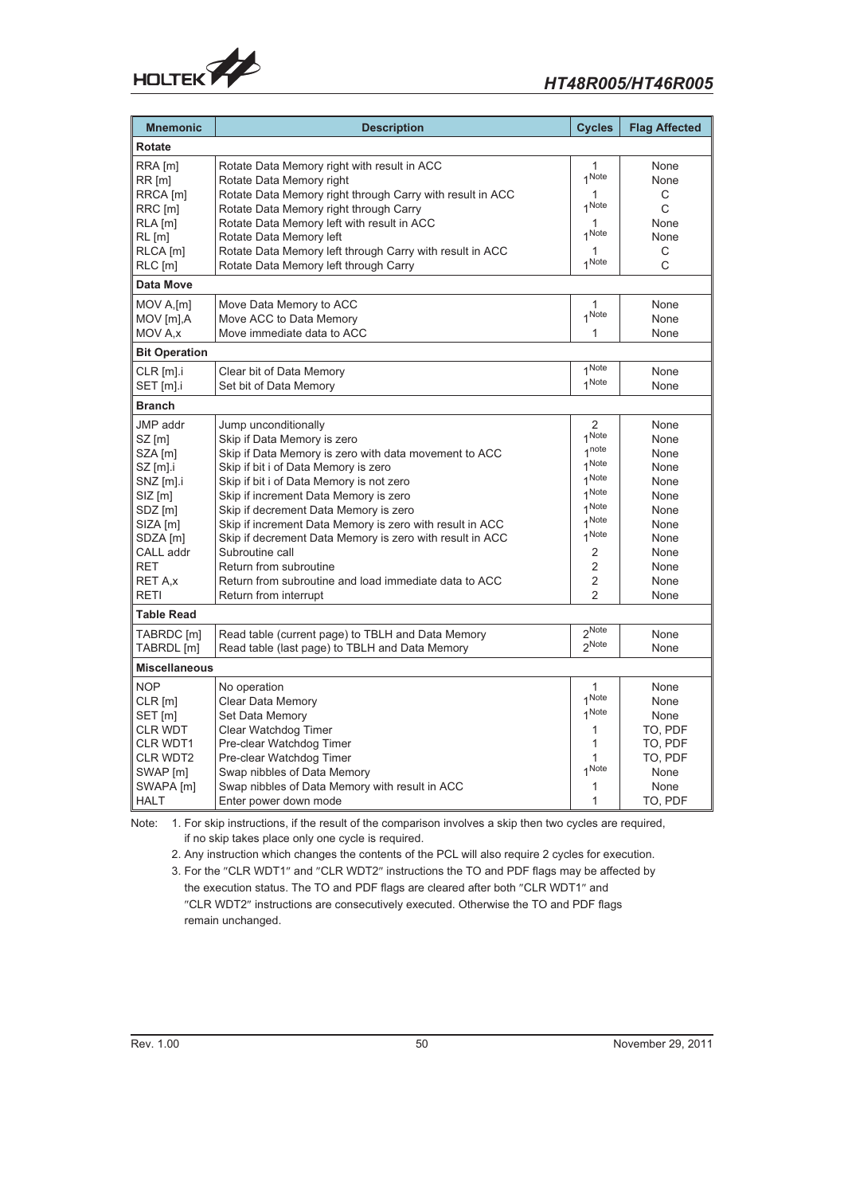| Mnemonic | Description | Cycles | Flag Affected |
|---|---|---|---|
| **Rotate** | | | |
| RRA [m] | Rotate Data Memory right with result in ACC | 1 | None |
| RR [m] | Rotate Data Memory right | 1[Note] | None |
| RRCA [m] | Rotate Data Memory right through Carry with result in ACC | 1 | C |
| RRC [m] | Rotate Data Memory right through Carry | 1[Note] | C |
| RLA [m] | Rotate Data Memory left with result in ACC | 1 | None |
| RL [m] | Rotate Data Memory left | 1[Note] | None |
| RLCA [m] | Rotate Data Memory left through Carry with result in ACC | 1 | C |
| RLC [m] | Rotate Data Memory left through Carry | 1[Note] | C |
| **Data Move** | | | |
| MOV A,[m] | Move Data Memory to ACC | 1 | None |
| MOV [m],A | Move ACC to Data Memory | 1[Note] | None |
| MOV A,x | Move immediate data to ACC | 1 | None |
| **Bit Operation** | | | |
| CLR [m].i | Clear bit of Data Memory | 1[Note] | None |
| SET [m].i | Set bit of Data Memory | 1[Note] | None |
| **Branch** | | | |
| JMP addr | Jump unconditionally | 2 | None |
| SZ [m] | Skip if Data Memory is zero | 1[Note] | None |
| SZA [m] | Skip if Data Memory is zero with data movement to ACC | 1[note] | None |
| SZ [m].i | Skip if bit i of Data Memory is zero | 1[Note] | None |
| SNZ [m].i | Skip if bit i of Data Memory is not zero | 1[Note] | None |
| SIZ [m] | Skip if increment Data Memory is zero | 1[Note] | None |
| SDZ [m] | Skip if decrement Data Memory is zero | 1[Note] | None |
| SIZA [m] | Skip if increment Data Memory is zero with result in ACC | 1[Note] | None |
| SDZA [m] | Skip if decrement Data Memory is zero with result in ACC | 1[Note] | None |
| CALL addr | Subroutine call | 2 | None |
| RET | Return from subroutine | 2 | None |
| RET A,x | Return from subroutine and load immediate data to ACC | 2 | None |
| RETI | Return from interrupt | 2 | None |
| **Table Read** | | | |
| TABRDC [m] | Read table (current page) to TBLH and Data Memory | 2[Note] | None |
| TABRDL [m] | Read table (last page) to TBLH and Data Memory | 2[Note] | None |
| **Miscellaneous** | | | |
| NOP | No operation | 1 | None |
| CLR [m] | Clear Data Memory | 1[Note] | None |
| SET [m] | Set Data Memory | 1[Note] | None |
| CLR WDT | Clear Watchdog Timer | 1 | TO, PDF |
| CLR WDT1 | Pre-clear Watchdog Timer | 1 | TO, PDF |
| CLR WDT2 | Pre-clear Watchdog Timer | 1 | TO, PDF |
| SWAP [m] | Swap nibbles of Data Memory | 1[Note] | None |
| SWAPA [m] | Swap nibbles of Data Memory with result in ACC | 1 | None |
| HALT | Enter power down mode | 1 | TO, PDF |

Note: 1. For skip instructions, if the result of the comparison involves a skip then two cycles are required, if no skip takes place only one cycle is required.

2. Any instruction which changes the contents of the PCL will also require 2 cycles for execution.

3. For the "CLR WDT1" and "CLR WDT2" instructions the TO and PDF flags may be affected by the execution status. The TO and PDF flags are cleared after both "CLR WDT1" and "CLR WDT2" instructions are consecutively executed. Otherwise the TO and PDF flags remain unchanged.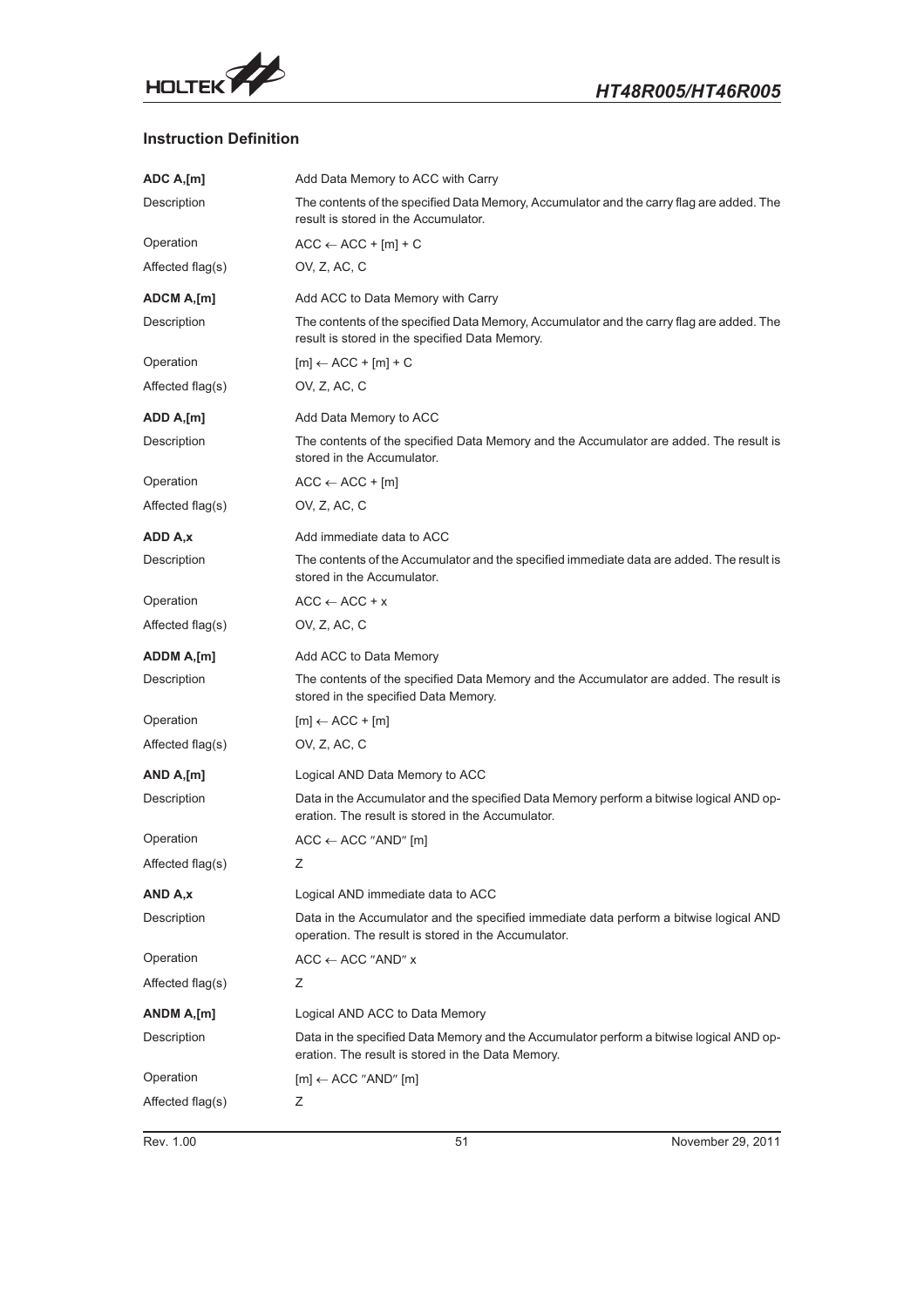## Instruction Definition

**ADC A,[m]** — Add Data Memory to ACC with Carry

| | |
|---|---|
| Description | The contents of the specified Data Memory, Accumulator and the carry flag are added. The result is stored in the Accumulator. |
| Operation | ACC ← ACC + [m] + C |
| Affected flag(s) | OV, Z, AC, C |

**ADCM A,[m]** — Add ACC to Data Memory with Carry

| | |
|---|---|
| Description | The contents of the specified Data Memory, Accumulator and the carry flag are added. The result is stored in the specified Data Memory. |
| Operation | [m] ← ACC + [m] + C |
| Affected flag(s) | OV, Z, AC, C |

**ADD A,[m]** — Add Data Memory to ACC

| | |
|---|---|
| Description | The contents of the specified Data Memory and the Accumulator are added. The result is stored in the Accumulator. |
| Operation | ACC ← ACC + [m] |
| Affected flag(s) | OV, Z, AC, C |

**ADD A,x** — Add immediate data to ACC

| | |
|---|---|
| Description | The contents of the Accumulator and the specified immediate data are added. The result is stored in the Accumulator. |
| Operation | ACC ← ACC + x |
| Affected flag(s) | OV, Z, AC, C |

**ADDM A,[m]** — Add ACC to Data Memory

| | |
|---|---|
| Description | The contents of the specified Data Memory and the Accumulator are added. The result is stored in the specified Data Memory. |
| Operation | [m] ← ACC + [m] |
| Affected flag(s) | OV, Z, AC, C |

**AND A,[m]** — Logical AND Data Memory to ACC

| | |
|---|---|
| Description | Data in the Accumulator and the specified Data Memory perform a bitwise logical AND operation. The result is stored in the Accumulator. |
| Operation | ACC ← ACC "AND" [m] |
| Affected flag(s) | Z |

**AND A,x** — Logical AND immediate data to ACC

| | |
|---|---|
| Description | Data in the Accumulator and the specified immediate data perform a bitwise logical AND operation. The result is stored in the Accumulator. |
| Operation | ACC ← ACC "AND" x |
| Affected flag(s) | Z |

**ANDM A,[m]** — Logical AND ACC to Data Memory

| | |
|---|---|
| Description | Data in the specified Data Memory and the Accumulator perform a bitwise logical AND operation. The result is stored in the Data Memory. |
| Operation | [m] ← ACC "AND" [m] |
| Affected flag(s) | Z |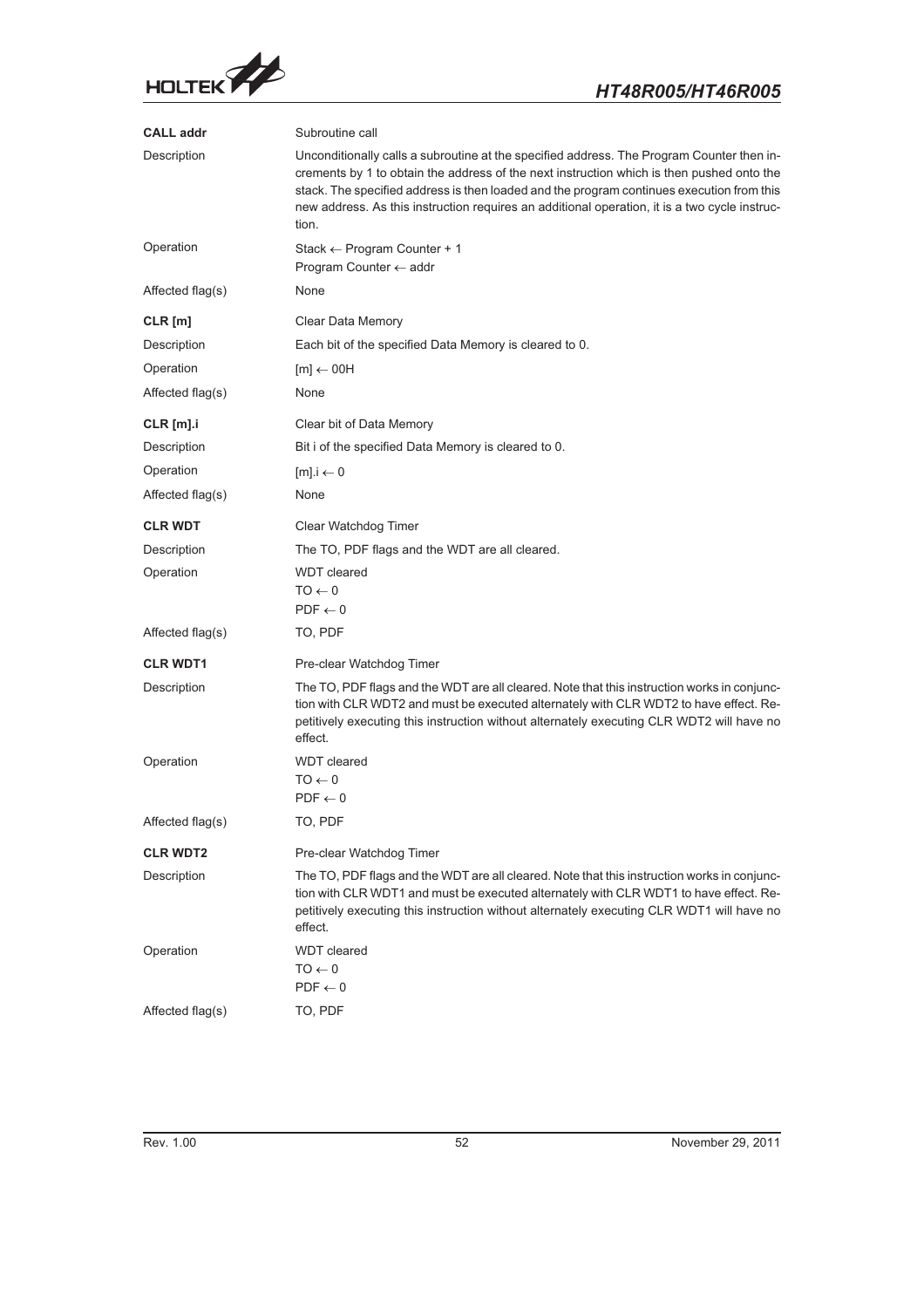**CALL addr** Subroutine call

Description
Unconditionally calls a subroutine at the specified address. The Program Counter then increments by 1 to obtain the address of the next instruction which is then pushed onto the stack. The specified address is then loaded and the program continues execution from this new address. As this instruction requires an additional operation, it is a two cycle instruction.

Operation
Stack ← Program Counter + 1
Program Counter ← addr

Affected flag(s)
None

**CLR [m]** Clear Data Memory

Description
Each bit of the specified Data Memory is cleared to 0.

Operation
[m] ← 00H

Affected flag(s)
None

**CLR [m].i** Clear bit of Data Memory

Description
Bit i of the specified Data Memory is cleared to 0.

Operation
[m].i ← 0

Affected flag(s)
None

**CLR WDT** Clear Watchdog Timer

Description
The TO, PDF flags and the WDT are all cleared.

Operation
WDT cleared
TO ← 0
PDF ← 0

Affected flag(s)
TO, PDF

**CLR WDT1** Pre-clear Watchdog Timer

Description
The TO, PDF flags and the WDT are all cleared. Note that this instruction works in conjunction with CLR WDT2 and must be executed alternately with CLR WDT2 to have effect. Repetitively executing this instruction without alternately executing CLR WDT2 will have no effect.

Operation
WDT cleared
TO ← 0
PDF ← 0

Affected flag(s)
TO, PDF

**CLR WDT2** Pre-clear Watchdog Timer

Description
The TO, PDF flags and the WDT are all cleared. Note that this instruction works in conjunction with CLR WDT1 and must be executed alternately with CLR WDT1 to have effect. Repetitively executing this instruction without alternately executing CLR WDT1 will have no effect.

Operation
WDT cleared
TO ← 0
PDF ← 0

Affected flag(s)
TO, PDF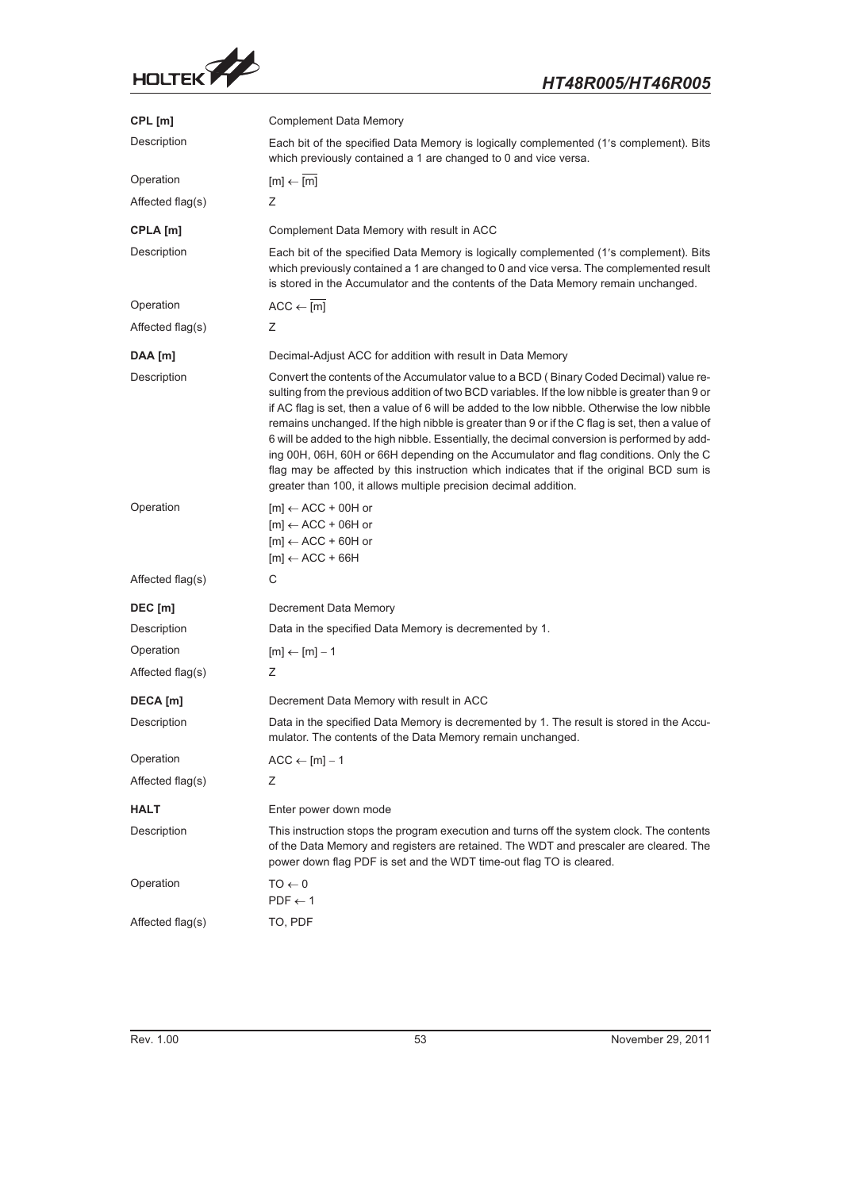**CPL [m]** — Complement Data Memory

| | |
|---|---|
| Description | Each bit of the specified Data Memory is logically complemented (1′s complement). Bits which previously contained a 1 are changed to 0 and vice versa. |
| Operation | $[m] \leftarrow \overline{[m]}$ |
| Affected flag(s) | Z |

**CPLA [m]** — Complement Data Memory with result in ACC

| | |
|---|---|
| Description | Each bit of the specified Data Memory is logically complemented (1′s complement). Bits which previously contained a 1 are changed to 0 and vice versa. The complemented result is stored in the Accumulator and the contents of the Data Memory remain unchanged. |
| Operation | $ACC \leftarrow \overline{[m]}$ |
| Affected flag(s) | Z |

**DAA [m]** — Decimal-Adjust ACC for addition with result in Data Memory

| | |
|---|---|
| Description | Convert the contents of the Accumulator value to a BCD ( Binary Coded Decimal) value resulting from the previous addition of two BCD variables. If the low nibble is greater than 9 or if AC flag is set, then a value of 6 will be added to the low nibble. Otherwise the low nibble remains unchanged. If the high nibble is greater than 9 or if the C flag is set, then a value of 6 will be added to the high nibble. Essentially, the decimal conversion is performed by adding 00H, 06H, 60H or 66H depending on the Accumulator and flag conditions. Only the C flag may be affected by this instruction which indicates that if the original BCD sum is greater than 100, it allows multiple precision decimal addition. |
| Operation | $[m] \leftarrow ACC + 00H$ or<br>$[m] \leftarrow ACC + 06H$ or<br>$[m] \leftarrow ACC + 60H$ or<br>$[m] \leftarrow ACC + 66H$ |
| Affected flag(s) | C |

**DEC [m]** — Decrement Data Memory

| | |
|---|---|
| Description | Data in the specified Data Memory is decremented by 1. |
| Operation | $[m] \leftarrow [m] - 1$ |
| Affected flag(s) | Z |

**DECA [m]** — Decrement Data Memory with result in ACC

| | |
|---|---|
| Description | Data in the specified Data Memory is decremented by 1. The result is stored in the Accumulator. The contents of the Data Memory remain unchanged. |
| Operation | $ACC \leftarrow [m] - 1$ |
| Affected flag(s) | Z |

**HALT** — Enter power down mode

| | |
|---|---|
| Description | This instruction stops the program execution and turns off the system clock. The contents of the Data Memory and registers are retained. The WDT and prescaler are cleared. The power down flag PDF is set and the WDT time-out flag TO is cleared. |
| Operation | $TO \leftarrow 0$<br>$PDF \leftarrow 1$ |
| Affected flag(s) | TO, PDF |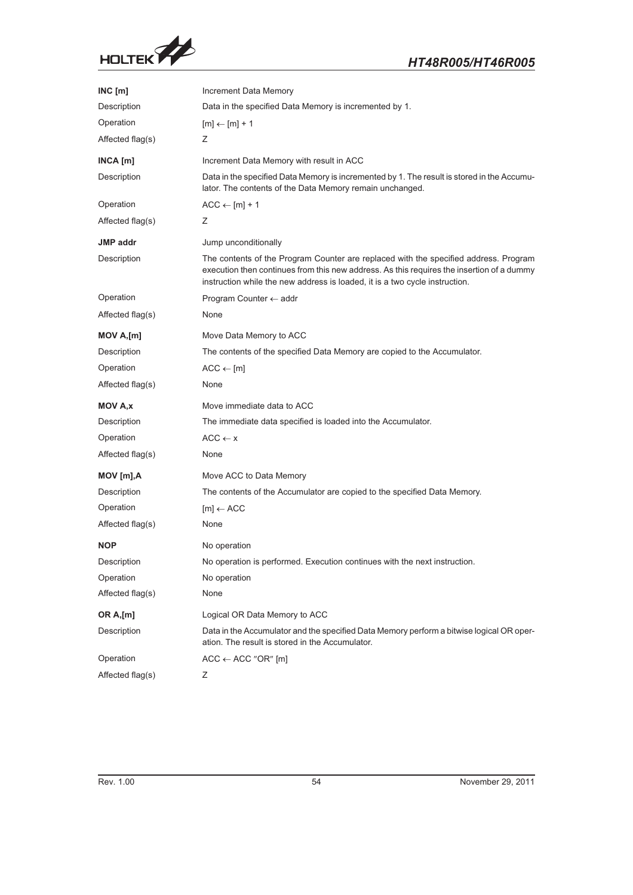**INC [m]** Increment Data Memory

| | |
|---|---|
| Description | Data in the specified Data Memory is incremented by 1. |
| Operation | [m] ← [m] + 1 |
| Affected flag(s) | Z |

**INCA [m]** Increment Data Memory with result in ACC

| | |
|---|---|
| Description | Data in the specified Data Memory is incremented by 1. The result is stored in the Accumulator. The contents of the Data Memory remain unchanged. |
| Operation | ACC ← [m] + 1 |
| Affected flag(s) | Z |

**JMP addr** Jump unconditionally

| | |
|---|---|
| Description | The contents of the Program Counter are replaced with the specified address. Program execution then continues from this new address. As this requires the insertion of a dummy instruction while the new address is loaded, it is a two cycle instruction. |
| Operation | Program Counter ← addr |
| Affected flag(s) | None |

**MOV A,[m]** Move Data Memory to ACC

| | |
|---|---|
| Description | The contents of the specified Data Memory are copied to the Accumulator. |
| Operation | ACC ← [m] |
| Affected flag(s) | None |

**MOV A,x** Move immediate data to ACC

| | |
|---|---|
| Description | The immediate data specified is loaded into the Accumulator. |
| Operation | ACC ← x |
| Affected flag(s) | None |

**MOV [m],A** Move ACC to Data Memory

| | |
|---|---|
| Description | The contents of the Accumulator are copied to the specified Data Memory. |
| Operation | [m] ← ACC |
| Affected flag(s) | None |

**NOP** No operation

| | |
|---|---|
| Description | No operation is performed. Execution continues with the next instruction. |
| Operation | No operation |
| Affected flag(s) | None |

**OR A,[m]** Logical OR Data Memory to ACC

| | |
|---|---|
| Description | Data in the Accumulator and the specified Data Memory perform a bitwise logical OR operation. The result is stored in the Accumulator. |
| Operation | ACC ← ACC "OR" [m] |
| Affected flag(s) | Z |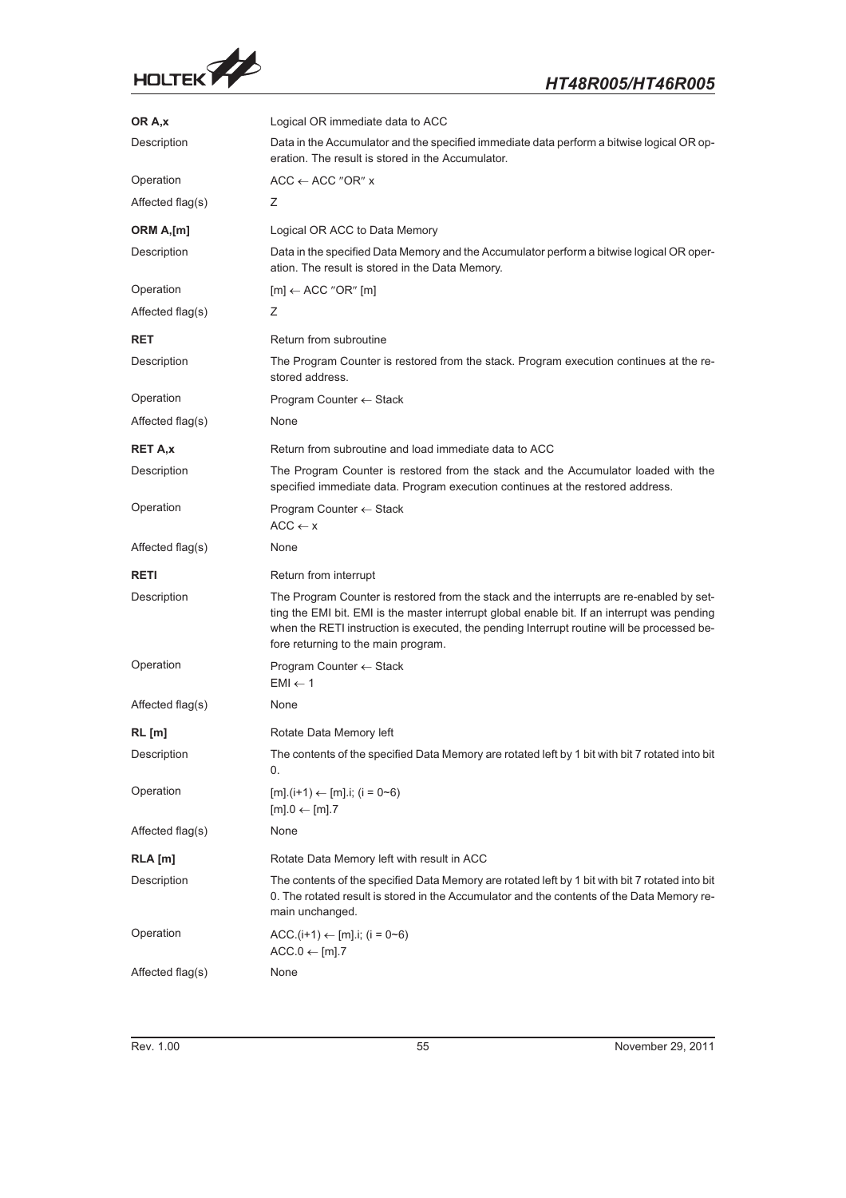**OR A,x** — Logical OR immediate data to ACC

Description: Data in the Accumulator and the specified immediate data perform a bitwise logical OR operation. The result is stored in the Accumulator.

Operation: ACC ← ACC ″OR″ x

Affected flag(s): Z

**ORM A,[m]** — Logical OR ACC to Data Memory

Description: Data in the specified Data Memory and the Accumulator perform a bitwise logical OR operation. The result is stored in the Data Memory.

Operation: [m] ← ACC ″OR″ [m]

Affected flag(s): Z

**RET** — Return from subroutine

Description: The Program Counter is restored from the stack. Program execution continues at the restored address.

Operation: Program Counter ← Stack

Affected flag(s): None

**RET A,x** — Return from subroutine and load immediate data to ACC

Description: The Program Counter is restored from the stack and the Accumulator loaded with the specified immediate data. Program execution continues at the restored address.

Operation: Program Counter ← Stack
ACC ← x

Affected flag(s): None

**RETI** — Return from interrupt

Description: The Program Counter is restored from the stack and the interrupts are re-enabled by setting the EMI bit. EMI is the master interrupt global enable bit. If an interrupt was pending when the RETI instruction is executed, the pending Interrupt routine will be processed before returning to the main program.

Operation: Program Counter ← Stack
EMI ← 1

Affected flag(s): None

**RL [m]** — Rotate Data Memory left

Description: The contents of the specified Data Memory are rotated left by 1 bit with bit 7 rotated into bit 0.

Operation: [m].(i+1) ← [m].i; (i = 0~6)
[m].0 ← [m].7

Affected flag(s): None

**RLA [m]** — Rotate Data Memory left with result in ACC

Description: The contents of the specified Data Memory are rotated left by 1 bit with bit 7 rotated into bit 0. The rotated result is stored in the Accumulator and the contents of the Data Memory remain unchanged.

Operation: ACC.(i+1) ← [m].i; (i = 0~6)
ACC.0 ← [m].7

Affected flag(s): None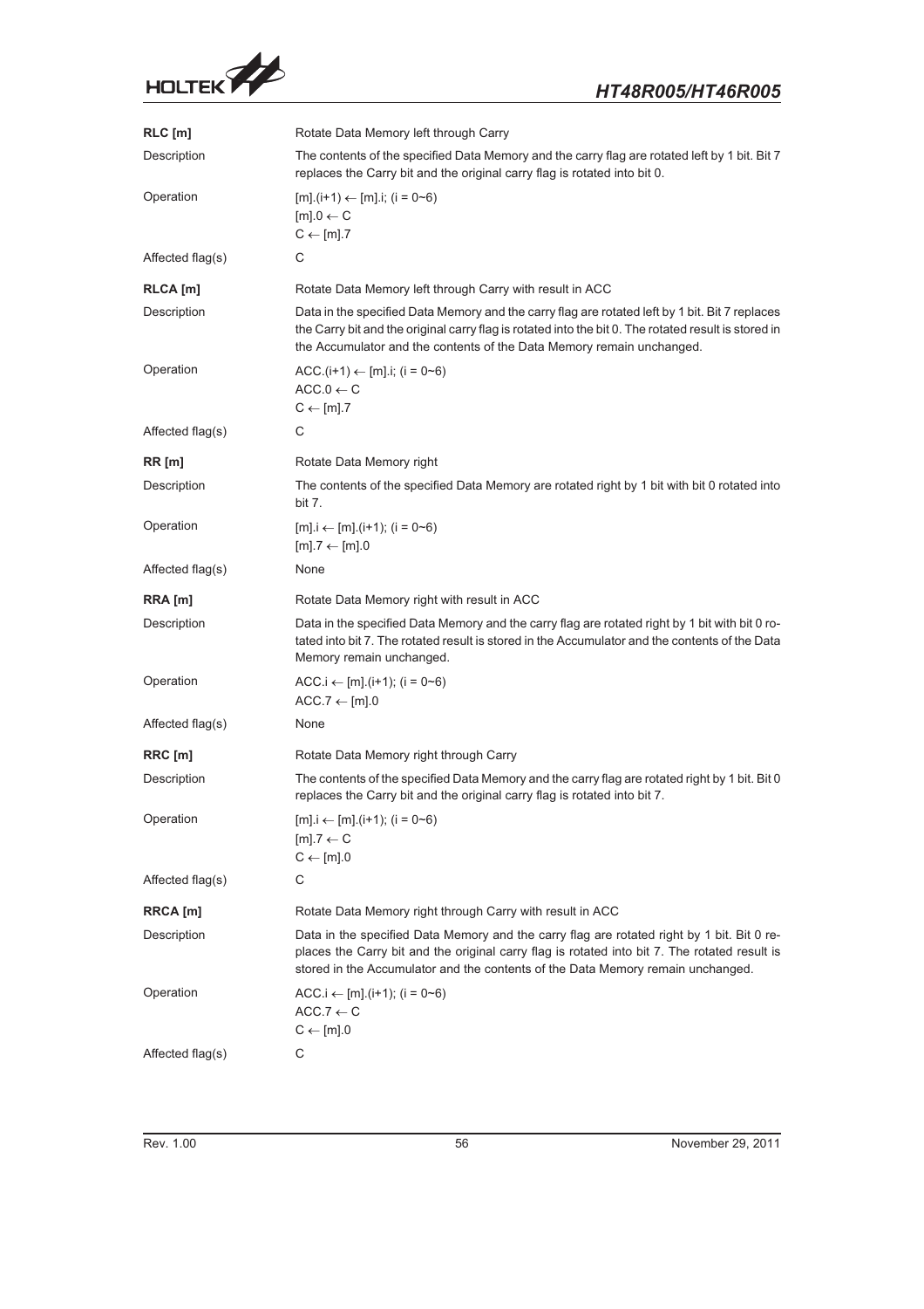**RLC [m]** — Rotate Data Memory left through Carry

Description: The contents of the specified Data Memory and the carry flag are rotated left by 1 bit. Bit 7 replaces the Carry bit and the original carry flag is rotated into bit 0.

Operation:
[m].(i+1) ← [m].i; (i = 0~6)
[m].0 ← C
C ← [m].7

Affected flag(s): C

**RLCA [m]** — Rotate Data Memory left through Carry with result in ACC

Description: Data in the specified Data Memory and the carry flag are rotated left by 1 bit. Bit 7 replaces the Carry bit and the original carry flag is rotated into the bit 0. The rotated result is stored in the Accumulator and the contents of the Data Memory remain unchanged.

Operation:
ACC.(i+1) ← [m].i; (i = 0~6)
ACC.0 ← C
C ← [m].7

Affected flag(s): C

**RR [m]** — Rotate Data Memory right

Description: The contents of the specified Data Memory are rotated right by 1 bit with bit 0 rotated into bit 7.

Operation:
[m].i ← [m].(i+1); (i = 0~6)
[m].7 ← [m].0

Affected flag(s): None

**RRA [m]** — Rotate Data Memory right with result in ACC

Description: Data in the specified Data Memory and the carry flag are rotated right by 1 bit with bit 0 rotated into bit 7. The rotated result is stored in the Accumulator and the contents of the Data Memory remain unchanged.

Operation:
ACC.i ← [m].(i+1); (i = 0~6)
ACC.7 ← [m].0

Affected flag(s): None

**RRC [m]** — Rotate Data Memory right through Carry

Description: The contents of the specified Data Memory and the carry flag are rotated right by 1 bit. Bit 0 replaces the Carry bit and the original carry flag is rotated into bit 7.

Operation:
[m].i ← [m].(i+1); (i = 0~6)
[m].7 ← C
C ← [m].0

Affected flag(s): C

**RRCA [m]** — Rotate Data Memory right through Carry with result in ACC

Description: Data in the specified Data Memory and the carry flag are rotated right by 1 bit. Bit 0 replaces the Carry bit and the original carry flag is rotated into bit 7. The rotated result is stored in the Accumulator and the contents of the Data Memory remain unchanged.

Operation:
ACC.i ← [m].(i+1); (i = 0~6)
ACC.7 ← C
C ← [m].0

Affected flag(s): C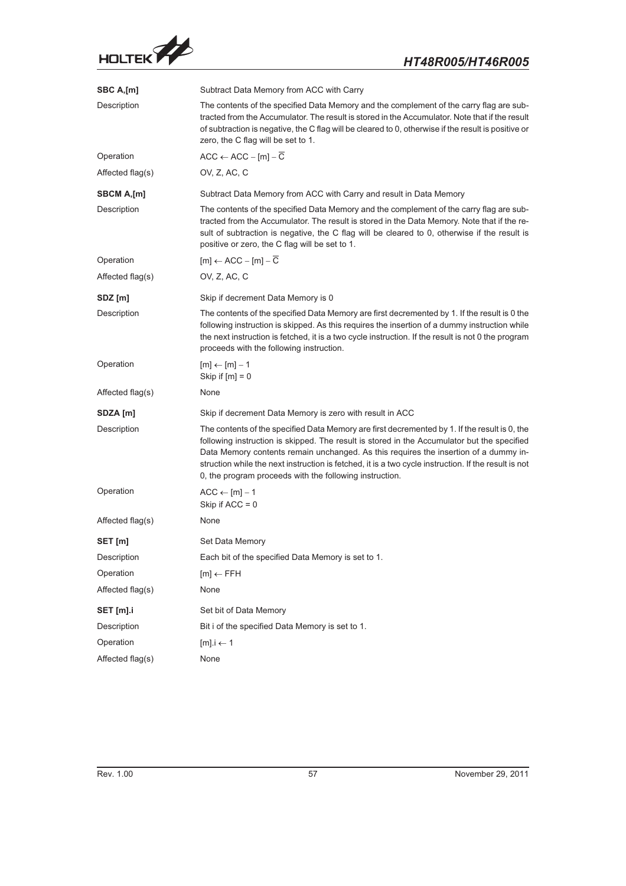**SBC A,[m]** Subtract Data Memory from ACC with Carry

Description: The contents of the specified Data Memory and the complement of the carry flag are subtracted from the Accumulator. The result is stored in the Accumulator. Note that if the result of subtraction is negative, the C flag will be cleared to 0, otherwise if the result is positive or zero, the C flag will be set to 1.

Operation: $ACC \leftarrow ACC - [m] - \overline{C}$

Affected flag(s): OV, Z, AC, C

**SBCM A,[m]** Subtract Data Memory from ACC with Carry and result in Data Memory

Description: The contents of the specified Data Memory and the complement of the carry flag are subtracted from the Accumulator. The result is stored in the Data Memory. Note that if the result of subtraction is negative, the C flag will be cleared to 0, otherwise if the result is positive or zero, the C flag will be set to 1.

Operation: $[m] \leftarrow ACC - [m] - \overline{C}$

Affected flag(s): OV, Z, AC, C

**SDZ [m]** Skip if decrement Data Memory is 0

Description: The contents of the specified Data Memory are first decremented by 1. If the result is 0 the following instruction is skipped. As this requires the insertion of a dummy instruction while the next instruction is fetched, it is a two cycle instruction. If the result is not 0 the program proceeds with the following instruction.

Operation: $[m] \leftarrow [m] - 1$
Skip if $[m] = 0$

Affected flag(s): None

**SDZA [m]** Skip if decrement Data Memory is zero with result in ACC

Description: The contents of the specified Data Memory are first decremented by 1. If the result is 0, the following instruction is skipped. The result is stored in the Accumulator but the specified Data Memory contents remain unchanged. As this requires the insertion of a dummy instruction while the next instruction is fetched, it is a two cycle instruction. If the result is not 0, the program proceeds with the following instruction.

Operation: $ACC \leftarrow [m] - 1$
Skip if $ACC = 0$

Affected flag(s): None

**SET [m]** Set Data Memory

Description: Each bit of the specified Data Memory is set to 1.

Operation: $[m] \leftarrow FFH$

Affected flag(s): None

**SET [m].i** Set bit of Data Memory

Description: Bit i of the specified Data Memory is set to 1.

Operation: $[m].i \leftarrow 1$

Affected flag(s): None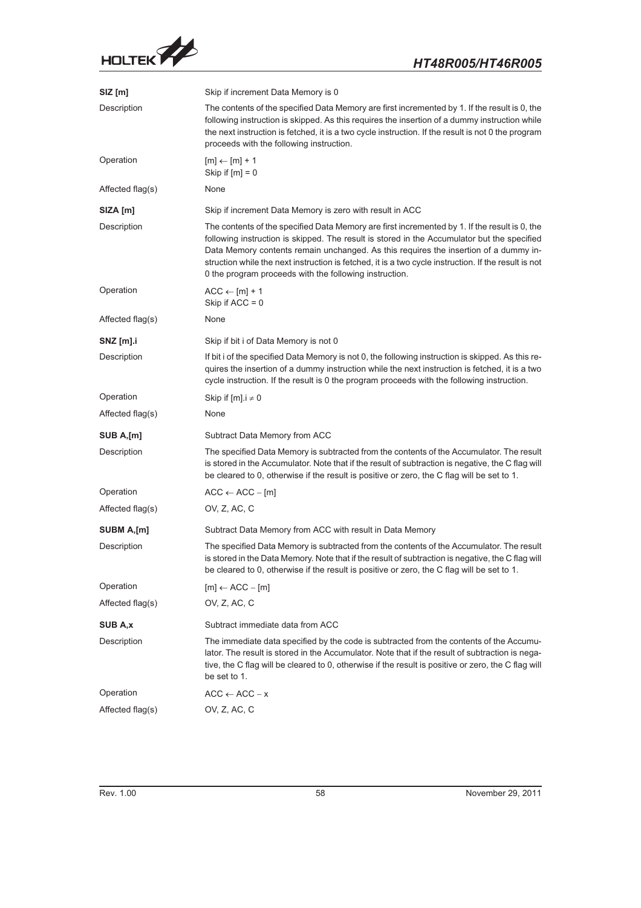**SIZ [m]** Skip if increment Data Memory is 0

Description: The contents of the specified Data Memory are first incremented by 1. If the result is 0, the following instruction is skipped. As this requires the insertion of a dummy instruction while the next instruction is fetched, it is a two cycle instruction. If the result is not 0 the program proceeds with the following instruction.

Operation: $[m] \leftarrow [m] + 1$
Skip if $[m] = 0$

Affected flag(s): None

**SIZA [m]** Skip if increment Data Memory is zero with result in ACC

Description: The contents of the specified Data Memory are first incremented by 1. If the result is 0, the following instruction is skipped. The result is stored in the Accumulator but the specified Data Memory contents remain unchanged. As this requires the insertion of a dummy instruction while the next instruction is fetched, it is a two cycle instruction. If the result is not 0 the program proceeds with the following instruction.

Operation: $ACC \leftarrow [m] + 1$
Skip if $ACC = 0$

Affected flag(s): None

**SNZ [m].i** Skip if bit i of Data Memory is not 0

Description: If bit i of the specified Data Memory is not 0, the following instruction is skipped. As this requires the insertion of a dummy instruction while the next instruction is fetched, it is a two cycle instruction. If the result is 0 the program proceeds with the following instruction.

Operation: Skip if $[m].i \neq 0$

Affected flag(s): None

**SUB A,[m]** Subtract Data Memory from ACC

Description: The specified Data Memory is subtracted from the contents of the Accumulator. The result is stored in the Accumulator. Note that if the result of subtraction is negative, the C flag will be cleared to 0, otherwise if the result is positive or zero, the C flag will be set to 1.

Operation: $ACC \leftarrow ACC - [m]$

Affected flag(s): OV, Z, AC, C

**SUBM A,[m]** Subtract Data Memory from ACC with result in Data Memory

Description: The specified Data Memory is subtracted from the contents of the Accumulator. The result is stored in the Data Memory. Note that if the result of subtraction is negative, the C flag will be cleared to 0, otherwise if the result is positive or zero, the C flag will be set to 1.

Operation: $[m] \leftarrow ACC - [m]$

Affected flag(s): OV, Z, AC, C

**SUB A,x** Subtract immediate data from ACC

Description: The immediate data specified by the code is subtracted from the contents of the Accumulator. The result is stored in the Accumulator. Note that if the result of subtraction is negative, the C flag will be cleared to 0, otherwise if the result is positive or zero, the C flag will be set to 1.

Operation: $ACC \leftarrow ACC - x$

Affected flag(s): OV, Z, AC, C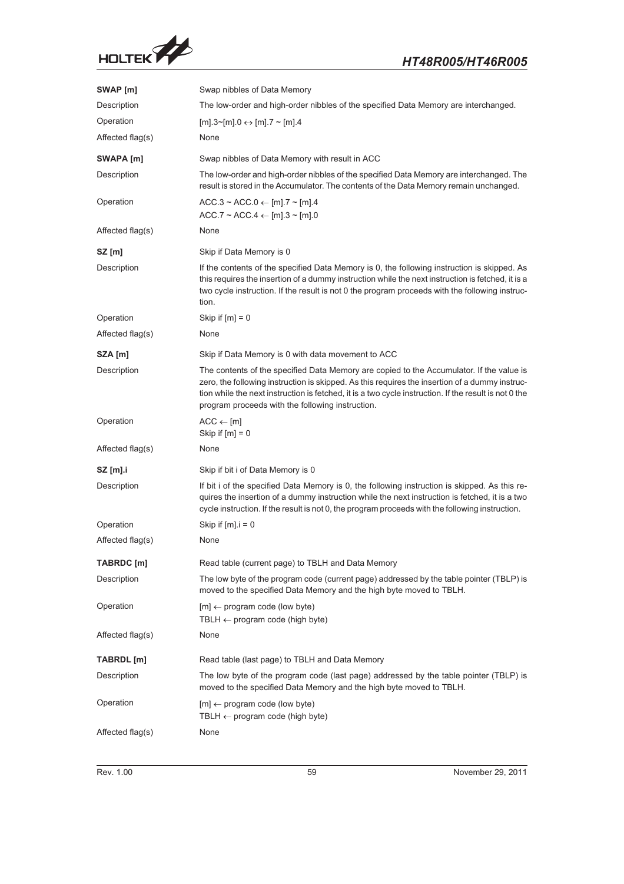**SWAP [m]** Swap nibbles of Data Memory

| | |
|---|---|
| Description | The low-order and high-order nibbles of the specified Data Memory are interchanged. |
| Operation | [m].3~[m].0 ↔ [m].7 ~ [m].4 |
| Affected flag(s) | None |

**SWAPA [m]** Swap nibbles of Data Memory with result in ACC

| | |
|---|---|
| Description | The low-order and high-order nibbles of the specified Data Memory are interchanged. The result is stored in the Accumulator. The contents of the Data Memory remain unchanged. |
| Operation | ACC.3 ~ ACC.0 ← [m].7 ~ [m].4<br>ACC.7 ~ ACC.4 ← [m].3 ~ [m].0 |
| Affected flag(s) | None |

**SZ [m]** Skip if Data Memory is 0

| | |
|---|---|
| Description | If the contents of the specified Data Memory is 0, the following instruction is skipped. As this requires the insertion of a dummy instruction while the next instruction is fetched, it is a two cycle instruction. If the result is not 0 the program proceeds with the following instruction. |
| Operation | Skip if [m] = 0 |
| Affected flag(s) | None |

**SZA [m]** Skip if Data Memory is 0 with data movement to ACC

| | |
|---|---|
| Description | The contents of the specified Data Memory are copied to the Accumulator. If the value is zero, the following instruction is skipped. As this requires the insertion of a dummy instruction while the next instruction is fetched, it is a two cycle instruction. If the result is not 0 the program proceeds with the following instruction. |
| Operation | ACC ← [m]<br>Skip if [m] = 0 |
| Affected flag(s) | None |

**SZ [m].i** Skip if bit i of Data Memory is 0

| | |
|---|---|
| Description | If bit i of the specified Data Memory is 0, the following instruction is skipped. As this requires the insertion of a dummy instruction while the next instruction is fetched, it is a two cycle instruction. If the result is not 0, the program proceeds with the following instruction. |
| Operation | Skip if [m].i = 0 |
| Affected flag(s) | None |

**TABRDC [m]** Read table (current page) to TBLH and Data Memory

| | |
|---|---|
| Description | The low byte of the program code (current page) addressed by the table pointer (TBLP) is moved to the specified Data Memory and the high byte moved to TBLH. |
| Operation | [m] ← program code (low byte)<br>TBLH ← program code (high byte) |
| Affected flag(s) | None |

**TABRDL [m]** Read table (last page) to TBLH and Data Memory

| | |
|---|---|
| Description | The low byte of the program code (last page) addressed by the table pointer (TBLP) is moved to the specified Data Memory and the high byte moved to TBLH. |
| Operation | [m] ← program code (low byte)<br>TBLH ← program code (high byte) |
| Affected flag(s) | None |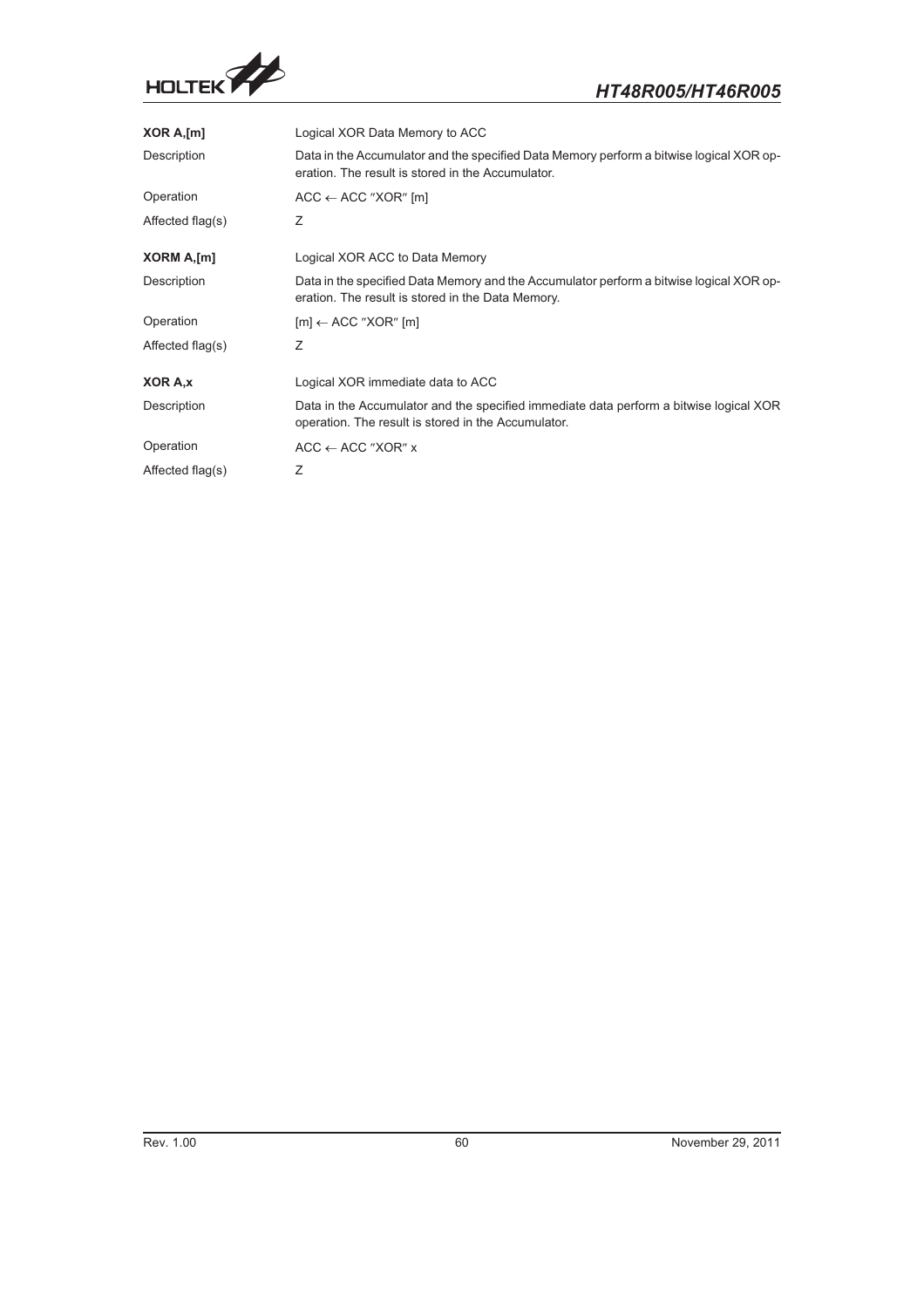**XOR A,[m]** Logical XOR Data Memory to ACC

Description: Data in the Accumulator and the specified Data Memory perform a bitwise logical XOR operation. The result is stored in the Accumulator.

Operation: ACC ← ACC "XOR" [m]

Affected flag(s): Z

**XORM A,[m]** Logical XOR ACC to Data Memory

Description: Data in the specified Data Memory and the Accumulator perform a bitwise logical XOR operation. The result is stored in the Data Memory.

Operation: [m] ← ACC "XOR" [m]

Affected flag(s): Z

**XOR A,x** Logical XOR immediate data to ACC

Description: Data in the Accumulator and the specified immediate data perform a bitwise logical XOR operation. The result is stored in the Accumulator.

Operation: ACC ← ACC "XOR" x

Affected flag(s): Z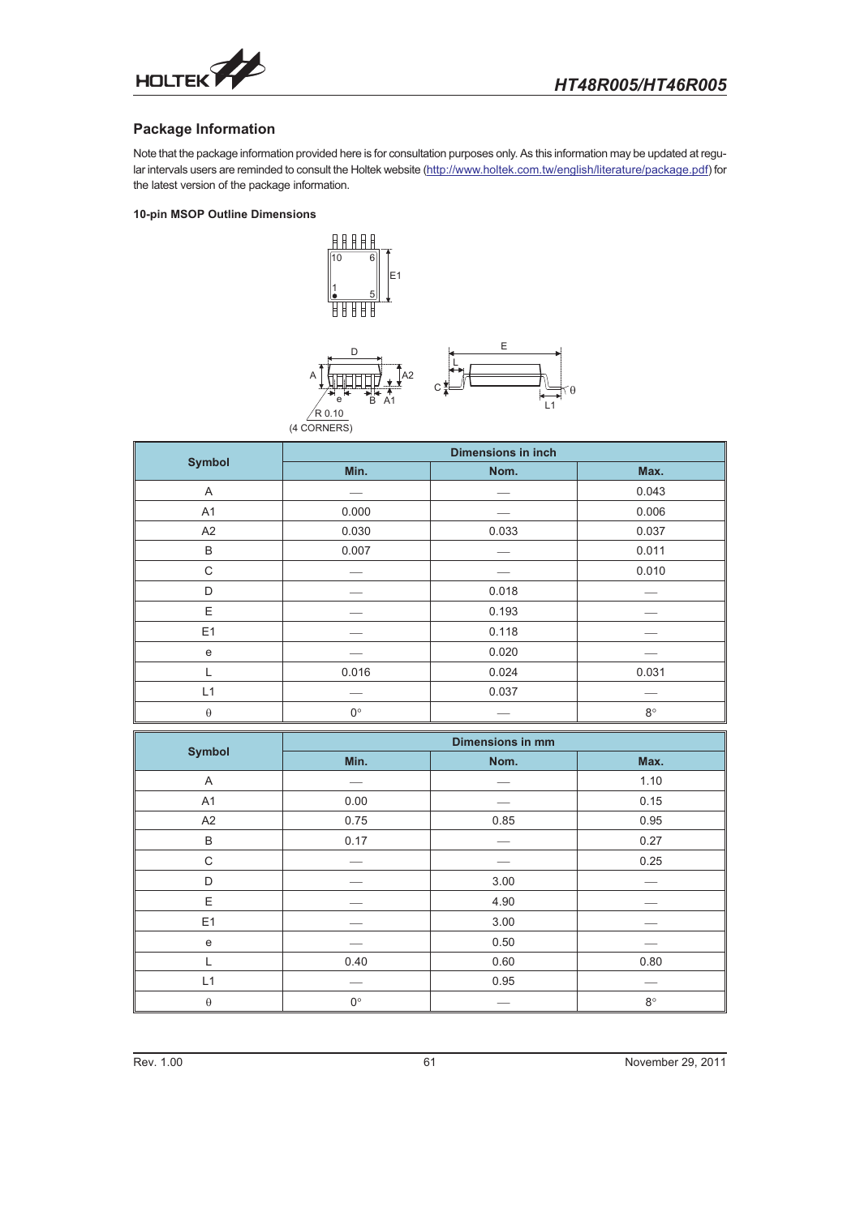## Package Information

Note that the package information provided here is for consultation purposes only. As this information may be updated at regular intervals users are reminded to consult the Holtek website (http://www.holtek.com.tw/english/literature/package.pdf) for the latest version of the package information.

### 10-pin MSOP Outline Dimensions

| Symbol | Dimensions in inch | | |
|---|---|---|---|
| | Min. | Nom. | Max. |
| A | — | — | 0.043 |
| A1 | 0.000 | — | 0.006 |
| A2 | 0.030 | 0.033 | 0.037 |
| B | 0.007 | — | 0.011 |
| C | — | — | 0.010 |
| D | — | 0.018 | — |
| E | — | 0.193 | — |
| E1 | — | 0.118 | — |
| e | — | 0.020 | — |
| L | 0.016 | 0.024 | 0.031 |
| L1 | — | 0.037 | — |
| θ | 0° | — | 8° |

| Symbol | Dimensions in mm | | |
|---|---|---|---|
| | Min. | Nom. | Max. |
| A | — | — | 1.10 |
| A1 | 0.00 | — | 0.15 |
| A2 | 0.75 | 0.85 | 0.95 |
| B | 0.17 | — | 0.27 |
| C | — | — | 0.25 |
| D | — | 3.00 | — |
| E | — | 4.90 | — |
| E1 | — | 3.00 | — |
| e | — | 0.50 | — |
| L | 0.40 | 0.60 | 0.80 |
| L1 | — | 0.95 | — |
| θ | 0° | — | 8° |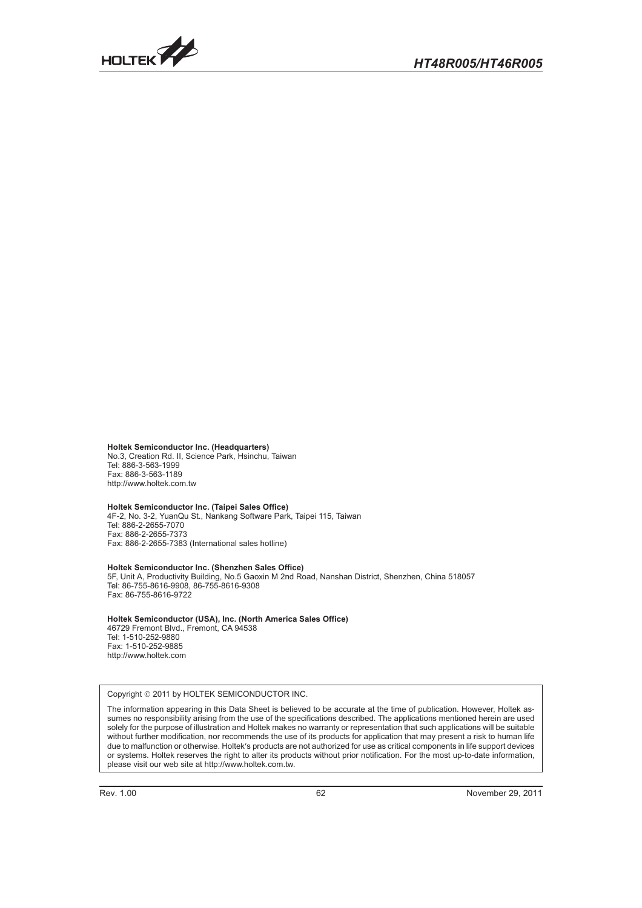**Holtek Semiconductor Inc. (Headquarters)**
No.3, Creation Rd. II, Science Park, Hsinchu, Taiwan
Tel: 886-3-563-1999
Fax: 886-3-563-1189
http://www.holtek.com.tw

**Holtek Semiconductor Inc. (Taipei Sales Office)**
4F-2, No. 3-2, YuanQu St., Nankang Software Park, Taipei 115, Taiwan
Tel: 886-2-2655-7070
Fax: 886-2-2655-7373
Fax: 886-2-2655-7383 (International sales hotline)

**Holtek Semiconductor Inc. (Shenzhen Sales Office)**
5F, Unit A, Productivity Building, No.5 Gaoxin M 2nd Road, Nanshan District, Shenzhen, China 518057
Tel: 86-755-8616-9908, 86-755-8616-9308
Fax: 86-755-8616-9722

**Holtek Semiconductor (USA), Inc. (North America Sales Office)**
46729 Fremont Blvd., Fremont, CA 94538
Tel: 1-510-252-9880
Fax: 1-510-252-9885
http://www.holtek.com

Copyright © 2011 by HOLTEK SEMICONDUCTOR INC.

The information appearing in this Data Sheet is believed to be accurate at the time of publication. However, Holtek assumes no responsibility arising from the use of the specifications described. The applications mentioned herein are used solely for the purpose of illustration and Holtek makes no warranty or representation that such applications will be suitable without further modification, nor recommends the use of its products for application that may present a risk to human life due to malfunction or otherwise. Holtek's products are not authorized for use as critical components in life support devices or systems. Holtek reserves the right to alter its products without prior notification. For the most up-to-date information, please visit our web site at http://www.holtek.com.tw.